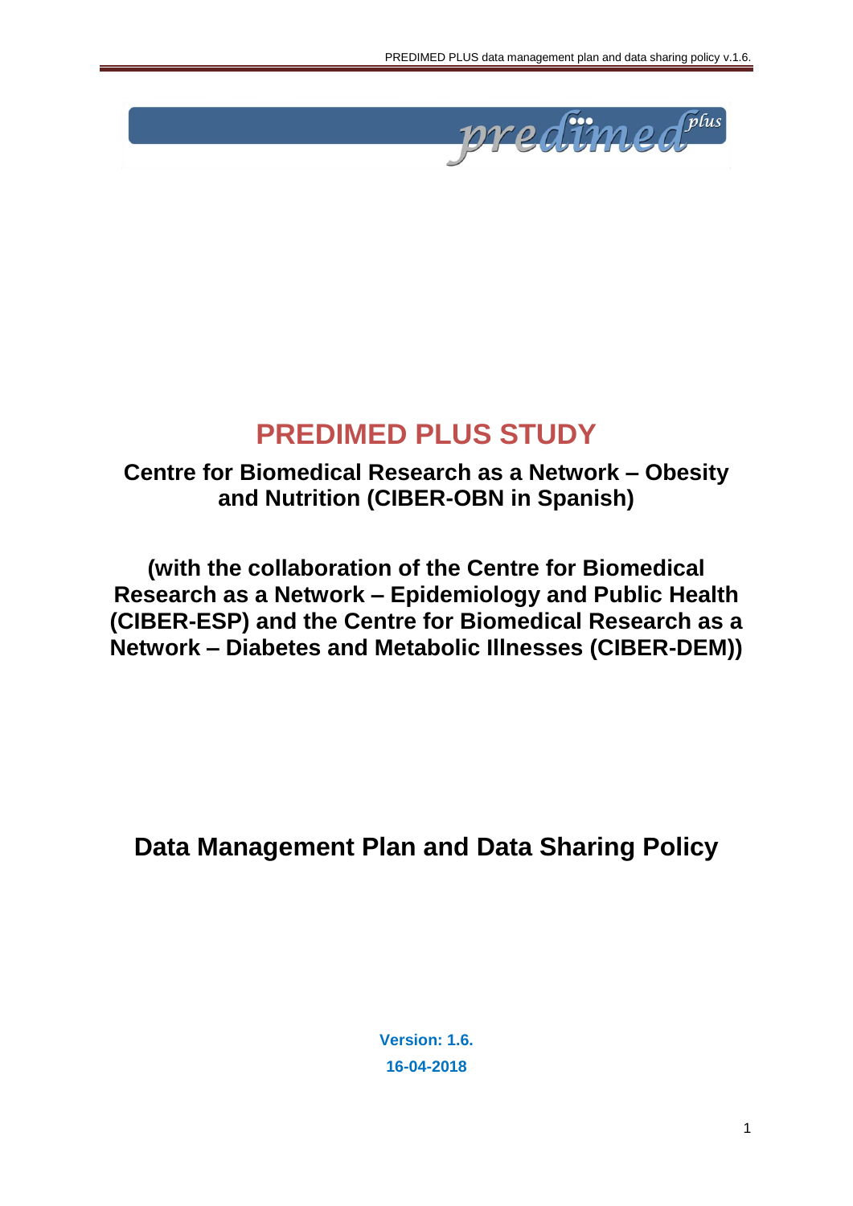# PREDIMED PLUS STUDY

**Centre for Biomedical Research as a Network – Obesity and Nutrition (CIBER-OBN in Spanish)**

**(with the collaboration of the Centre for Biomedical Research as a Network – Epidemiology and Public Health (CIBER-ESP) and the Centre for Biomedical Research as a Network – Diabetes and Metabolic Illnesses (CIBER-DEM))**

## Data Management Plan and Data Sharing Policy

**Version: 1.6.**

**16-04-2018**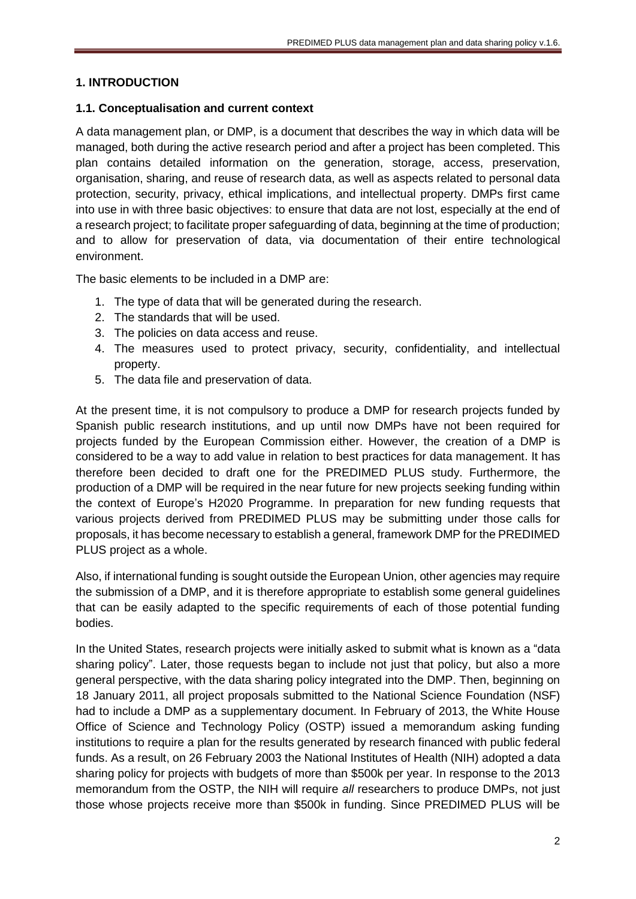## 1. INTRODUCTION

### 1.1. Conceptualisation and current context

A data management plan, or DMP, is a document that describes the way in which data will be managed, both during the active research period and after a project has been completed. This plan contains detailed information on the generation, storage, access, preservation, organisation, sharing, and reuse of research data, as well as aspects related to personal data protection, security, privacy, ethical implications, and intellectual property. DMPs first came into use in with three basic objectives: to ensure that data are not lost, especially at the end of a research project; to facilitate proper safeguarding of data, beginning at the time of production; and to allow for preservation of data, via documentation of their entire technological environment.

The basic elements to be included in a DMP are:

1. The type of data that will be generated during the research.
2. The standards that will be used.
3. The policies on data access and reuse.
4. The measures used to protect privacy, security, confidentiality, and intellectual property.
5. The data file and preservation of data.

At the present time, it is not compulsory to produce a DMP for research projects funded by Spanish public research institutions, and up until now DMPs have not been required for projects funded by the European Commission either. However, the creation of a DMP is considered to be a way to add value in relation to best practices for data management. It has therefore been decided to draft one for the PREDIMED PLUS study. Furthermore, the production of a DMP will be required in the near future for new projects seeking funding within the context of Europe's H2020 Programme. In preparation for new funding requests that various projects derived from PREDIMED PLUS may be submitting under those calls for proposals, it has become necessary to establish a general, framework DMP for the PREDIMED PLUS project as a whole.

Also, if international funding is sought outside the European Union, other agencies may require the submission of a DMP, and it is therefore appropriate to establish some general guidelines that can be easily adapted to the specific requirements of each of those potential funding bodies.

In the United States, research projects were initially asked to submit what is known as a "data sharing policy". Later, those requests began to include not just that policy, but also a more general perspective, with the data sharing policy integrated into the DMP. Then, beginning on 18 January 2011, all project proposals submitted to the National Science Foundation (NSF) had to include a DMP as a supplementary document. In February of 2013, the White House Office of Science and Technology Policy (OSTP) issued a memorandum asking funding institutions to require a plan for the results generated by research financed with public federal funds. As a result, on 26 February 2003 the National Institutes of Health (NIH) adopted a data sharing policy for projects with budgets of more than \$500k per year. In response to the 2013 memorandum from the OSTP, the NIH will require *all* researchers to produce DMPs, not just those whose projects receive more than \$500k in funding. Since PREDIMED PLUS will be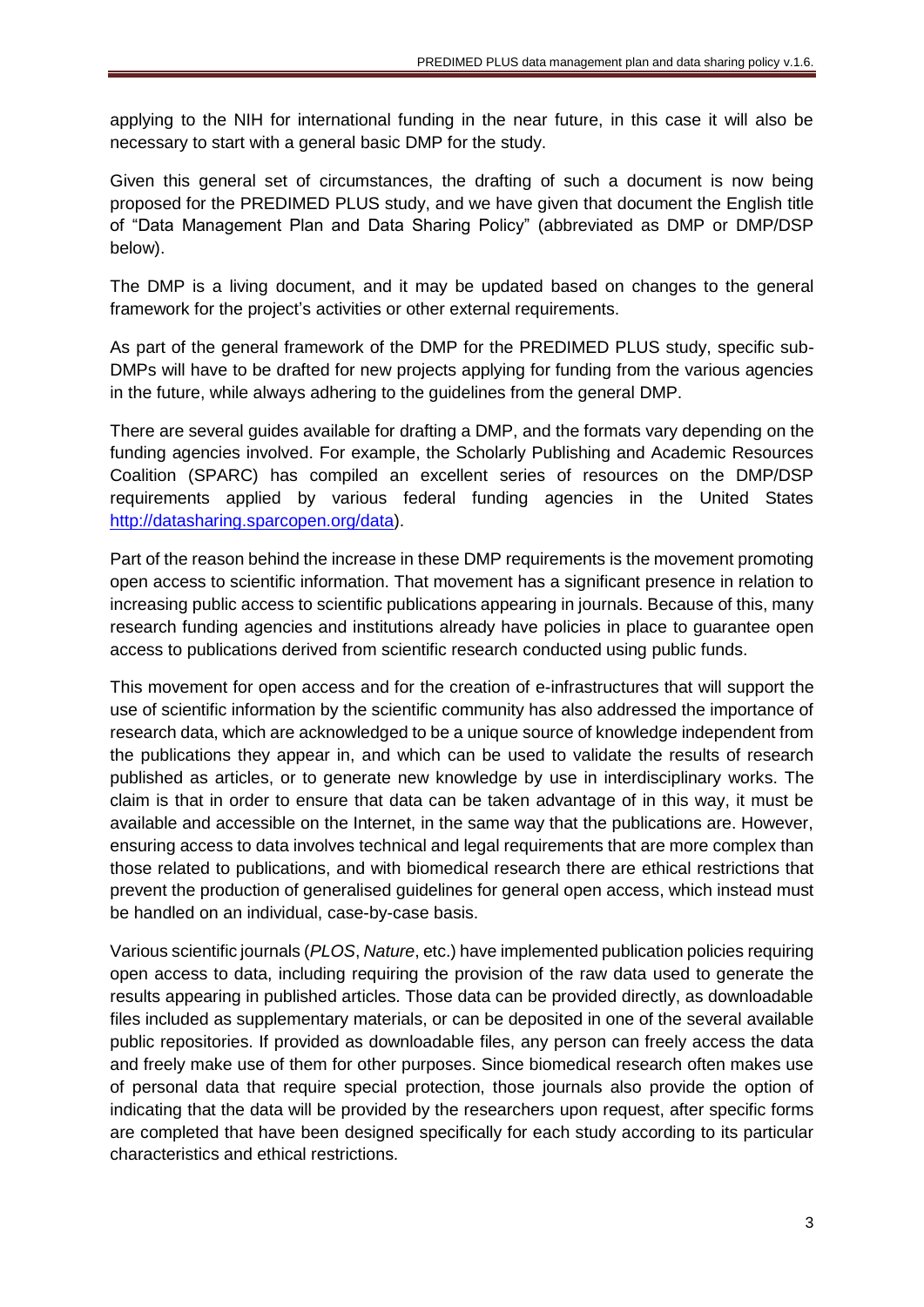applying to the NIH for international funding in the near future, in this case it will also be necessary to start with a general basic DMP for the study.

Given this general set of circumstances, the drafting of such a document is now being proposed for the PREDIMED PLUS study, and we have given that document the English title of "Data Management Plan and Data Sharing Policy" (abbreviated as DMP or DMP/DSP below).

The DMP is a living document, and it may be updated based on changes to the general framework for the project's activities or other external requirements.

As part of the general framework of the DMP for the PREDIMED PLUS study, specific sub-DMPs will have to be drafted for new projects applying for funding from the various agencies in the future, while always adhering to the guidelines from the general DMP.

There are several guides available for drafting a DMP, and the formats vary depending on the funding agencies involved. For example, the Scholarly Publishing and Academic Resources Coalition (SPARC) has compiled an excellent series of resources on the DMP/DSP requirements applied by various federal funding agencies in the United States http://datasharing.sparcopen.org/data).

Part of the reason behind the increase in these DMP requirements is the movement promoting open access to scientific information. That movement has a significant presence in relation to increasing public access to scientific publications appearing in journals. Because of this, many research funding agencies and institutions already have policies in place to guarantee open access to publications derived from scientific research conducted using public funds.

This movement for open access and for the creation of e-infrastructures that will support the use of scientific information by the scientific community has also addressed the importance of research data, which are acknowledged to be a unique source of knowledge independent from the publications they appear in, and which can be used to validate the results of research published as articles, or to generate new knowledge by use in interdisciplinary works. The claim is that in order to ensure that data can be taken advantage of in this way, it must be available and accessible on the Internet, in the same way that the publications are. However, ensuring access to data involves technical and legal requirements that are more complex than those related to publications, and with biomedical research there are ethical restrictions that prevent the production of generalised guidelines for general open access, which instead must be handled on an individual, case-by-case basis.

Various scientific journals (*PLOS*, *Nature*, etc.) have implemented publication policies requiring open access to data, including requiring the provision of the raw data used to generate the results appearing in published articles. Those data can be provided directly, as downloadable files included as supplementary materials, or can be deposited in one of the several available public repositories. If provided as downloadable files, any person can freely access the data and freely make use of them for other purposes. Since biomedical research often makes use of personal data that require special protection, those journals also provide the option of indicating that the data will be provided by the researchers upon request, after specific forms are completed that have been designed specifically for each study according to its particular characteristics and ethical restrictions.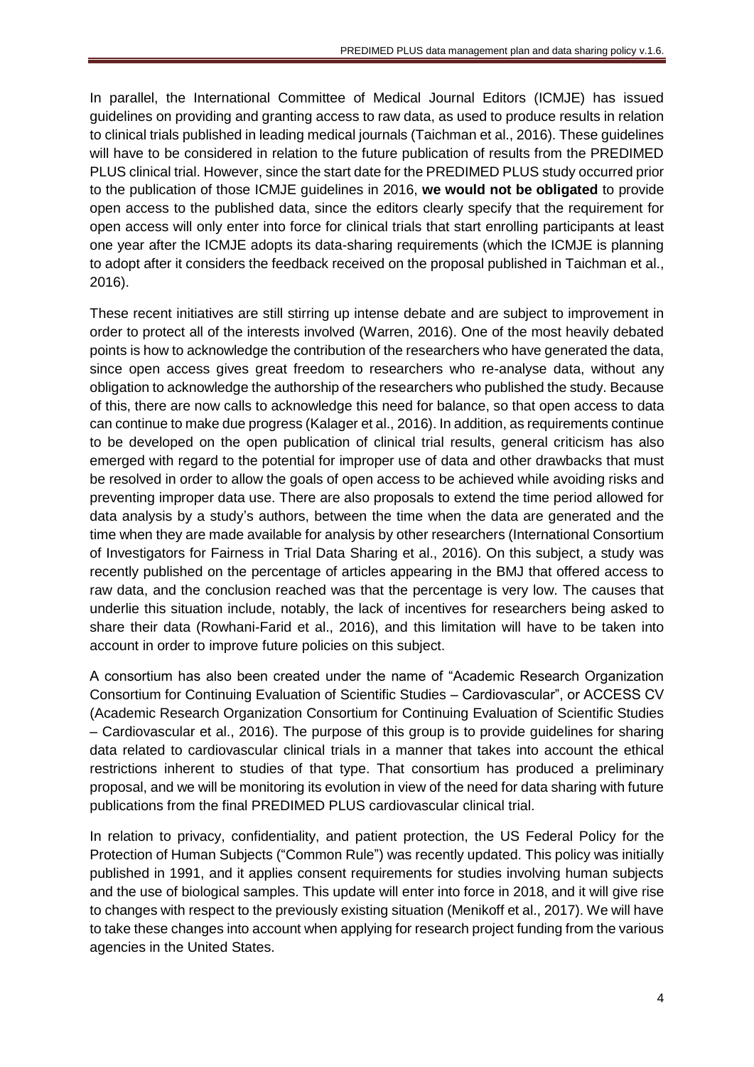In parallel, the International Committee of Medical Journal Editors (ICMJE) has issued guidelines on providing and granting access to raw data, as used to produce results in relation to clinical trials published in leading medical journals (Taichman et al., 2016). These guidelines will have to be considered in relation to the future publication of results from the PREDIMED PLUS clinical trial. However, since the start date for the PREDIMED PLUS study occurred prior to the publication of those ICMJE guidelines in 2016, **we would not be obligated** to provide open access to the published data, since the editors clearly specify that the requirement for open access will only enter into force for clinical trials that start enrolling participants at least one year after the ICMJE adopts its data-sharing requirements (which the ICMJE is planning to adopt after it considers the feedback received on the proposal published in Taichman et al., 2016).

These recent initiatives are still stirring up intense debate and are subject to improvement in order to protect all of the interests involved (Warren, 2016). One of the most heavily debated points is how to acknowledge the contribution of the researchers who have generated the data, since open access gives great freedom to researchers who re-analyse data, without any obligation to acknowledge the authorship of the researchers who published the study. Because of this, there are now calls to acknowledge this need for balance, so that open access to data can continue to make due progress (Kalager et al., 2016). In addition, as requirements continue to be developed on the open publication of clinical trial results, general criticism has also emerged with regard to the potential for improper use of data and other drawbacks that must be resolved in order to allow the goals of open access to be achieved while avoiding risks and preventing improper data use. There are also proposals to extend the time period allowed for data analysis by a study's authors, between the time when the data are generated and the time when they are made available for analysis by other researchers (International Consortium of Investigators for Fairness in Trial Data Sharing et al., 2016). On this subject, a study was recently published on the percentage of articles appearing in the BMJ that offered access to raw data, and the conclusion reached was that the percentage is very low. The causes that underlie this situation include, notably, the lack of incentives for researchers being asked to share their data (Rowhani-Farid et al., 2016), and this limitation will have to be taken into account in order to improve future policies on this subject.

A consortium has also been created under the name of "Academic Research Organization Consortium for Continuing Evaluation of Scientific Studies – Cardiovascular", or ACCESS CV (Academic Research Organization Consortium for Continuing Evaluation of Scientific Studies – Cardiovascular et al., 2016). The purpose of this group is to provide guidelines for sharing data related to cardiovascular clinical trials in a manner that takes into account the ethical restrictions inherent to studies of that type. That consortium has produced a preliminary proposal, and we will be monitoring its evolution in view of the need for data sharing with future publications from the final PREDIMED PLUS cardiovascular clinical trial.

In relation to privacy, confidentiality, and patient protection, the US Federal Policy for the Protection of Human Subjects ("Common Rule") was recently updated. This policy was initially published in 1991, and it applies consent requirements for studies involving human subjects and the use of biological samples. This update will enter into force in 2018, and it will give rise to changes with respect to the previously existing situation (Menikoff et al., 2017). We will have to take these changes into account when applying for research project funding from the various agencies in the United States.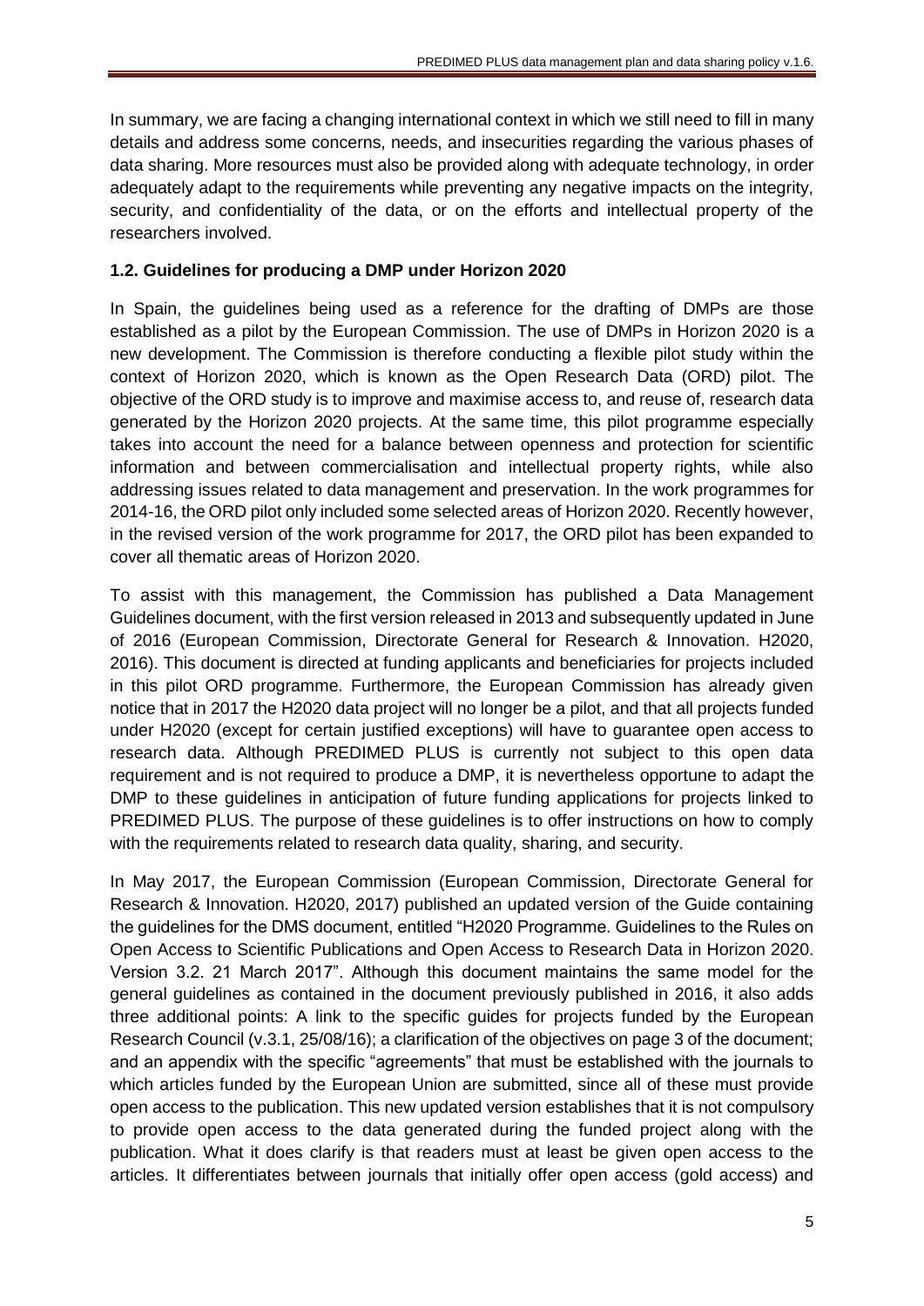In summary, we are facing a changing international context in which we still need to fill in many details and address some concerns, needs, and insecurities regarding the various phases of data sharing. More resources must also be provided along with adequate technology, in order adequately adapt to the requirements while preventing any negative impacts on the integrity, security, and confidentiality of the data, or on the efforts and intellectual property of the researchers involved.

### 1.2. Guidelines for producing a DMP under Horizon 2020

In Spain, the guidelines being used as a reference for the drafting of DMPs are those established as a pilot by the European Commission. The use of DMPs in Horizon 2020 is a new development. The Commission is therefore conducting a flexible pilot study within the context of Horizon 2020, which is known as the Open Research Data (ORD) pilot. The objective of the ORD study is to improve and maximise access to, and reuse of, research data generated by the Horizon 2020 projects. At the same time, this pilot programme especially takes into account the need for a balance between openness and protection for scientific information and between commercialisation and intellectual property rights, while also addressing issues related to data management and preservation. In the work programmes for 2014-16, the ORD pilot only included some selected areas of Horizon 2020. Recently however, in the revised version of the work programme for 2017, the ORD pilot has been expanded to cover all thematic areas of Horizon 2020.

To assist with this management, the Commission has published a Data Management Guidelines document, with the first version released in 2013 and subsequently updated in June of 2016 (European Commission, Directorate General for Research & Innovation. H2020, 2016). This document is directed at funding applicants and beneficiaries for projects included in this pilot ORD programme. Furthermore, the European Commission has already given notice that in 2017 the H2020 data project will no longer be a pilot, and that all projects funded under H2020 (except for certain justified exceptions) will have to guarantee open access to research data. Although PREDIMED PLUS is currently not subject to this open data requirement and is not required to produce a DMP, it is nevertheless opportune to adapt the DMP to these guidelines in anticipation of future funding applications for projects linked to PREDIMED PLUS. The purpose of these guidelines is to offer instructions on how to comply with the requirements related to research data quality, sharing, and security.

In May 2017, the European Commission (European Commission, Directorate General for Research & Innovation. H2020, 2017) published an updated version of the Guide containing the guidelines for the DMS document, entitled "H2020 Programme. Guidelines to the Rules on Open Access to Scientific Publications and Open Access to Research Data in Horizon 2020. Version 3.2. 21 March 2017". Although this document maintains the same model for the general guidelines as contained in the document previously published in 2016, it also adds three additional points: A link to the specific guides for projects funded by the European Research Council (v.3.1, 25/08/16); a clarification of the objectives on page 3 of the document; and an appendix with the specific "agreements" that must be established with the journals to which articles funded by the European Union are submitted, since all of these must provide open access to the publication. This new updated version establishes that it is not compulsory to provide open access to the data generated during the funded project along with the publication. What it does clarify is that readers must at least be given open access to the articles. It differentiates between journals that initially offer open access (gold access) and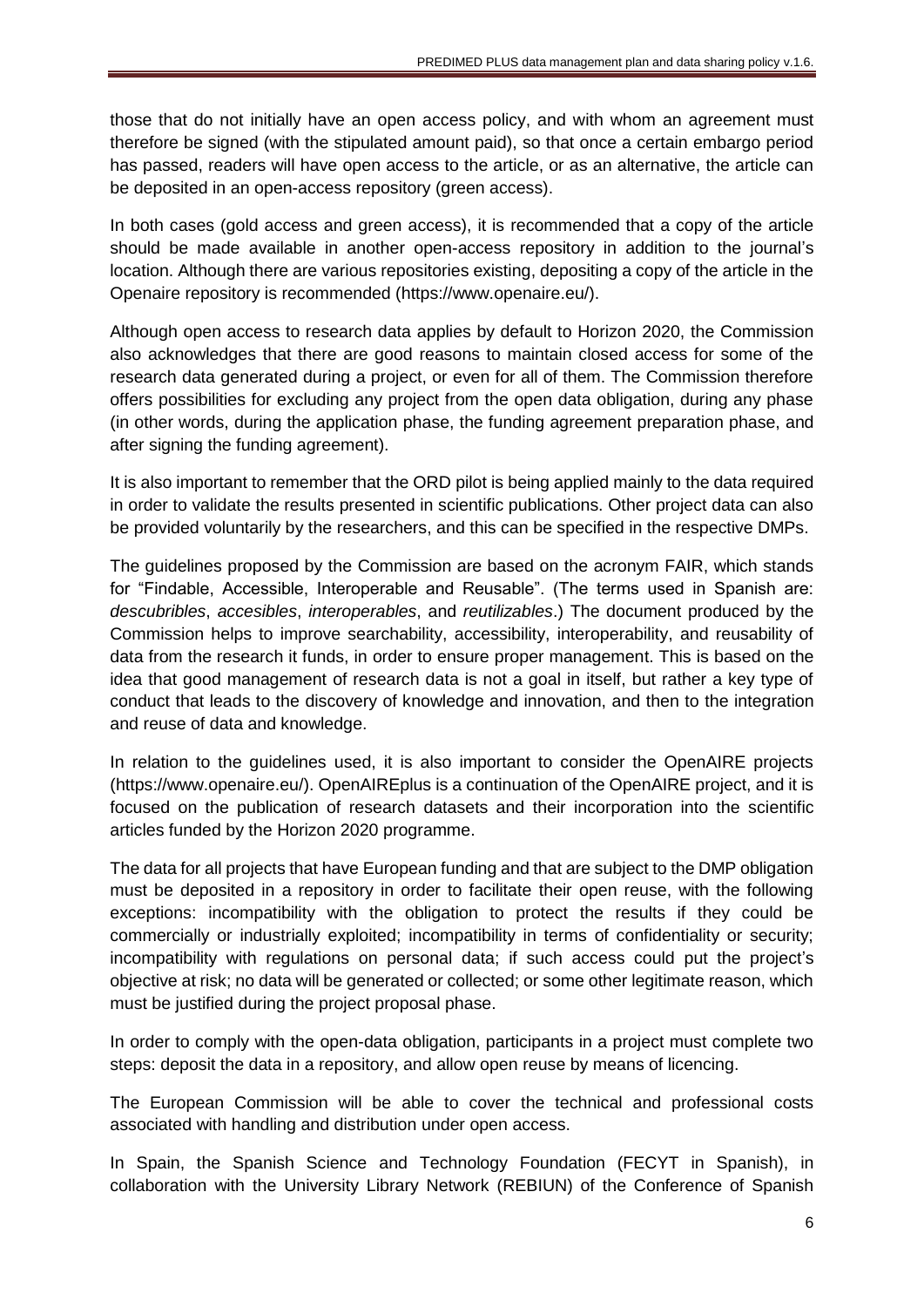those that do not initially have an open access policy, and with whom an agreement must therefore be signed (with the stipulated amount paid), so that once a certain embargo period has passed, readers will have open access to the article, or as an alternative, the article can be deposited in an open-access repository (green access).

In both cases (gold access and green access), it is recommended that a copy of the article should be made available in another open-access repository in addition to the journal's location. Although there are various repositories existing, depositing a copy of the article in the Openaire repository is recommended (https://www.openaire.eu/).

Although open access to research data applies by default to Horizon 2020, the Commission also acknowledges that there are good reasons to maintain closed access for some of the research data generated during a project, or even for all of them. The Commission therefore offers possibilities for excluding any project from the open data obligation, during any phase (in other words, during the application phase, the funding agreement preparation phase, and after signing the funding agreement).

It is also important to remember that the ORD pilot is being applied mainly to the data required in order to validate the results presented in scientific publications. Other project data can also be provided voluntarily by the researchers, and this can be specified in the respective DMPs.

The guidelines proposed by the Commission are based on the acronym FAIR, which stands for "Findable, Accessible, Interoperable and Reusable". (The terms used in Spanish are: *descubribles*, *accesibles*, *interoperables*, and *reutilizables*.) The document produced by the Commission helps to improve searchability, accessibility, interoperability, and reusability of data from the research it funds, in order to ensure proper management. This is based on the idea that good management of research data is not a goal in itself, but rather a key type of conduct that leads to the discovery of knowledge and innovation, and then to the integration and reuse of data and knowledge.

In relation to the guidelines used, it is also important to consider the OpenAIRE projects (https://www.openaire.eu/). OpenAIREplus is a continuation of the OpenAIRE project, and it is focused on the publication of research datasets and their incorporation into the scientific articles funded by the Horizon 2020 programme.

The data for all projects that have European funding and that are subject to the DMP obligation must be deposited in a repository in order to facilitate their open reuse, with the following exceptions: incompatibility with the obligation to protect the results if they could be commercially or industrially exploited; incompatibility in terms of confidentiality or security; incompatibility with regulations on personal data; if such access could put the project's objective at risk; no data will be generated or collected; or some other legitimate reason, which must be justified during the project proposal phase.

In order to comply with the open-data obligation, participants in a project must complete two steps: deposit the data in a repository, and allow open reuse by means of licencing.

The European Commission will be able to cover the technical and professional costs associated with handling and distribution under open access.

In Spain, the Spanish Science and Technology Foundation (FECYT in Spanish), in collaboration with the University Library Network (REBIUN) of the Conference of Spanish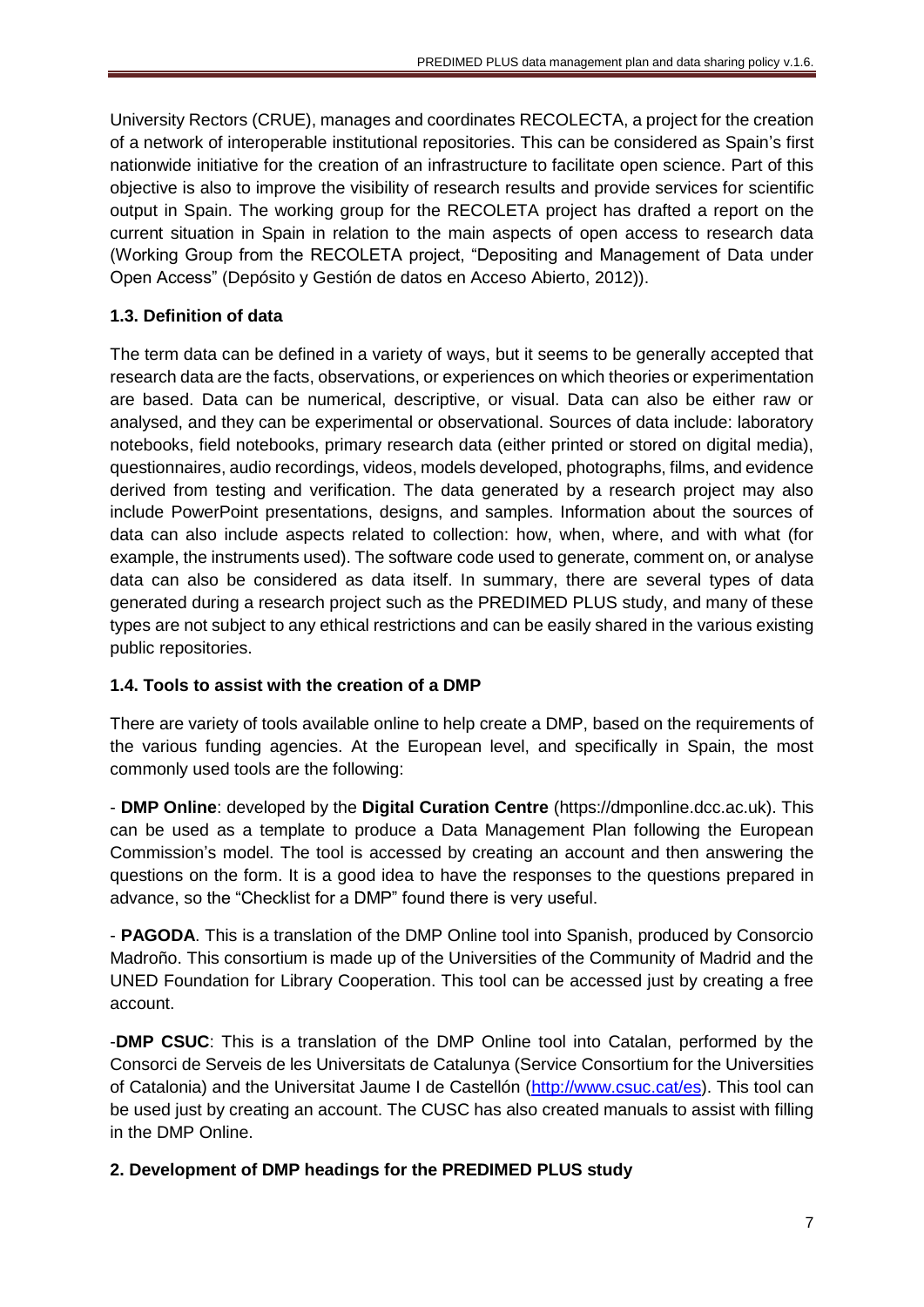University Rectors (CRUE), manages and coordinates RECOLECTA, a project for the creation of a network of interoperable institutional repositories. This can be considered as Spain's first nationwide initiative for the creation of an infrastructure to facilitate open science. Part of this objective is also to improve the visibility of research results and provide services for scientific output in Spain. The working group for the RECOLETA project has drafted a report on the current situation in Spain in relation to the main aspects of open access to research data (Working Group from the RECOLETA project, "Depositing and Management of Data under Open Access" (Depósito y Gestión de datos en Acceso Abierto, 2012)).

### 1.3. Definition of data

The term data can be defined in a variety of ways, but it seems to be generally accepted that research data are the facts, observations, or experiences on which theories or experimentation are based. Data can be numerical, descriptive, or visual. Data can also be either raw or analysed, and they can be experimental or observational. Sources of data include: laboratory notebooks, field notebooks, primary research data (either printed or stored on digital media), questionnaires, audio recordings, videos, models developed, photographs, films, and evidence derived from testing and verification. The data generated by a research project may also include PowerPoint presentations, designs, and samples. Information about the sources of data can also include aspects related to collection: how, when, where, and with what (for example, the instruments used). The software code used to generate, comment on, or analyse data can also be considered as data itself. In summary, there are several types of data generated during a research project such as the PREDIMED PLUS study, and many of these types are not subject to any ethical restrictions and can be easily shared in the various existing public repositories.

### 1.4. Tools to assist with the creation of a DMP

There are variety of tools available online to help create a DMP, based on the requirements of the various funding agencies. At the European level, and specifically in Spain, the most commonly used tools are the following:

- **DMP Online**: developed by the **Digital Curation Centre** (https://dmponline.dcc.ac.uk). This can be used as a template to produce a Data Management Plan following the European Commission's model. The tool is accessed by creating an account and then answering the questions on the form. It is a good idea to have the responses to the questions prepared in advance, so the "Checklist for a DMP" found there is very useful.

- **PAGODA**. This is a translation of the DMP Online tool into Spanish, produced by Consorcio Madroño. This consortium is made up of the Universities of the Community of Madrid and the UNED Foundation for Library Cooperation. This tool can be accessed just by creating a free account.

-**DMP CSUC**: This is a translation of the DMP Online tool into Catalan, performed by the Consorci de Serveis de les Universitats de Catalunya (Service Consortium for the Universities of Catalonia) and the Universitat Jaume I de Castellón (http://www.csuc.cat/es). This tool can be used just by creating an account. The CUSC has also created manuals to assist with filling in the DMP Online.

## 2. Development of DMP headings for the PREDIMED PLUS study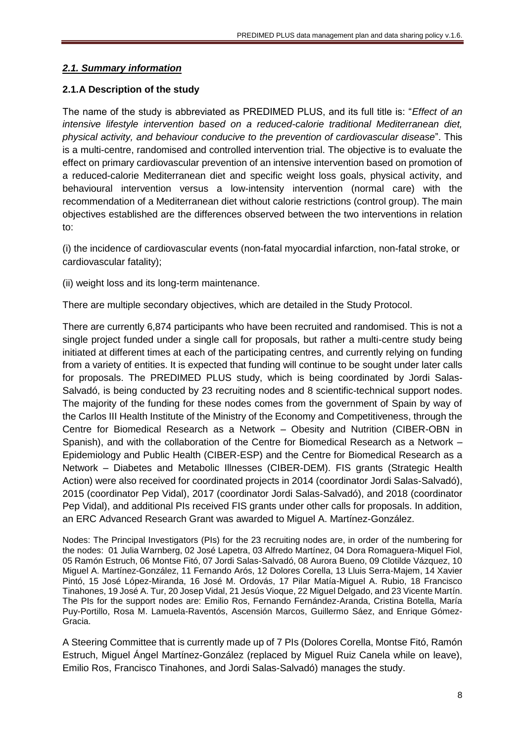## *2.1. Summary information*

### 2.1.A Description of the study

The name of the study is abbreviated as PREDIMED PLUS, and its full title is: "*Effect of an intensive lifestyle intervention based on a reduced-calorie traditional Mediterranean diet, physical activity, and behaviour conducive to the prevention of cardiovascular disease*". This is a multi-centre, randomised and controlled intervention trial. The objective is to evaluate the effect on primary cardiovascular prevention of an intensive intervention based on promotion of a reduced-calorie Mediterranean diet and specific weight loss goals, physical activity, and behavioural intervention versus a low-intensity intervention (normal care) with the recommendation of a Mediterranean diet without calorie restrictions (control group). The main objectives established are the differences observed between the two interventions in relation to:

(i) the incidence of cardiovascular events (non-fatal myocardial infarction, non-fatal stroke, or cardiovascular fatality);

(ii) weight loss and its long-term maintenance.

There are multiple secondary objectives, which are detailed in the Study Protocol.

There are currently 6,874 participants who have been recruited and randomised. This is not a single project funded under a single call for proposals, but rather a multi-centre study being initiated at different times at each of the participating centres, and currently relying on funding from a variety of entities. It is expected that funding will continue to be sought under later calls for proposals. The PREDIMED PLUS study, which is being coordinated by Jordi Salas-Salvadó, is being conducted by 23 recruiting nodes and 8 scientific-technical support nodes. The majority of the funding for these nodes comes from the government of Spain by way of the Carlos III Health Institute of the Ministry of the Economy and Competitiveness, through the Centre for Biomedical Research as a Network – Obesity and Nutrition (CIBER-OBN in Spanish), and with the collaboration of the Centre for Biomedical Research as a Network – Epidemiology and Public Health (CIBER-ESP) and the Centre for Biomedical Research as a Network – Diabetes and Metabolic Illnesses (CIBER-DEM). FIS grants (Strategic Health Action) were also received for coordinated projects in 2014 (coordinator Jordi Salas-Salvadó), 2015 (coordinator Pep Vidal), 2017 (coordinator Jordi Salas-Salvadó), and 2018 (coordinator Pep Vidal), and additional PIs received FIS grants under other calls for proposals. In addition, an ERC Advanced Research Grant was awarded to Miguel A. Martínez-González.

Nodes: The Principal Investigators (PIs) for the 23 recruiting nodes are, in order of the numbering for the nodes: 01 Julia Warnberg, 02 José Lapetra, 03 Alfredo Martínez, 04 Dora Romaguera-Miquel Fiol, 05 Ramón Estruch, 06 Montse Fitó, 07 Jordi Salas-Salvadó, 08 Aurora Bueno, 09 Clotilde Vázquez, 10 Miguel A. Martínez-González, 11 Fernando Arós, 12 Dolores Corella, 13 Lluis Serra-Majem, 14 Xavier Pintó, 15 José López-Miranda, 16 José M. Ordovás, 17 Pilar Matía-Miguel A. Rubio, 18 Francisco Tinahones, 19 José A. Tur, 20 Josep Vidal, 21 Jesús Vioque, 22 Miguel Delgado, and 23 Vicente Martín. The PIs for the support nodes are: Emilio Ros, Fernando Fernández-Aranda, Cristina Botella, María Puy-Portillo, Rosa M. Lamuela-Raventós, Ascensión Marcos, Guillermo Sáez, and Enrique Gómez-Gracia.

A Steering Committee that is currently made up of 7 PIs (Dolores Corella, Montse Fitó, Ramón Estruch, Miguel Ángel Martínez-González (replaced by Miguel Ruiz Canela while on leave), Emilio Ros, Francisco Tinahones, and Jordi Salas-Salvadó) manages the study.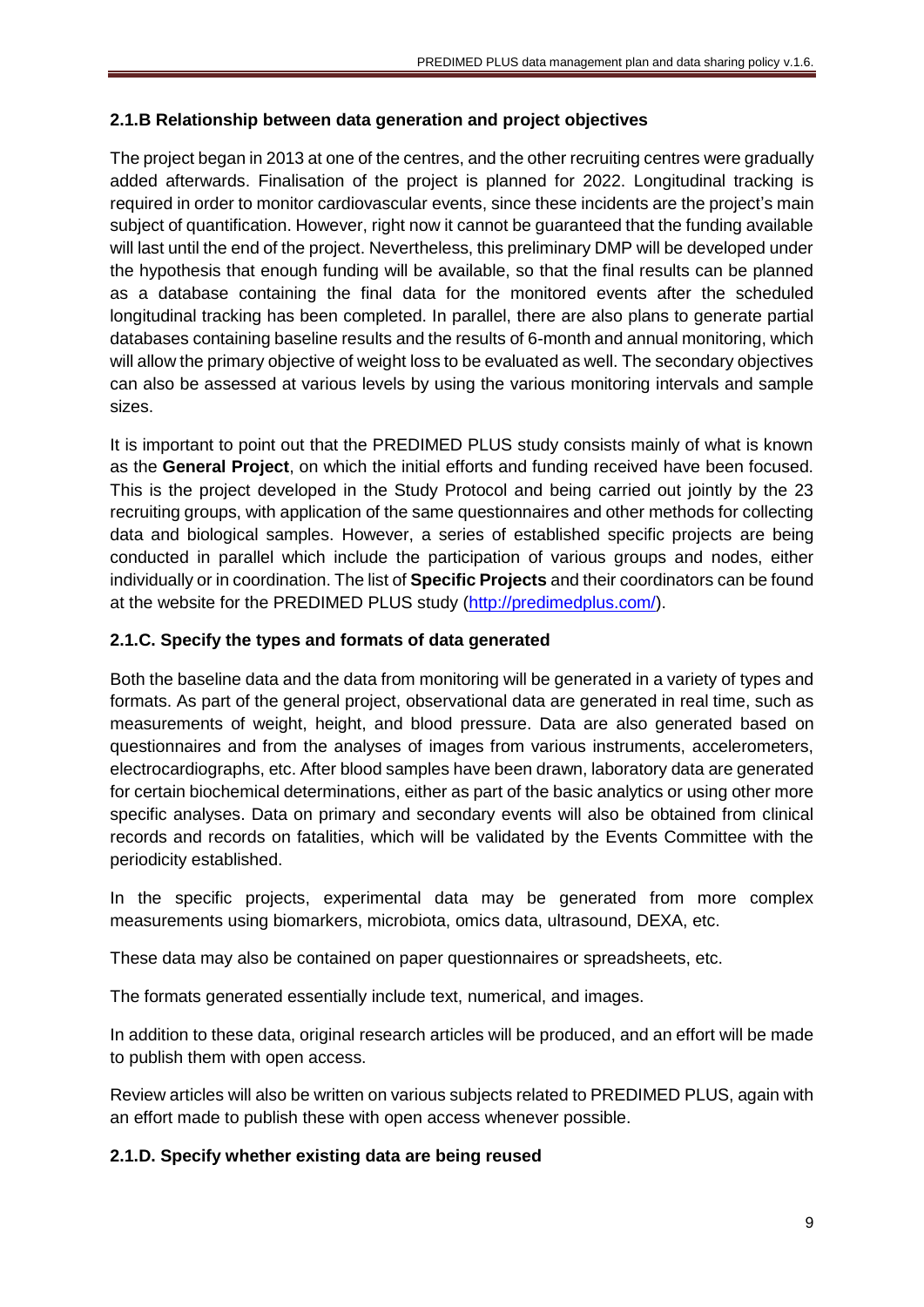### 2.1.B Relationship between data generation and project objectives

The project began in 2013 at one of the centres, and the other recruiting centres were gradually added afterwards. Finalisation of the project is planned for 2022. Longitudinal tracking is required in order to monitor cardiovascular events, since these incidents are the project's main subject of quantification. However, right now it cannot be guaranteed that the funding available will last until the end of the project. Nevertheless, this preliminary DMP will be developed under the hypothesis that enough funding will be available, so that the final results can be planned as a database containing the final data for the monitored events after the scheduled longitudinal tracking has been completed. In parallel, there are also plans to generate partial databases containing baseline results and the results of 6-month and annual monitoring, which will allow the primary objective of weight loss to be evaluated as well. The secondary objectives can also be assessed at various levels by using the various monitoring intervals and sample sizes.

It is important to point out that the PREDIMED PLUS study consists mainly of what is known as the **General Project**, on which the initial efforts and funding received have been focused. This is the project developed in the Study Protocol and being carried out jointly by the 23 recruiting groups, with application of the same questionnaires and other methods for collecting data and biological samples. However, a series of established specific projects are being conducted in parallel which include the participation of various groups and nodes, either individually or in coordination. The list of **Specific Projects** and their coordinators can be found at the website for the PREDIMED PLUS study (http://predimedplus.com/).

### 2.1.C. Specify the types and formats of data generated

Both the baseline data and the data from monitoring will be generated in a variety of types and formats. As part of the general project, observational data are generated in real time, such as measurements of weight, height, and blood pressure. Data are also generated based on questionnaires and from the analyses of images from various instruments, accelerometers, electrocardiographs, etc. After blood samples have been drawn, laboratory data are generated for certain biochemical determinations, either as part of the basic analytics or using other more specific analyses. Data on primary and secondary events will also be obtained from clinical records and records on fatalities, which will be validated by the Events Committee with the periodicity established.

In the specific projects, experimental data may be generated from more complex measurements using biomarkers, microbiota, omics data, ultrasound, DEXA, etc.

These data may also be contained on paper questionnaires or spreadsheets, etc.

The formats generated essentially include text, numerical, and images.

In addition to these data, original research articles will be produced, and an effort will be made to publish them with open access.

Review articles will also be written on various subjects related to PREDIMED PLUS, again with an effort made to publish these with open access whenever possible.

### 2.1.D. Specify whether existing data are being reused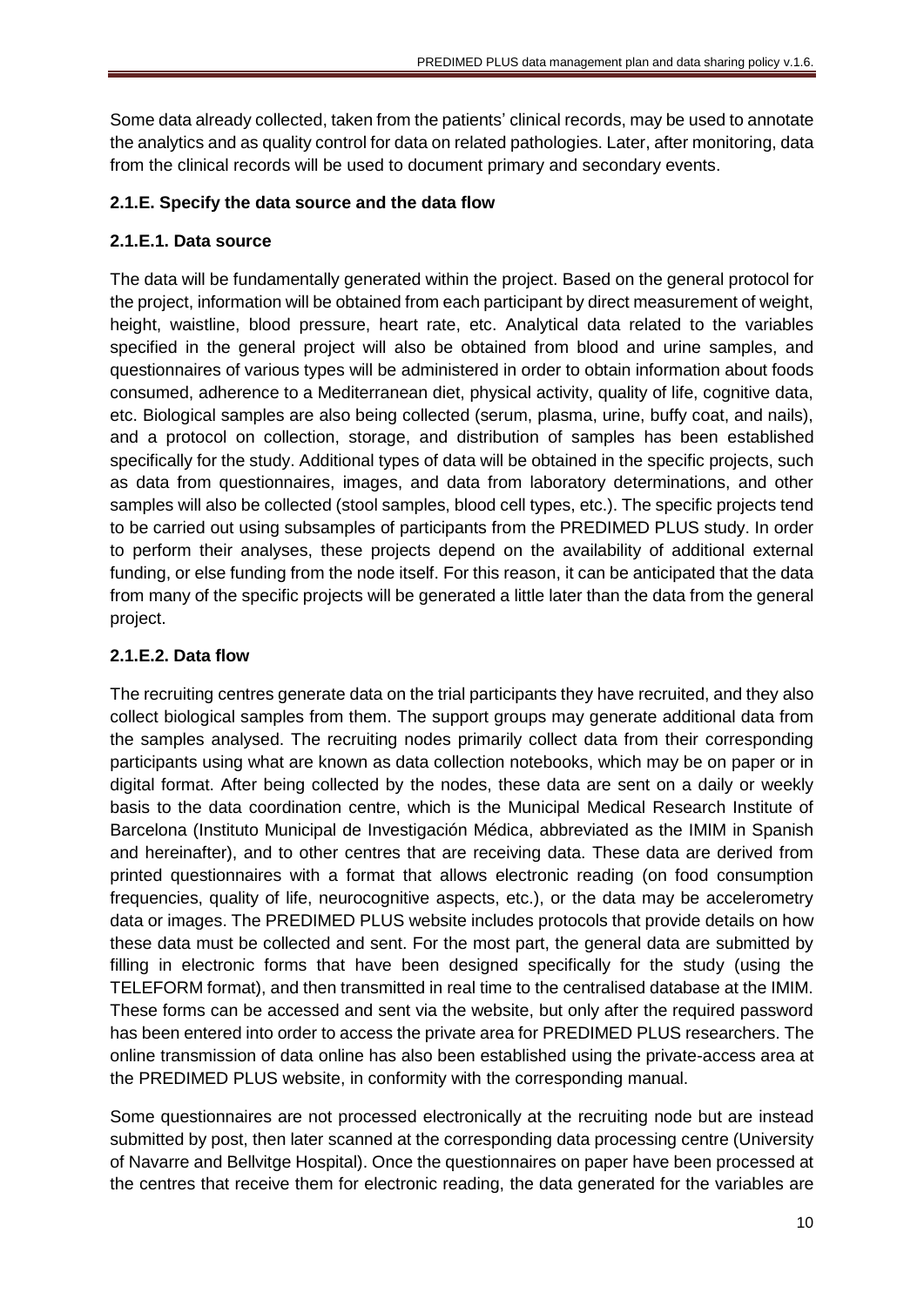Some data already collected, taken from the patients' clinical records, may be used to annotate the analytics and as quality control for data on related pathologies. Later, after monitoring, data from the clinical records will be used to document primary and secondary events.

### 2.1.E. Specify the data source and the data flow

#### 2.1.E.1. Data source

The data will be fundamentally generated within the project. Based on the general protocol for the project, information will be obtained from each participant by direct measurement of weight, height, waistline, blood pressure, heart rate, etc. Analytical data related to the variables specified in the general project will also be obtained from blood and urine samples, and questionnaires of various types will be administered in order to obtain information about foods consumed, adherence to a Mediterranean diet, physical activity, quality of life, cognitive data, etc. Biological samples are also being collected (serum, plasma, urine, buffy coat, and nails), and a protocol on collection, storage, and distribution of samples has been established specifically for the study. Additional types of data will be obtained in the specific projects, such as data from questionnaires, images, and data from laboratory determinations, and other samples will also be collected (stool samples, blood cell types, etc.). The specific projects tend to be carried out using subsamples of participants from the PREDIMED PLUS study. In order to perform their analyses, these projects depend on the availability of additional external funding, or else funding from the node itself. For this reason, it can be anticipated that the data from many of the specific projects will be generated a little later than the data from the general project.

#### 2.1.E.2. Data flow

The recruiting centres generate data on the trial participants they have recruited, and they also collect biological samples from them. The support groups may generate additional data from the samples analysed. The recruiting nodes primarily collect data from their corresponding participants using what are known as data collection notebooks, which may be on paper or in digital format. After being collected by the nodes, these data are sent on a daily or weekly basis to the data coordination centre, which is the Municipal Medical Research Institute of Barcelona (Instituto Municipal de Investigación Médica, abbreviated as the IMIM in Spanish and hereinafter), and to other centres that are receiving data. These data are derived from printed questionnaires with a format that allows electronic reading (on food consumption frequencies, quality of life, neurocognitive aspects, etc.), or the data may be accelerometry data or images. The PREDIMED PLUS website includes protocols that provide details on how these data must be collected and sent. For the most part, the general data are submitted by filling in electronic forms that have been designed specifically for the study (using the TELEFORM format), and then transmitted in real time to the centralised database at the IMIM. These forms can be accessed and sent via the website, but only after the required password has been entered into order to access the private area for PREDIMED PLUS researchers. The online transmission of data online has also been established using the private-access area at the PREDIMED PLUS website, in conformity with the corresponding manual.

Some questionnaires are not processed electronically at the recruiting node but are instead submitted by post, then later scanned at the corresponding data processing centre (University of Navarre and Bellvitge Hospital). Once the questionnaires on paper have been processed at the centres that receive them for electronic reading, the data generated for the variables are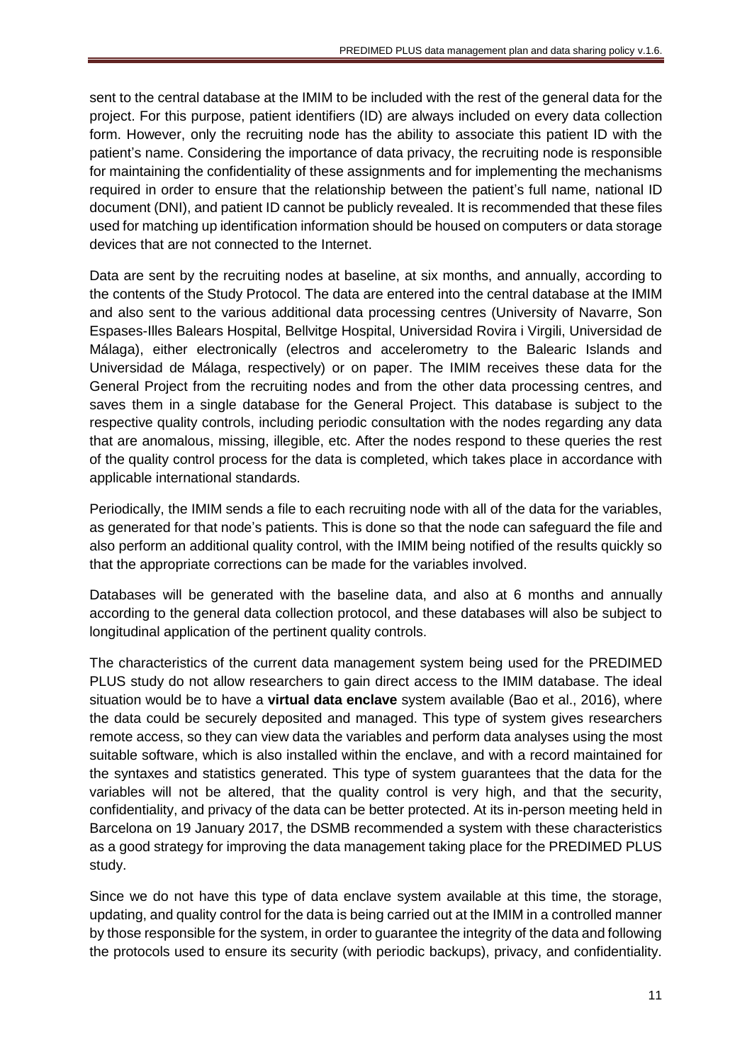sent to the central database at the IMIM to be included with the rest of the general data for the project. For this purpose, patient identifiers (ID) are always included on every data collection form. However, only the recruiting node has the ability to associate this patient ID with the patient's name. Considering the importance of data privacy, the recruiting node is responsible for maintaining the confidentiality of these assignments and for implementing the mechanisms required in order to ensure that the relationship between the patient's full name, national ID document (DNI), and patient ID cannot be publicly revealed. It is recommended that these files used for matching up identification information should be housed on computers or data storage devices that are not connected to the Internet.

Data are sent by the recruiting nodes at baseline, at six months, and annually, according to the contents of the Study Protocol. The data are entered into the central database at the IMIM and also sent to the various additional data processing centres (University of Navarre, Son Espases-Illes Balears Hospital, Bellvitge Hospital, Universidad Rovira i Virgili, Universidad de Málaga), either electronically (electros and accelerometry to the Balearic Islands and Universidad de Málaga, respectively) or on paper. The IMIM receives these data for the General Project from the recruiting nodes and from the other data processing centres, and saves them in a single database for the General Project. This database is subject to the respective quality controls, including periodic consultation with the nodes regarding any data that are anomalous, missing, illegible, etc. After the nodes respond to these queries the rest of the quality control process for the data is completed, which takes place in accordance with applicable international standards.

Periodically, the IMIM sends a file to each recruiting node with all of the data for the variables, as generated for that node's patients. This is done so that the node can safeguard the file and also perform an additional quality control, with the IMIM being notified of the results quickly so that the appropriate corrections can be made for the variables involved.

Databases will be generated with the baseline data, and also at 6 months and annually according to the general data collection protocol, and these databases will also be subject to longitudinal application of the pertinent quality controls.

The characteristics of the current data management system being used for the PREDIMED PLUS study do not allow researchers to gain direct access to the IMIM database. The ideal situation would be to have a **virtual data enclave** system available (Bao et al., 2016), where the data could be securely deposited and managed. This type of system gives researchers remote access, so they can view data the variables and perform data analyses using the most suitable software, which is also installed within the enclave, and with a record maintained for the syntaxes and statistics generated. This type of system guarantees that the data for the variables will not be altered, that the quality control is very high, and that the security, confidentiality, and privacy of the data can be better protected. At its in-person meeting held in Barcelona on 19 January 2017, the DSMB recommended a system with these characteristics as a good strategy for improving the data management taking place for the PREDIMED PLUS study.

Since we do not have this type of data enclave system available at this time, the storage, updating, and quality control for the data is being carried out at the IMIM in a controlled manner by those responsible for the system, in order to guarantee the integrity of the data and following the protocols used to ensure its security (with periodic backups), privacy, and confidentiality.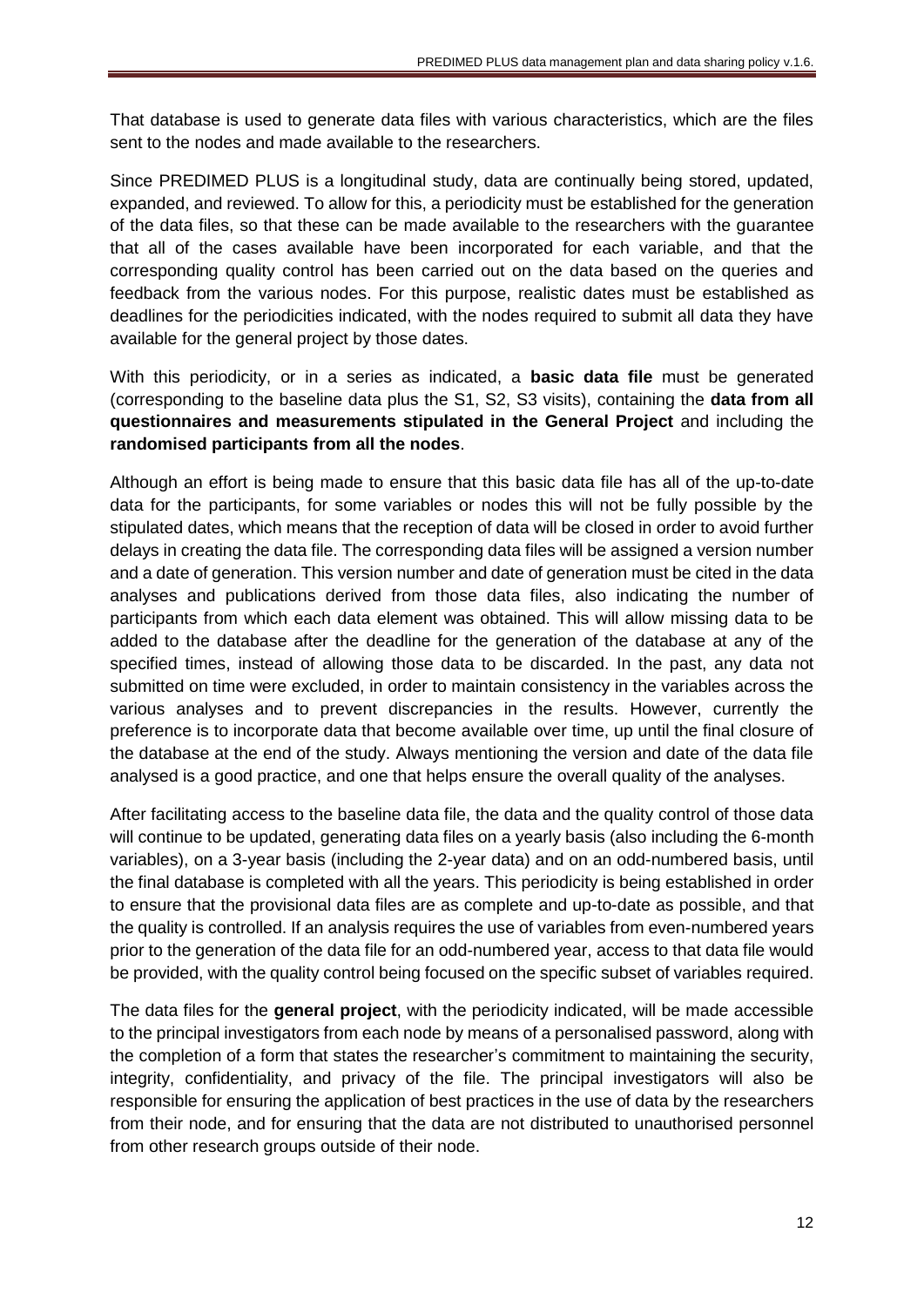That database is used to generate data files with various characteristics, which are the files sent to the nodes and made available to the researchers.

Since PREDIMED PLUS is a longitudinal study, data are continually being stored, updated, expanded, and reviewed. To allow for this, a periodicity must be established for the generation of the data files, so that these can be made available to the researchers with the guarantee that all of the cases available have been incorporated for each variable, and that the corresponding quality control has been carried out on the data based on the queries and feedback from the various nodes. For this purpose, realistic dates must be established as deadlines for the periodicities indicated, with the nodes required to submit all data they have available for the general project by those dates.

With this periodicity, or in a series as indicated, a **basic data file** must be generated (corresponding to the baseline data plus the S1, S2, S3 visits), containing the **data from all questionnaires and measurements stipulated in the General Project** and including the **randomised participants from all the nodes**.

Although an effort is being made to ensure that this basic data file has all of the up-to-date data for the participants, for some variables or nodes this will not be fully possible by the stipulated dates, which means that the reception of data will be closed in order to avoid further delays in creating the data file. The corresponding data files will be assigned a version number and a date of generation. This version number and date of generation must be cited in the data analyses and publications derived from those data files, also indicating the number of participants from which each data element was obtained. This will allow missing data to be added to the database after the deadline for the generation of the database at any of the specified times, instead of allowing those data to be discarded. In the past, any data not submitted on time were excluded, in order to maintain consistency in the variables across the various analyses and to prevent discrepancies in the results. However, currently the preference is to incorporate data that become available over time, up until the final closure of the database at the end of the study. Always mentioning the version and date of the data file analysed is a good practice, and one that helps ensure the overall quality of the analyses.

After facilitating access to the baseline data file, the data and the quality control of those data will continue to be updated, generating data files on a yearly basis (also including the 6-month variables), on a 3-year basis (including the 2-year data) and on an odd-numbered basis, until the final database is completed with all the years. This periodicity is being established in order to ensure that the provisional data files are as complete and up-to-date as possible, and that the quality is controlled. If an analysis requires the use of variables from even-numbered years prior to the generation of the data file for an odd-numbered year, access to that data file would be provided, with the quality control being focused on the specific subset of variables required.

The data files for the **general project**, with the periodicity indicated, will be made accessible to the principal investigators from each node by means of a personalised password, along with the completion of a form that states the researcher's commitment to maintaining the security, integrity, confidentiality, and privacy of the file. The principal investigators will also be responsible for ensuring the application of best practices in the use of data by the researchers from their node, and for ensuring that the data are not distributed to unauthorised personnel from other research groups outside of their node.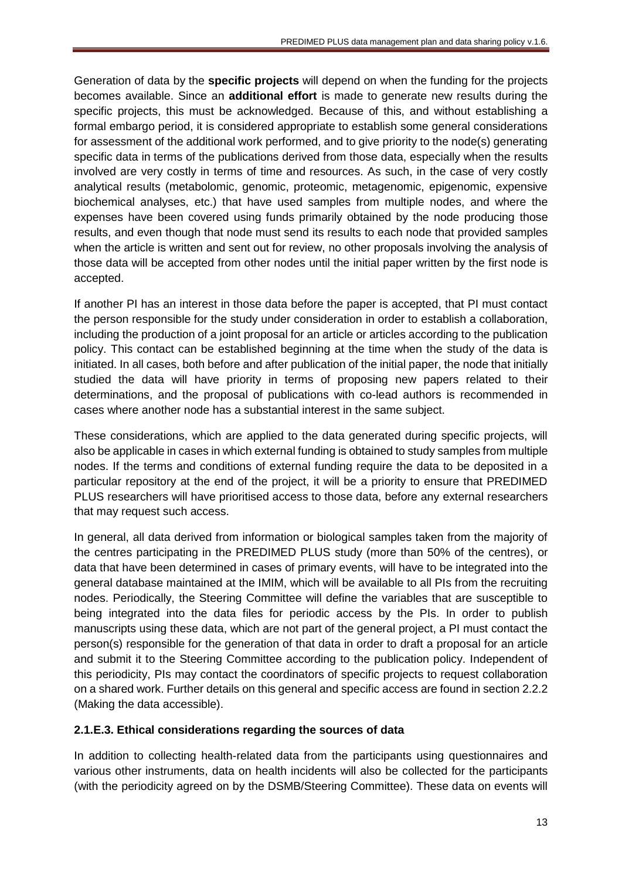Generation of data by the **specific projects** will depend on when the funding for the projects becomes available. Since an **additional effort** is made to generate new results during the specific projects, this must be acknowledged. Because of this, and without establishing a formal embargo period, it is considered appropriate to establish some general considerations for assessment of the additional work performed, and to give priority to the node(s) generating specific data in terms of the publications derived from those data, especially when the results involved are very costly in terms of time and resources. As such, in the case of very costly analytical results (metabolomic, genomic, proteomic, metagenomic, epigenomic, expensive biochemical analyses, etc.) that have used samples from multiple nodes, and where the expenses have been covered using funds primarily obtained by the node producing those results, and even though that node must send its results to each node that provided samples when the article is written and sent out for review, no other proposals involving the analysis of those data will be accepted from other nodes until the initial paper written by the first node is accepted.

If another PI has an interest in those data before the paper is accepted, that PI must contact the person responsible for the study under consideration in order to establish a collaboration, including the production of a joint proposal for an article or articles according to the publication policy. This contact can be established beginning at the time when the study of the data is initiated. In all cases, both before and after publication of the initial paper, the node that initially studied the data will have priority in terms of proposing new papers related to their determinations, and the proposal of publications with co-lead authors is recommended in cases where another node has a substantial interest in the same subject.

These considerations, which are applied to the data generated during specific projects, will also be applicable in cases in which external funding is obtained to study samples from multiple nodes. If the terms and conditions of external funding require the data to be deposited in a particular repository at the end of the project, it will be a priority to ensure that PREDIMED PLUS researchers will have prioritised access to those data, before any external researchers that may request such access.

In general, all data derived from information or biological samples taken from the majority of the centres participating in the PREDIMED PLUS study (more than 50% of the centres), or data that have been determined in cases of primary events, will have to be integrated into the general database maintained at the IMIM, which will be available to all PIs from the recruiting nodes. Periodically, the Steering Committee will define the variables that are susceptible to being integrated into the data files for periodic access by the PIs. In order to publish manuscripts using these data, which are not part of the general project, a PI must contact the person(s) responsible for the generation of that data in order to draft a proposal for an article and submit it to the Steering Committee according to the publication policy. Independent of this periodicity, PIs may contact the coordinators of specific projects to request collaboration on a shared work. Further details on this general and specific access are found in section 2.2.2 (Making the data accessible).

### 2.1.E.3. Ethical considerations regarding the sources of data

In addition to collecting health-related data from the participants using questionnaires and various other instruments, data on health incidents will also be collected for the participants (with the periodicity agreed on by the DSMB/Steering Committee). These data on events will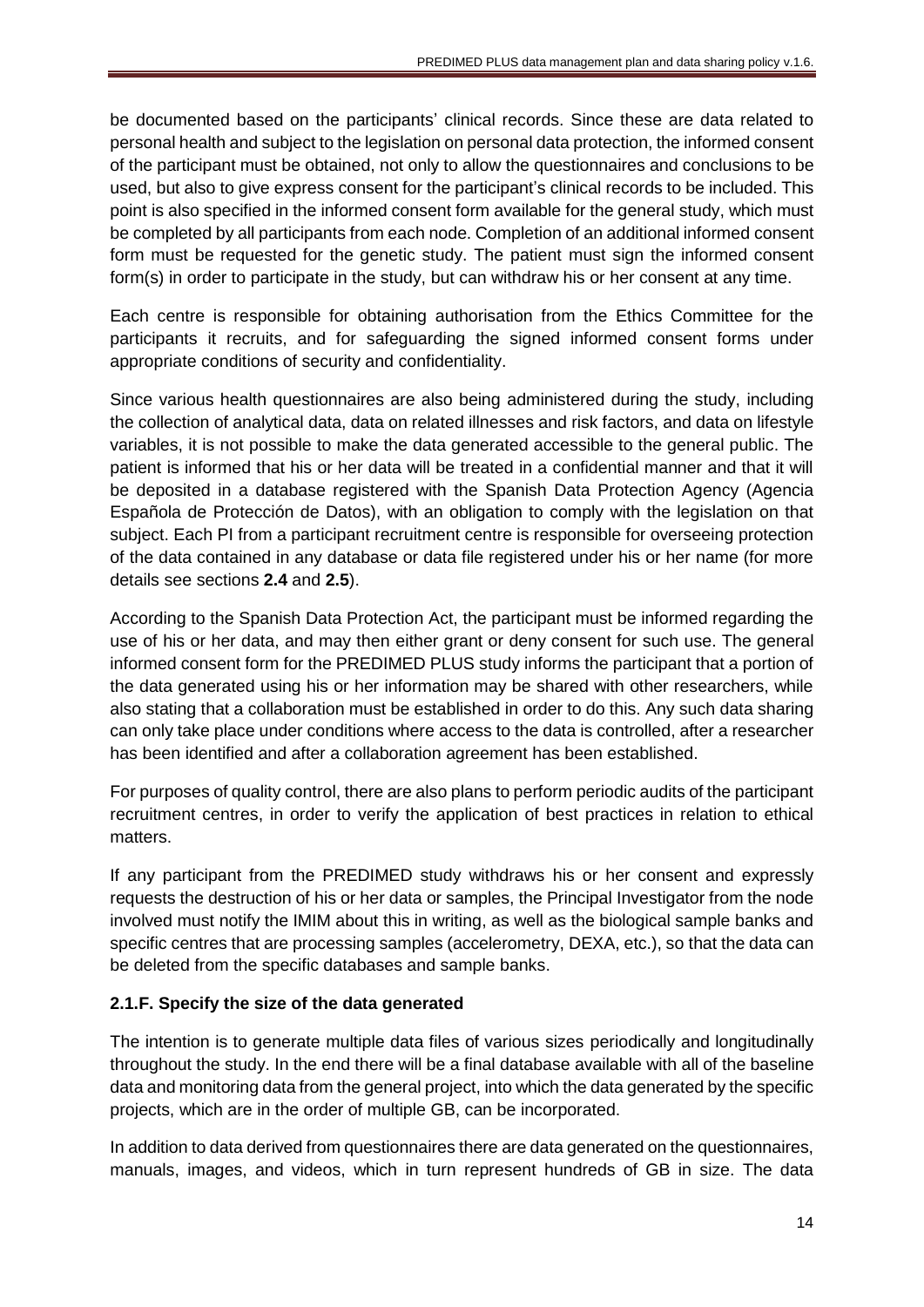be documented based on the participants' clinical records. Since these are data related to personal health and subject to the legislation on personal data protection, the informed consent of the participant must be obtained, not only to allow the questionnaires and conclusions to be used, but also to give express consent for the participant's clinical records to be included. This point is also specified in the informed consent form available for the general study, which must be completed by all participants from each node. Completion of an additional informed consent form must be requested for the genetic study. The patient must sign the informed consent form(s) in order to participate in the study, but can withdraw his or her consent at any time.

Each centre is responsible for obtaining authorisation from the Ethics Committee for the participants it recruits, and for safeguarding the signed informed consent forms under appropriate conditions of security and confidentiality.

Since various health questionnaires are also being administered during the study, including the collection of analytical data, data on related illnesses and risk factors, and data on lifestyle variables, it is not possible to make the data generated accessible to the general public. The patient is informed that his or her data will be treated in a confidential manner and that it will be deposited in a database registered with the Spanish Data Protection Agency (Agencia Española de Protección de Datos), with an obligation to comply with the legislation on that subject. Each PI from a participant recruitment centre is responsible for overseeing protection of the data contained in any database or data file registered under his or her name (for more details see sections **2.4** and **2.5**).

According to the Spanish Data Protection Act, the participant must be informed regarding the use of his or her data, and may then either grant or deny consent for such use. The general informed consent form for the PREDIMED PLUS study informs the participant that a portion of the data generated using his or her information may be shared with other researchers, while also stating that a collaboration must be established in order to do this. Any such data sharing can only take place under conditions where access to the data is controlled, after a researcher has been identified and after a collaboration agreement has been established.

For purposes of quality control, there are also plans to perform periodic audits of the participant recruitment centres, in order to verify the application of best practices in relation to ethical matters.

If any participant from the PREDIMED study withdraws his or her consent and expressly requests the destruction of his or her data or samples, the Principal Investigator from the node involved must notify the IMIM about this in writing, as well as the biological sample banks and specific centres that are processing samples (accelerometry, DEXA, etc.), so that the data can be deleted from the specific databases and sample banks.

### 2.1.F. Specify the size of the data generated

The intention is to generate multiple data files of various sizes periodically and longitudinally throughout the study. In the end there will be a final database available with all of the baseline data and monitoring data from the general project, into which the data generated by the specific projects, which are in the order of multiple GB, can be incorporated.

In addition to data derived from questionnaires there are data generated on the questionnaires, manuals, images, and videos, which in turn represent hundreds of GB in size. The data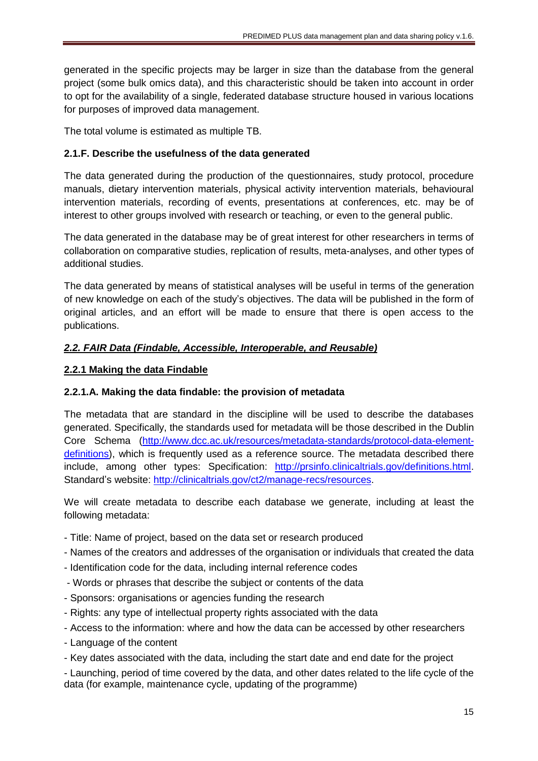generated in the specific projects may be larger in size than the database from the general project (some bulk omics data), and this characteristic should be taken into account in order to opt for the availability of a single, federated database structure housed in various locations for purposes of improved data management.

The total volume is estimated as multiple TB.

#### 2.1.F. Describe the usefulness of the data generated

The data generated during the production of the questionnaires, study protocol, procedure manuals, dietary intervention materials, physical activity intervention materials, behavioural intervention materials, recording of events, presentations at conferences, etc. may be of interest to other groups involved with research or teaching, or even to the general public.

The data generated in the database may be of great interest for other researchers in terms of collaboration on comparative studies, replication of results, meta-analyses, and other types of additional studies.

The data generated by means of statistical analyses will be useful in terms of the generation of new knowledge on each of the study's objectives. The data will be published in the form of original articles, and an effort will be made to ensure that there is open access to the publications.

## ***2.2. FAIR Data (Findable, Accessible, Interoperable, and Reusable)***

### 2.2.1 Making the data Findable

#### 2.2.1.A. Making the data findable: the provision of metadata

The metadata that are standard in the discipline will be used to describe the databases generated. Specifically, the standards used for metadata will be those described in the Dublin Core Schema (http://www.dcc.ac.uk/resources/metadata-standards/protocol-data-element-definitions), which is frequently used as a reference source. The metadata described there include, among other types: Specification: http://prsinfo.clinicaltrials.gov/definitions.html. Standard's website: http://clinicaltrials.gov/ct2/manage-recs/resources.

We will create metadata to describe each database we generate, including at least the following metadata:

- Title: Name of project, based on the data set or research produced
- Names of the creators and addresses of the organisation or individuals that created the data
- Identification code for the data, including internal reference codes
- Words or phrases that describe the subject or contents of the data
- Sponsors: organisations or agencies funding the research
- Rights: any type of intellectual property rights associated with the data
- Access to the information: where and how the data can be accessed by other researchers
- Language of the content
- Key dates associated with the data, including the start date and end date for the project
- Launching, period of time covered by the data, and other dates related to the life cycle of the data (for example, maintenance cycle, updating of the programme)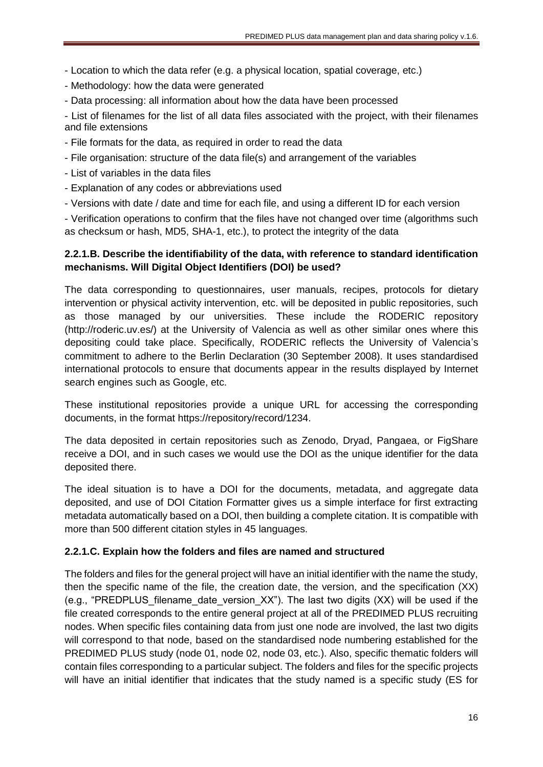- Location to which the data refer (e.g. a physical location, spatial coverage, etc.)
- Methodology: how the data were generated
- Data processing: all information about how the data have been processed
- List of filenames for the list of all data files associated with the project, with their filenames and file extensions
- File formats for the data, as required in order to read the data
- File organisation: structure of the data file(s) and arrangement of the variables
- List of variables in the data files
- Explanation of any codes or abbreviations used
- Versions with date / date and time for each file, and using a different ID for each version
- Verification operations to confirm that the files have not changed over time (algorithms such as checksum or hash, MD5, SHA-1, etc.), to protect the integrity of the data

### 2.2.1.B. Describe the identifiability of the data, with reference to standard identification mechanisms. Will Digital Object Identifiers (DOI) be used?

The data corresponding to questionnaires, user manuals, recipes, protocols for dietary intervention or physical activity intervention, etc. will be deposited in public repositories, such as those managed by our universities. These include the RODERIC repository (http://roderic.uv.es/) at the University of Valencia as well as other similar ones where this depositing could take place. Specifically, RODERIC reflects the University of Valencia's commitment to adhere to the Berlin Declaration (30 September 2008). It uses standardised international protocols to ensure that documents appear in the results displayed by Internet search engines such as Google, etc.

These institutional repositories provide a unique URL for accessing the corresponding documents, in the format https://repository/record/1234.

The data deposited in certain repositories such as Zenodo, Dryad, Pangaea, or FigShare receive a DOI, and in such cases we would use the DOI as the unique identifier for the data deposited there.

The ideal situation is to have a DOI for the documents, metadata, and aggregate data deposited, and use of DOI Citation Formatter gives us a simple interface for first extracting metadata automatically based on a DOI, then building a complete citation. It is compatible with more than 500 different citation styles in 45 languages.

### 2.2.1.C. Explain how the folders and files are named and structured

The folders and files for the general project will have an initial identifier with the name the study, then the specific name of the file, the creation date, the version, and the specification (XX) (e.g., "PREDPLUS_filename_date_version_XX"). The last two digits (XX) will be used if the file created corresponds to the entire general project at all of the PREDIMED PLUS recruiting nodes. When specific files containing data from just one node are involved, the last two digits will correspond to that node, based on the standardised node numbering established for the PREDIMED PLUS study (node 01, node 02, node 03, etc.). Also, specific thematic folders will contain files corresponding to a particular subject. The folders and files for the specific projects will have an initial identifier that indicates that the study named is a specific study (ES for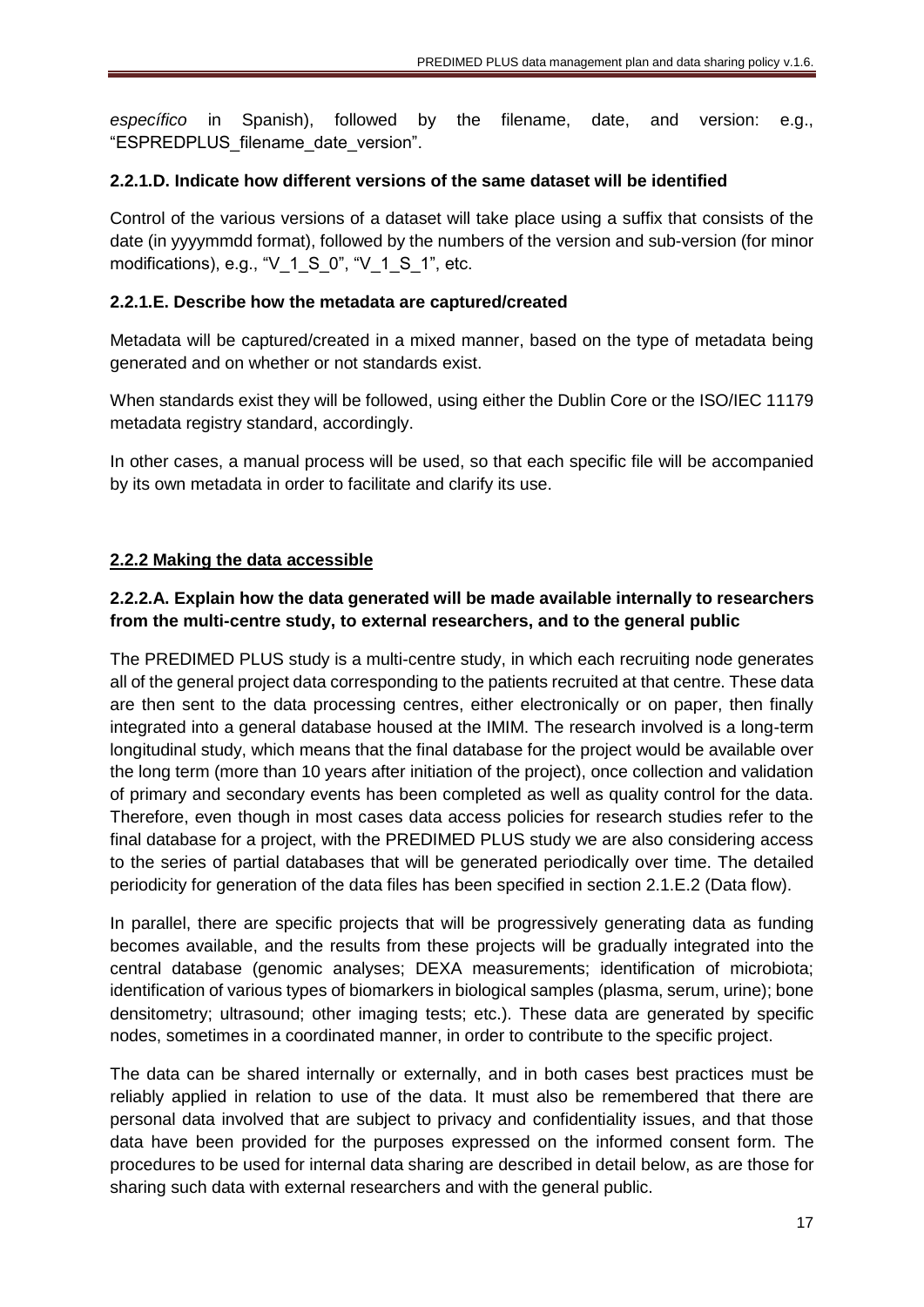*específico* in Spanish), followed by the filename, date, and version: e.g., "ESPREDPLUS_filename_date_version".

#### 2.2.1.D. Indicate how different versions of the same dataset will be identified

Control of the various versions of a dataset will take place using a suffix that consists of the date (in yyyymmdd format), followed by the numbers of the version and sub-version (for minor modifications), e.g., "V_1_S_0", "V_1_S_1", etc.

#### 2.2.1.E. Describe how the metadata are captured/created

Metadata will be captured/created in a mixed manner, based on the type of metadata being generated and on whether or not standards exist.

When standards exist they will be followed, using either the Dublin Core or the ISO/IEC 11179 metadata registry standard, accordingly.

In other cases, a manual process will be used, so that each specific file will be accompanied by its own metadata in order to facilitate and clarify its use.

### 2.2.2 Making the data accessible

#### 2.2.2.A. Explain how the data generated will be made available internally to researchers from the multi-centre study, to external researchers, and to the general public

The PREDIMED PLUS study is a multi-centre study, in which each recruiting node generates all of the general project data corresponding to the patients recruited at that centre. These data are then sent to the data processing centres, either electronically or on paper, then finally integrated into a general database housed at the IMIM. The research involved is a long-term longitudinal study, which means that the final database for the project would be available over the long term (more than 10 years after initiation of the project), once collection and validation of primary and secondary events has been completed as well as quality control for the data. Therefore, even though in most cases data access policies for research studies refer to the final database for a project, with the PREDIMED PLUS study we are also considering access to the series of partial databases that will be generated periodically over time. The detailed periodicity for generation of the data files has been specified in section 2.1.E.2 (Data flow).

In parallel, there are specific projects that will be progressively generating data as funding becomes available, and the results from these projects will be gradually integrated into the central database (genomic analyses; DEXA measurements; identification of microbiota; identification of various types of biomarkers in biological samples (plasma, serum, urine); bone densitometry; ultrasound; other imaging tests; etc.). These data are generated by specific nodes, sometimes in a coordinated manner, in order to contribute to the specific project.

The data can be shared internally or externally, and in both cases best practices must be reliably applied in relation to use of the data. It must also be remembered that there are personal data involved that are subject to privacy and confidentiality issues, and that those data have been provided for the purposes expressed on the informed consent form. The procedures to be used for internal data sharing are described in detail below, as are those for sharing such data with external researchers and with the general public.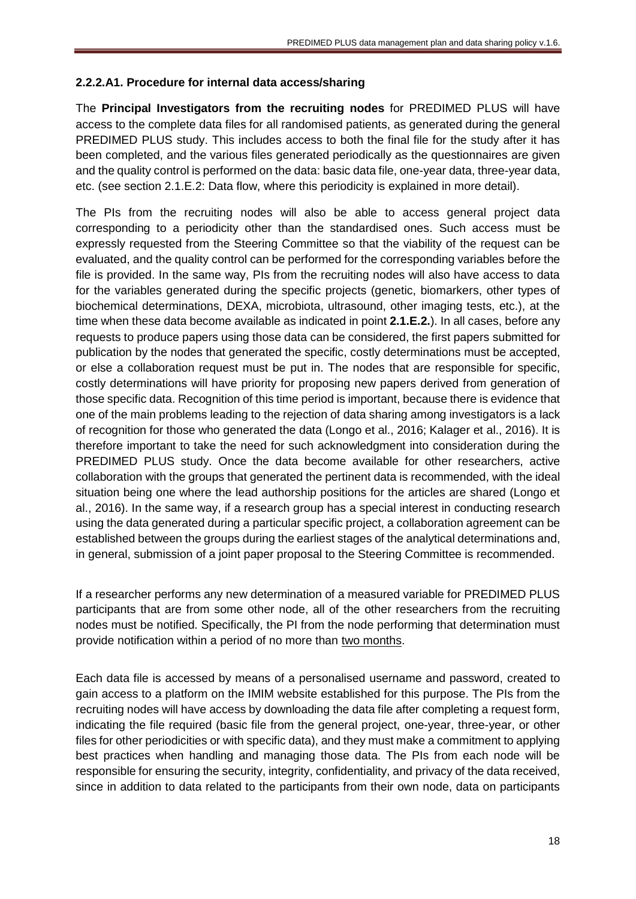### 2.2.2.A1. Procedure for internal data access/sharing

The **Principal Investigators from the recruiting nodes** for PREDIMED PLUS will have access to the complete data files for all randomised patients, as generated during the general PREDIMED PLUS study. This includes access to both the final file for the study after it has been completed, and the various files generated periodically as the questionnaires are given and the quality control is performed on the data: basic data file, one-year data, three-year data, etc. (see section 2.1.E.2: Data flow, where this periodicity is explained in more detail).

The PIs from the recruiting nodes will also be able to access general project data corresponding to a periodicity other than the standardised ones. Such access must be expressly requested from the Steering Committee so that the viability of the request can be evaluated, and the quality control can be performed for the corresponding variables before the file is provided. In the same way, PIs from the recruiting nodes will also have access to data for the variables generated during the specific projects (genetic, biomarkers, other types of biochemical determinations, DEXA, microbiota, ultrasound, other imaging tests, etc.), at the time when these data become available as indicated in point **2.1.E.2.**). In all cases, before any requests to produce papers using those data can be considered, the first papers submitted for publication by the nodes that generated the specific, costly determinations must be accepted, or else a collaboration request must be put in. The nodes that are responsible for specific, costly determinations will have priority for proposing new papers derived from generation of those specific data. Recognition of this time period is important, because there is evidence that one of the main problems leading to the rejection of data sharing among investigators is a lack of recognition for those who generated the data (Longo et al., 2016; Kalager et al., 2016). It is therefore important to take the need for such acknowledgment into consideration during the PREDIMED PLUS study. Once the data become available for other researchers, active collaboration with the groups that generated the pertinent data is recommended, with the ideal situation being one where the lead authorship positions for the articles are shared (Longo et al., 2016). In the same way, if a research group has a special interest in conducting research using the data generated during a particular specific project, a collaboration agreement can be established between the groups during the earliest stages of the analytical determinations and, in general, submission of a joint paper proposal to the Steering Committee is recommended.

If a researcher performs any new determination of a measured variable for PREDIMED PLUS participants that are from some other node, all of the other researchers from the recruiting nodes must be notified. Specifically, the PI from the node performing that determination must provide notification within a period of no more than <u>two months</u>.

Each data file is accessed by means of a personalised username and password, created to gain access to a platform on the IMIM website established for this purpose. The PIs from the recruiting nodes will have access by downloading the data file after completing a request form, indicating the file required (basic file from the general project, one-year, three-year, or other files for other periodicities or with specific data), and they must make a commitment to applying best practices when handling and managing those data. The PIs from each node will be responsible for ensuring the security, integrity, confidentiality, and privacy of the data received, since in addition to data related to the participants from their own node, data on participants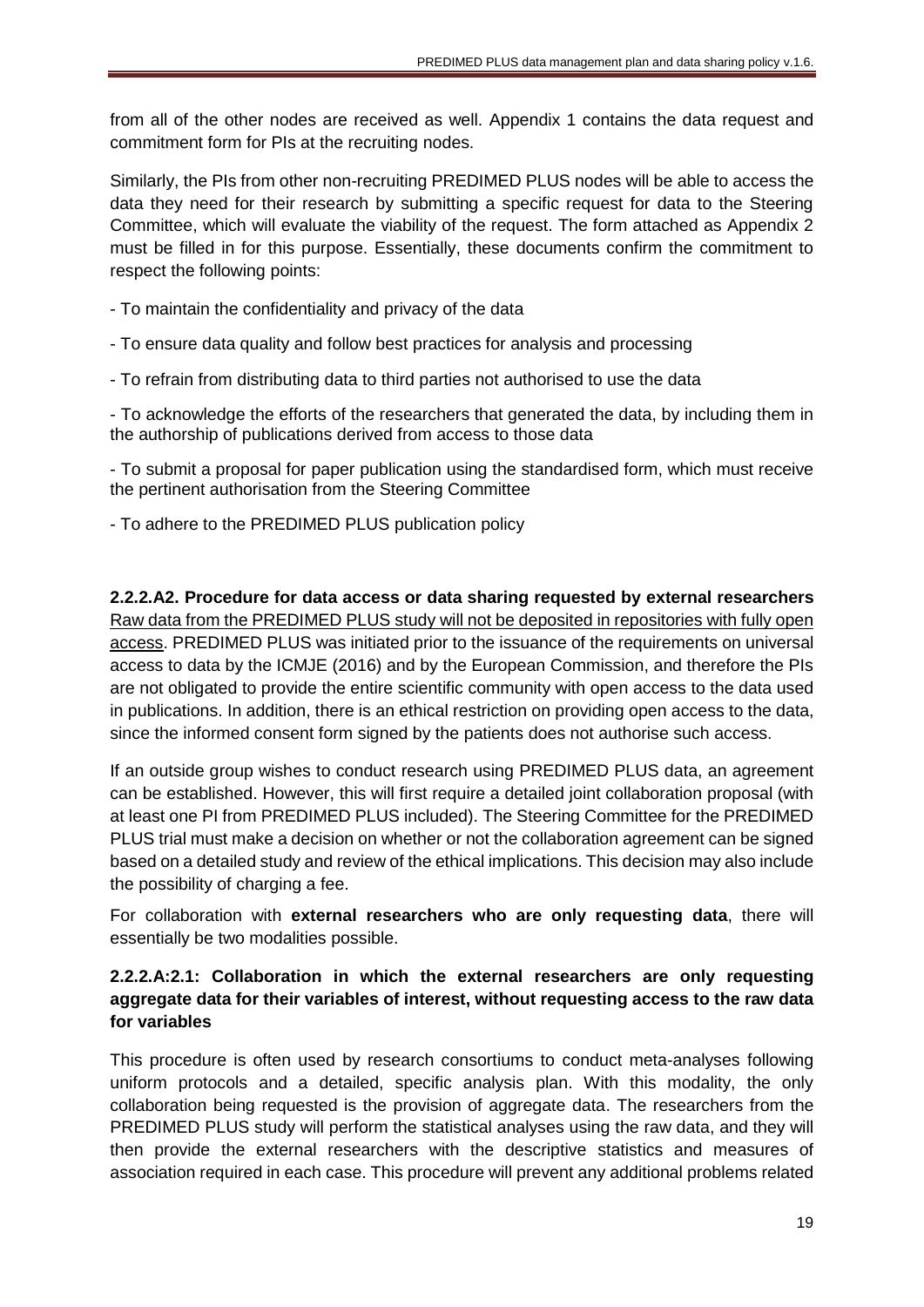from all of the other nodes are received as well. Appendix 1 contains the data request and commitment form for PIs at the recruiting nodes.

Similarly, the PIs from other non-recruiting PREDIMED PLUS nodes will be able to access the data they need for their research by submitting a specific request for data to the Steering Committee, which will evaluate the viability of the request. The form attached as Appendix 2 must be filled in for this purpose. Essentially, these documents confirm the commitment to respect the following points:

- To maintain the confidentiality and privacy of the data
- To ensure data quality and follow best practices for analysis and processing
- To refrain from distributing data to third parties not authorised to use the data
- To acknowledge the efforts of the researchers that generated the data, by including them in the authorship of publications derived from access to those data
- To submit a proposal for paper publication using the standardised form, which must receive the pertinent authorisation from the Steering Committee
- To adhere to the PREDIMED PLUS publication policy

**2.2.2.A2. Procedure for data access or data sharing requested by external researchers**

Raw data from the PREDIMED PLUS study will not be deposited in repositories with fully open access. PREDIMED PLUS was initiated prior to the issuance of the requirements on universal access to data by the ICMJE (2016) and by the European Commission, and therefore the PIs are not obligated to provide the entire scientific community with open access to the data used in publications. In addition, there is an ethical restriction on providing open access to the data, since the informed consent form signed by the patients does not authorise such access.

If an outside group wishes to conduct research using PREDIMED PLUS data, an agreement can be established. However, this will first require a detailed joint collaboration proposal (with at least one PI from PREDIMED PLUS included). The Steering Committee for the PREDIMED PLUS trial must make a decision on whether or not the collaboration agreement can be signed based on a detailed study and review of the ethical implications. This decision may also include the possibility of charging a fee.

For collaboration with **external researchers who are only requesting data**, there will essentially be two modalities possible.

**2.2.2.A:2.1: Collaboration in which the external researchers are only requesting aggregate data for their variables of interest, without requesting access to the raw data for variables**

This procedure is often used by research consortiums to conduct meta-analyses following uniform protocols and a detailed, specific analysis plan. With this modality, the only collaboration being requested is the provision of aggregate data. The researchers from the PREDIMED PLUS study will perform the statistical analyses using the raw data, and they will then provide the external researchers with the descriptive statistics and measures of association required in each case. This procedure will prevent any additional problems related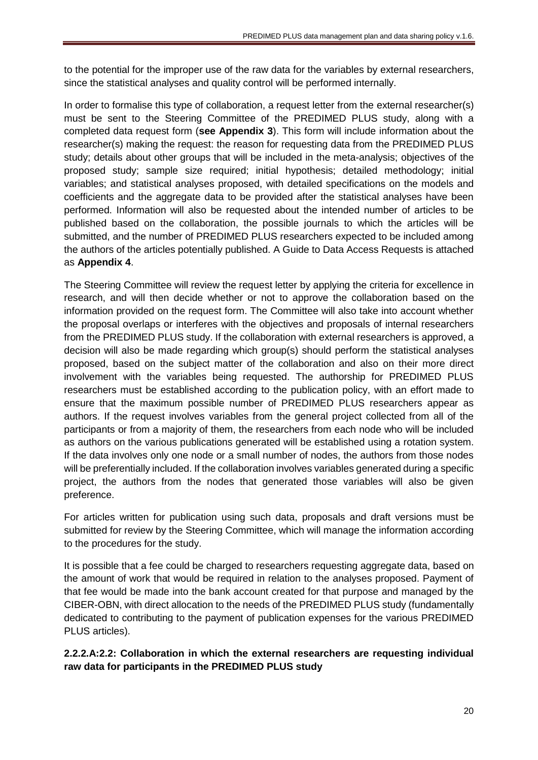to the potential for the improper use of the raw data for the variables by external researchers, since the statistical analyses and quality control will be performed internally.

In order to formalise this type of collaboration, a request letter from the external researcher(s) must be sent to the Steering Committee of the PREDIMED PLUS study, along with a completed data request form (**see Appendix 3**). This form will include information about the researcher(s) making the request: the reason for requesting data from the PREDIMED PLUS study; details about other groups that will be included in the meta-analysis; objectives of the proposed study; sample size required; initial hypothesis; detailed methodology; initial variables; and statistical analyses proposed, with detailed specifications on the models and coefficients and the aggregate data to be provided after the statistical analyses have been performed. Information will also be requested about the intended number of articles to be published based on the collaboration, the possible journals to which the articles will be submitted, and the number of PREDIMED PLUS researchers expected to be included among the authors of the articles potentially published. A Guide to Data Access Requests is attached as **Appendix 4**.

The Steering Committee will review the request letter by applying the criteria for excellence in research, and will then decide whether or not to approve the collaboration based on the information provided on the request form. The Committee will also take into account whether the proposal overlaps or interferes with the objectives and proposals of internal researchers from the PREDIMED PLUS study. If the collaboration with external researchers is approved, a decision will also be made regarding which group(s) should perform the statistical analyses proposed, based on the subject matter of the collaboration and also on their more direct involvement with the variables being requested. The authorship for PREDIMED PLUS researchers must be established according to the publication policy, with an effort made to ensure that the maximum possible number of PREDIMED PLUS researchers appear as authors. If the request involves variables from the general project collected from all of the participants or from a majority of them, the researchers from each node who will be included as authors on the various publications generated will be established using a rotation system. If the data involves only one node or a small number of nodes, the authors from those nodes will be preferentially included. If the collaboration involves variables generated during a specific project, the authors from the nodes that generated those variables will also be given preference.

For articles written for publication using such data, proposals and draft versions must be submitted for review by the Steering Committee, which will manage the information according to the procedures for the study.

It is possible that a fee could be charged to researchers requesting aggregate data, based on the amount of work that would be required in relation to the analyses proposed. Payment of that fee would be made into the bank account created for that purpose and managed by the CIBER-OBN, with direct allocation to the needs of the PREDIMED PLUS study (fundamentally dedicated to contributing to the payment of publication expenses for the various PREDIMED PLUS articles).

#### 2.2.2.A:2.2: Collaboration in which the external researchers are requesting individual raw data for participants in the PREDIMED PLUS study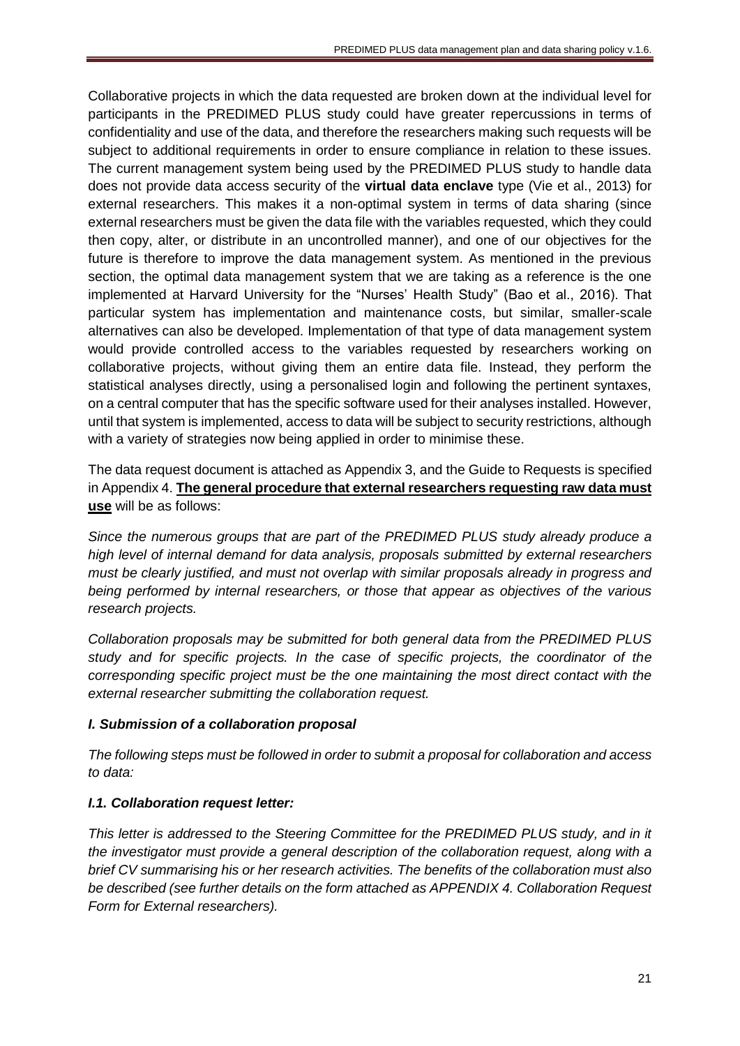Collaborative projects in which the data requested are broken down at the individual level for participants in the PREDIMED PLUS study could have greater repercussions in terms of confidentiality and use of the data, and therefore the researchers making such requests will be subject to additional requirements in order to ensure compliance in relation to these issues. The current management system being used by the PREDIMED PLUS study to handle data does not provide data access security of the **virtual data enclave** type (Vie et al., 2013) for external researchers. This makes it a non-optimal system in terms of data sharing (since external researchers must be given the data file with the variables requested, which they could then copy, alter, or distribute in an uncontrolled manner), and one of our objectives for the future is therefore to improve the data management system. As mentioned in the previous section, the optimal data management system that we are taking as a reference is the one implemented at Harvard University for the "Nurses' Health Study" (Bao et al., 2016). That particular system has implementation and maintenance costs, but similar, smaller-scale alternatives can also be developed. Implementation of that type of data management system would provide controlled access to the variables requested by researchers working on collaborative projects, without giving them an entire data file. Instead, they perform the statistical analyses directly, using a personalised login and following the pertinent syntaxes, on a central computer that has the specific software used for their analyses installed. However, until that system is implemented, access to data will be subject to security restrictions, although with a variety of strategies now being applied in order to minimise these.

The data request document is attached as Appendix 3, and the Guide to Requests is specified in Appendix 4. **The general procedure that external researchers requesting raw data must use** will be as follows:

*Since the numerous groups that are part of the PREDIMED PLUS study already produce a high level of internal demand for data analysis, proposals submitted by external researchers must be clearly justified, and must not overlap with similar proposals already in progress and being performed by internal researchers, or those that appear as objectives of the various research projects.*

*Collaboration proposals may be submitted for both general data from the PREDIMED PLUS study and for specific projects. In the case of specific projects, the coordinator of the corresponding specific project must be the one maintaining the most direct contact with the external researcher submitting the collaboration request.*

### *I. Submission of a collaboration proposal*

*The following steps must be followed in order to submit a proposal for collaboration and access to data:*

#### *I.1. Collaboration request letter:*

*This letter is addressed to the Steering Committee for the PREDIMED PLUS study, and in it the investigator must provide a general description of the collaboration request, along with a brief CV summarising his or her research activities. The benefits of the collaboration must also be described (see further details on the form attached as APPENDIX 4. Collaboration Request Form for External researchers).*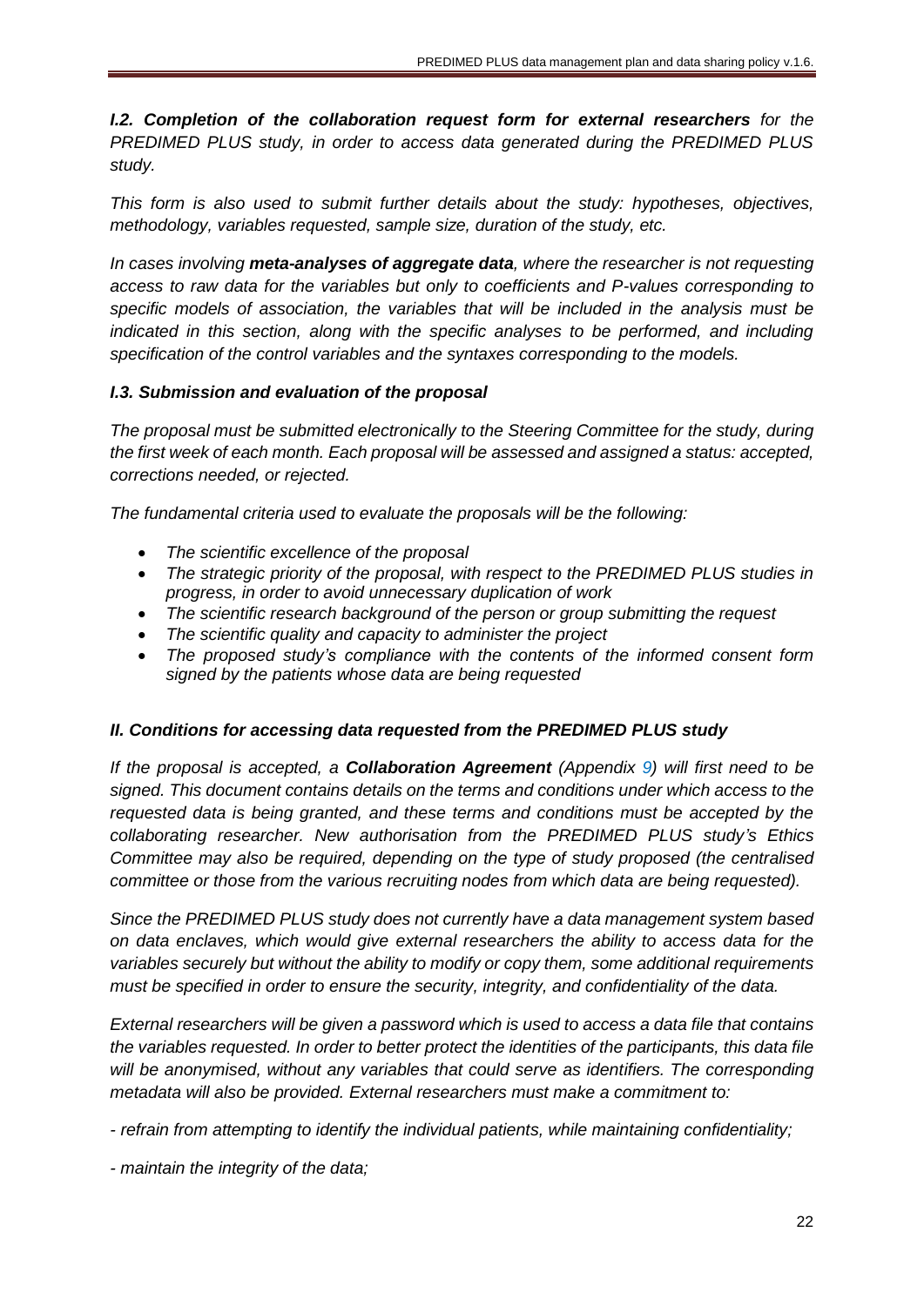*I.2. **Completion of the collaboration request form for external researchers** for the PREDIMED PLUS study, in order to access data generated during the PREDIMED PLUS study.*

*This form is also used to submit further details about the study: hypotheses, objectives, methodology, variables requested, sample size, duration of the study, etc.*

*In cases involving **meta-analyses of aggregate data**, where the researcher is not requesting access to raw data for the variables but only to coefficients and P-values corresponding to specific models of association, the variables that will be included in the analysis must be indicated in this section, along with the specific analyses to be performed, and including specification of the control variables and the syntaxes corresponding to the models.*

### *I.3. Submission and evaluation of the proposal*

*The proposal must be submitted electronically to the Steering Committee for the study, during the first week of each month. Each proposal will be assessed and assigned a status: accepted, corrections needed, or rejected.*

*The fundamental criteria used to evaluate the proposals will be the following:*

- *The scientific excellence of the proposal*
- *The strategic priority of the proposal, with respect to the PREDIMED PLUS studies in progress, in order to avoid unnecessary duplication of work*
- *The scientific research background of the person or group submitting the request*
- *The scientific quality and capacity to administer the project*
- *The proposed study's compliance with the contents of the informed consent form signed by the patients whose data are being requested*

### *II. Conditions for accessing data requested from the PREDIMED PLUS study*

*If the proposal is accepted, a **Collaboration Agreement** (Appendix 9) will first need to be signed. This document contains details on the terms and conditions under which access to the requested data is being granted, and these terms and conditions must be accepted by the collaborating researcher. New authorisation from the PREDIMED PLUS study's Ethics Committee may also be required, depending on the type of study proposed (the centralised committee or those from the various recruiting nodes from which data are being requested).*

*Since the PREDIMED PLUS study does not currently have a data management system based on data enclaves, which would give external researchers the ability to access data for the variables securely but without the ability to modify or copy them, some additional requirements must be specified in order to ensure the security, integrity, and confidentiality of the data.*

*External researchers will be given a password which is used to access a data file that contains the variables requested. In order to better protect the identities of the participants, this data file will be anonymised, without any variables that could serve as identifiers. The corresponding metadata will also be provided. External researchers must make a commitment to:*

*- refrain from attempting to identify the individual patients, while maintaining confidentiality;*

*- maintain the integrity of the data;*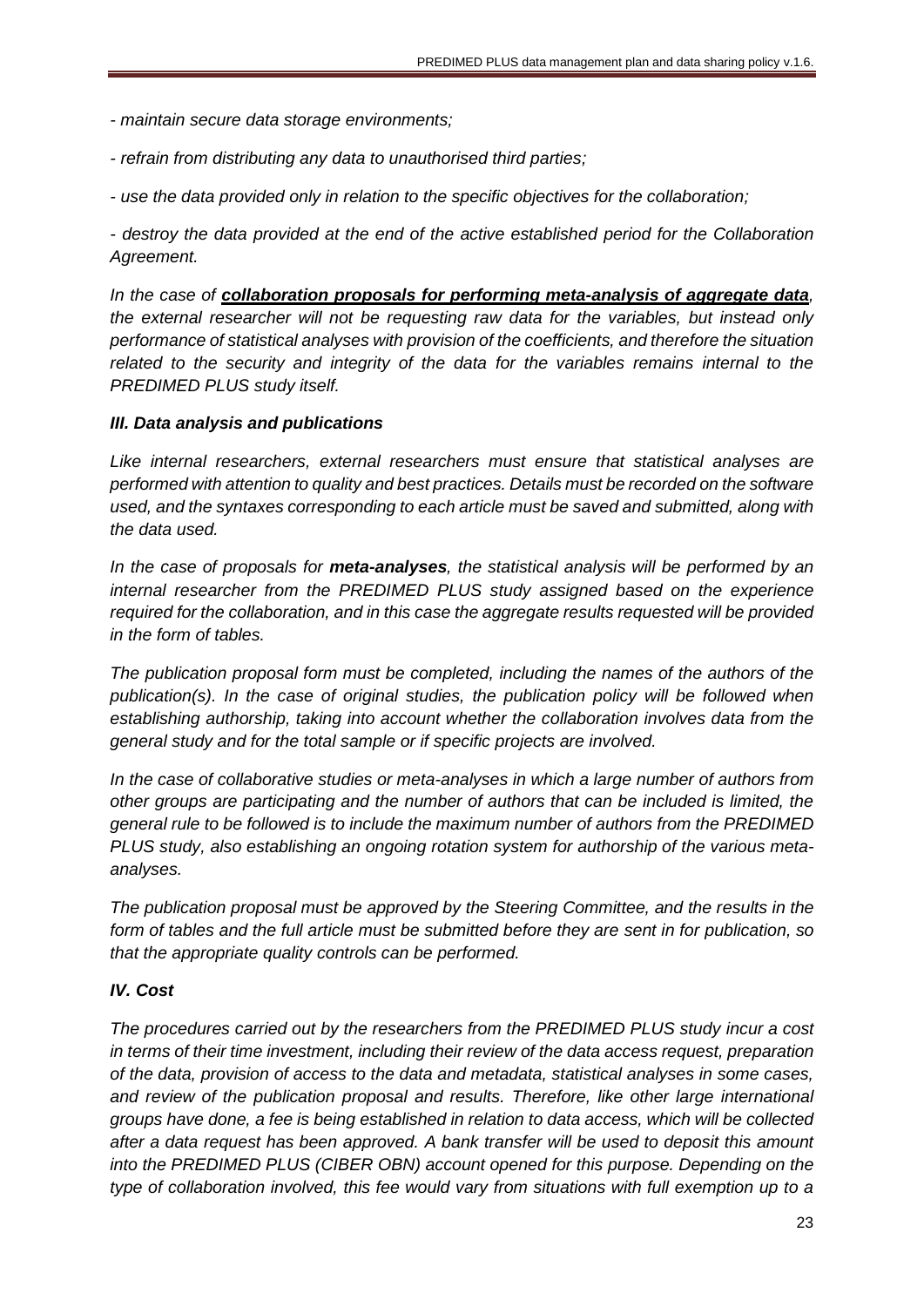*- maintain secure data storage environments;*

*- refrain from distributing any data to unauthorised third parties;*

*- use the data provided only in relation to the specific objectives for the collaboration;*

*- destroy the data provided at the end of the active established period for the Collaboration Agreement.*

*In the case of **collaboration proposals for performing meta-analysis of aggregate data**, the external researcher will not be requesting raw data for the variables, but instead only performance of statistical analyses with provision of the coefficients, and therefore the situation related to the security and integrity of the data for the variables remains internal to the PREDIMED PLUS study itself.*

***III. Data analysis and publications***

*Like internal researchers, external researchers must ensure that statistical analyses are performed with attention to quality and best practices. Details must be recorded on the software used, and the syntaxes corresponding to each article must be saved and submitted, along with the data used.*

*In the case of proposals for **meta-analyses**, the statistical analysis will be performed by an internal researcher from the PREDIMED PLUS study assigned based on the experience required for the collaboration, and in this case the aggregate results requested will be provided in the form of tables.*

*The publication proposal form must be completed, including the names of the authors of the publication(s). In the case of original studies, the publication policy will be followed when establishing authorship, taking into account whether the collaboration involves data from the general study and for the total sample or if specific projects are involved.*

*In the case of collaborative studies or meta-analyses in which a large number of authors from other groups are participating and the number of authors that can be included is limited, the general rule to be followed is to include the maximum number of authors from the PREDIMED PLUS study, also establishing an ongoing rotation system for authorship of the various meta-analyses.*

*The publication proposal must be approved by the Steering Committee, and the results in the form of tables and the full article must be submitted before they are sent in for publication, so that the appropriate quality controls can be performed.*

***IV. Cost***

*The procedures carried out by the researchers from the PREDIMED PLUS study incur a cost in terms of their time investment, including their review of the data access request, preparation of the data, provision of access to the data and metadata, statistical analyses in some cases, and review of the publication proposal and results. Therefore, like other large international groups have done, a fee is being established in relation to data access, which will be collected after a data request has been approved. A bank transfer will be used to deposit this amount into the PREDIMED PLUS (CIBER OBN) account opened for this purpose. Depending on the type of collaboration involved, this fee would vary from situations with full exemption up to a*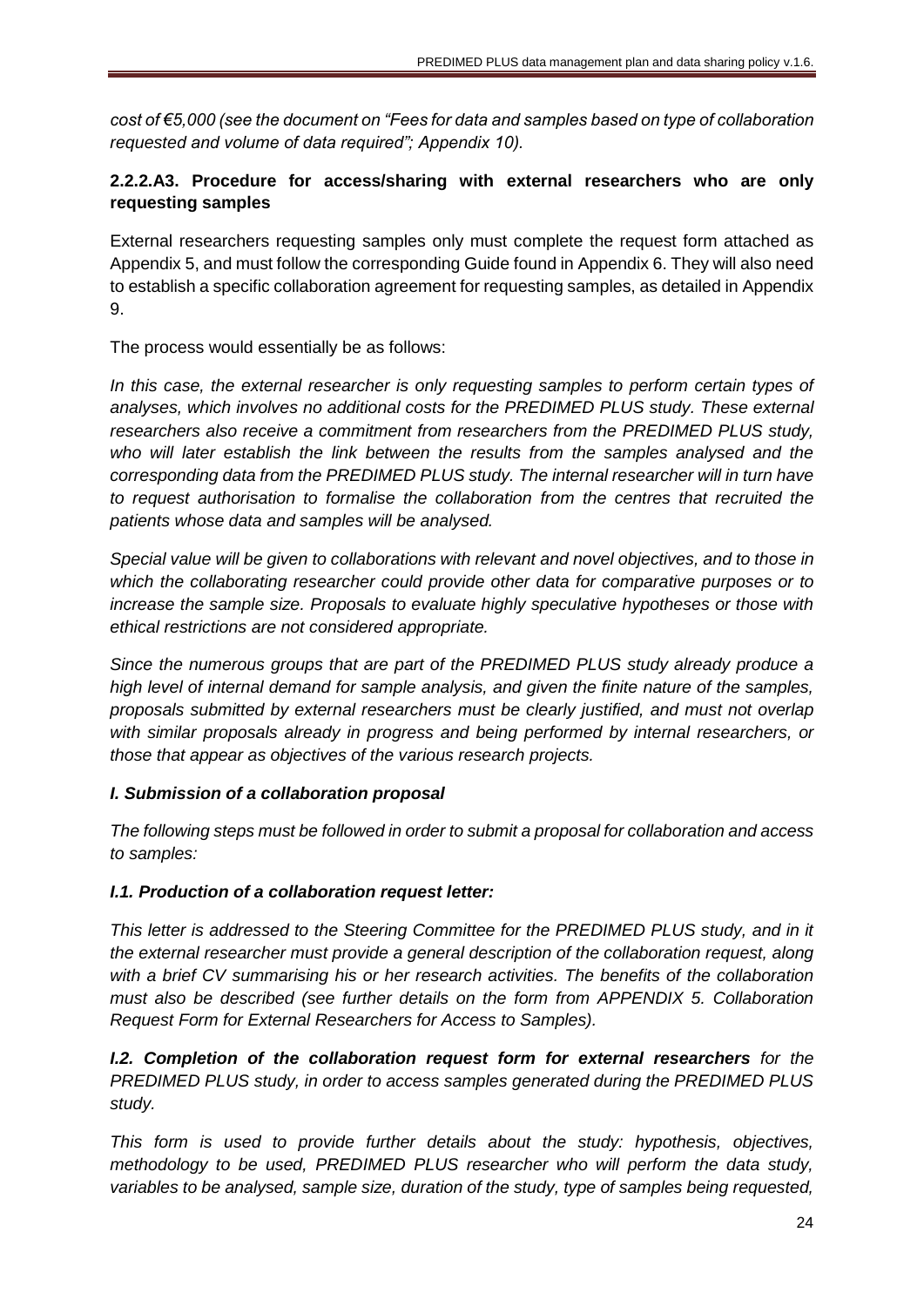*cost of €5,000 (see the document on "Fees for data and samples based on type of collaboration requested and volume of data required"; Appendix 10).*

### 2.2.2.A3. Procedure for access/sharing with external researchers who are only requesting samples

External researchers requesting samples only must complete the request form attached as Appendix 5, and must follow the corresponding Guide found in Appendix 6. They will also need to establish a specific collaboration agreement for requesting samples, as detailed in Appendix 9.

The process would essentially be as follows:

*In this case, the external researcher is only requesting samples to perform certain types of analyses, which involves no additional costs for the PREDIMED PLUS study. These external researchers also receive a commitment from researchers from the PREDIMED PLUS study, who will later establish the link between the results from the samples analysed and the corresponding data from the PREDIMED PLUS study. The internal researcher will in turn have to request authorisation to formalise the collaboration from the centres that recruited the patients whose data and samples will be analysed.*

*Special value will be given to collaborations with relevant and novel objectives, and to those in which the collaborating researcher could provide other data for comparative purposes or to increase the sample size. Proposals to evaluate highly speculative hypotheses or those with ethical restrictions are not considered appropriate.*

*Since the numerous groups that are part of the PREDIMED PLUS study already produce a high level of internal demand for sample analysis, and given the finite nature of the samples, proposals submitted by external researchers must be clearly justified, and must not overlap with similar proposals already in progress and being performed by internal researchers, or those that appear as objectives of the various research projects.*

***I. Submission of a collaboration proposal***

*The following steps must be followed in order to submit a proposal for collaboration and access to samples:*

***I.1. Production of a collaboration request letter:***

*This letter is addressed to the Steering Committee for the PREDIMED PLUS study, and in it the external researcher must provide a general description of the collaboration request, along with a brief CV summarising his or her research activities. The benefits of the collaboration must also be described (see further details on the form from APPENDIX 5. Collaboration Request Form for External Researchers for Access to Samples).*

***I.2. Completion of the collaboration request form for external researchers** for the PREDIMED PLUS study, in order to access samples generated during the PREDIMED PLUS study.*

*This form is used to provide further details about the study: hypothesis, objectives, methodology to be used, PREDIMED PLUS researcher who will perform the data study, variables to be analysed, sample size, duration of the study, type of samples being requested,*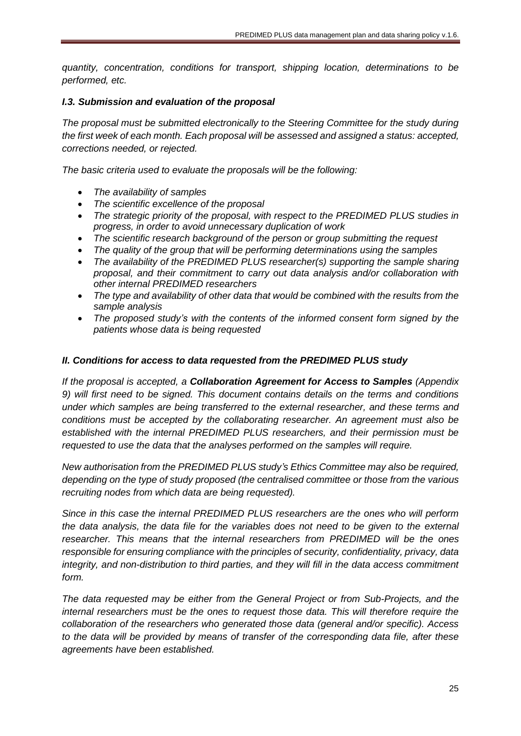*quantity, concentration, conditions for transport, shipping location, determinations to be performed, etc.*

### *I.3. Submission and evaluation of the proposal*

*The proposal must be submitted electronically to the Steering Committee for the study during the first week of each month. Each proposal will be assessed and assigned a status: accepted, corrections needed, or rejected.*

*The basic criteria used to evaluate the proposals will be the following:*

- *The availability of samples*
- *The scientific excellence of the proposal*
- *The strategic priority of the proposal, with respect to the PREDIMED PLUS studies in progress, in order to avoid unnecessary duplication of work*
- *The scientific research background of the person or group submitting the request*
- *The quality of the group that will be performing determinations using the samples*
- *The availability of the PREDIMED PLUS researcher(s) supporting the sample sharing proposal, and their commitment to carry out data analysis and/or collaboration with other internal PREDIMED researchers*
- *The type and availability of other data that would be combined with the results from the sample analysis*
- *The proposed study's with the contents of the informed consent form signed by the patients whose data is being requested*

### *II. Conditions for access to data requested from the PREDIMED PLUS study*

*If the proposal is accepted, a **Collaboration Agreement for Access to Samples** (Appendix 9) will first need to be signed. This document contains details on the terms and conditions under which samples are being transferred to the external researcher, and these terms and conditions must be accepted by the collaborating researcher. An agreement must also be established with the internal PREDIMED PLUS researchers, and their permission must be requested to use the data that the analyses performed on the samples will require.*

*New authorisation from the PREDIMED PLUS study's Ethics Committee may also be required, depending on the type of study proposed (the centralised committee or those from the various recruiting nodes from which data are being requested).*

*Since in this case the internal PREDIMED PLUS researchers are the ones who will perform the data analysis, the data file for the variables does not need to be given to the external researcher. This means that the internal researchers from PREDIMED will be the ones responsible for ensuring compliance with the principles of security, confidentiality, privacy, data integrity, and non-distribution to third parties, and they will fill in the data access commitment form.*

*The data requested may be either from the General Project or from Sub-Projects, and the internal researchers must be the ones to request those data. This will therefore require the collaboration of the researchers who generated those data (general and/or specific). Access to the data will be provided by means of transfer of the corresponding data file, after these agreements have been established.*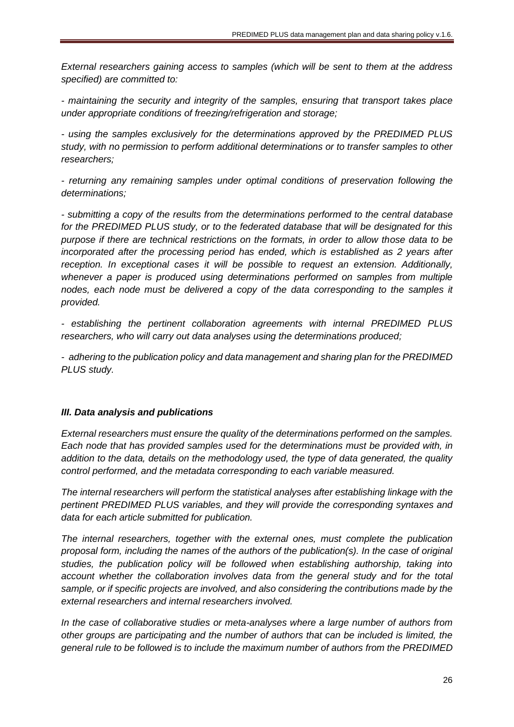*External researchers gaining access to samples (which will be sent to them at the address specified) are committed to:*

*- maintaining the security and integrity of the samples, ensuring that transport takes place under appropriate conditions of freezing/refrigeration and storage;*

*- using the samples exclusively for the determinations approved by the PREDIMED PLUS study, with no permission to perform additional determinations or to transfer samples to other researchers;*

*- returning any remaining samples under optimal conditions of preservation following the determinations;*

*- submitting a copy of the results from the determinations performed to the central database for the PREDIMED PLUS study, or to the federated database that will be designated for this purpose if there are technical restrictions on the formats, in order to allow those data to be incorporated after the processing period has ended, which is established as 2 years after reception. In exceptional cases it will be possible to request an extension. Additionally, whenever a paper is produced using determinations performed on samples from multiple nodes, each node must be delivered a copy of the data corresponding to the samples it provided.*

*- establishing the pertinent collaboration agreements with internal PREDIMED PLUS researchers, who will carry out data analyses using the determinations produced;*

*- adhering to the publication policy and data management and sharing plan for the PREDIMED PLUS study.*

### ***III. Data analysis and publications***

*External researchers must ensure the quality of the determinations performed on the samples. Each node that has provided samples used for the determinations must be provided with, in addition to the data, details on the methodology used, the type of data generated, the quality control performed, and the metadata corresponding to each variable measured.*

*The internal researchers will perform the statistical analyses after establishing linkage with the pertinent PREDIMED PLUS variables, and they will provide the corresponding syntaxes and data for each article submitted for publication.*

*The internal researchers, together with the external ones, must complete the publication proposal form, including the names of the authors of the publication(s). In the case of original studies, the publication policy will be followed when establishing authorship, taking into account whether the collaboration involves data from the general study and for the total sample, or if specific projects are involved, and also considering the contributions made by the external researchers and internal researchers involved.*

*In the case of collaborative studies or meta-analyses where a large number of authors from other groups are participating and the number of authors that can be included is limited, the general rule to be followed is to include the maximum number of authors from the PREDIMED*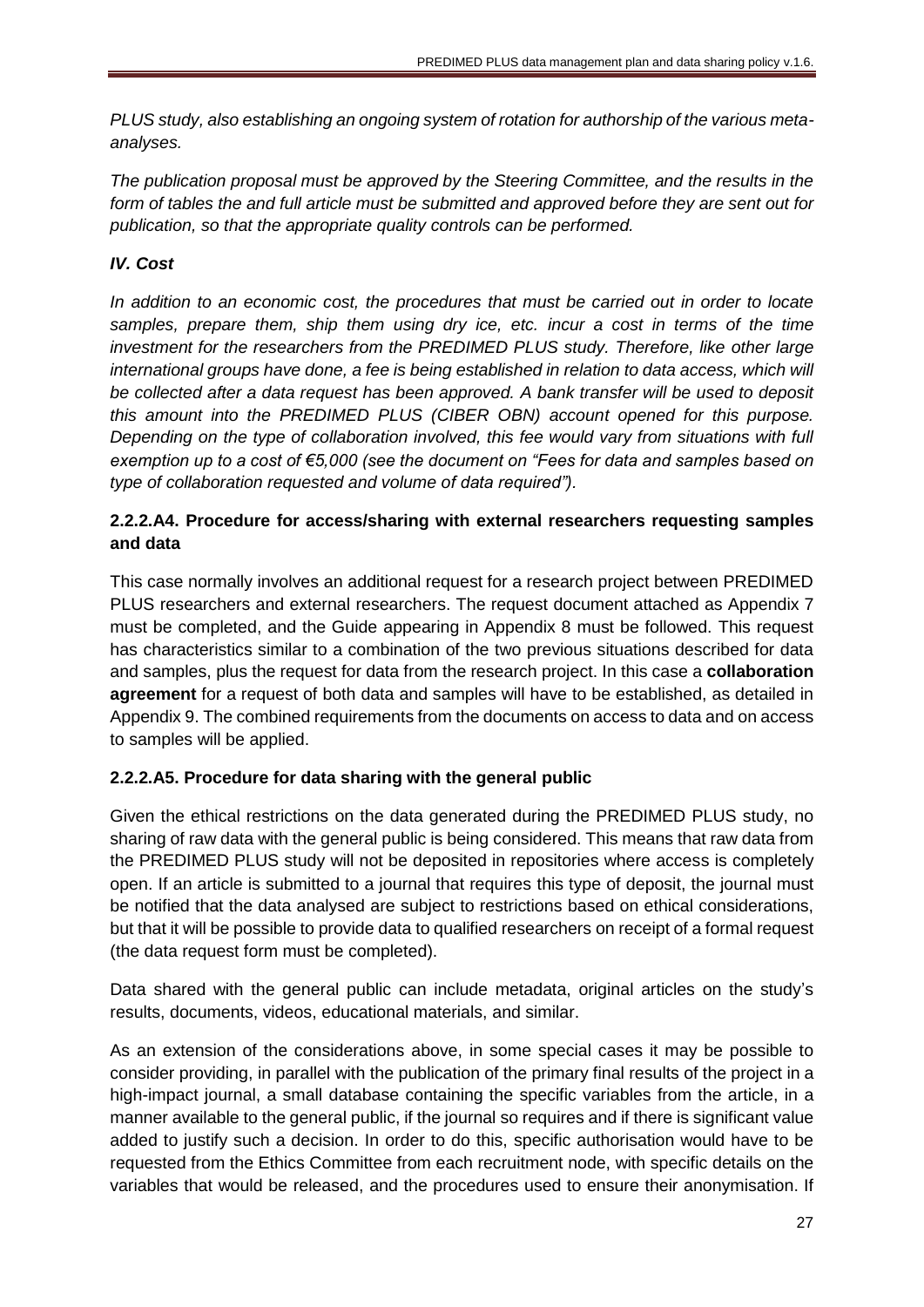*PLUS study, also establishing an ongoing system of rotation for authorship of the various meta-analyses.*

*The publication proposal must be approved by the Steering Committee, and the results in the form of tables the and full article must be submitted and approved before they are sent out for publication, so that the appropriate quality controls can be performed.*

***IV. Cost***

*In addition to an economic cost, the procedures that must be carried out in order to locate samples, prepare them, ship them using dry ice, etc. incur a cost in terms of the time investment for the researchers from the PREDIMED PLUS study. Therefore, like other large international groups have done, a fee is being established in relation to data access, which will be collected after a data request has been approved. A bank transfer will be used to deposit this amount into the PREDIMED PLUS (CIBER OBN) account opened for this purpose. Depending on the type of collaboration involved, this fee would vary from situations with full exemption up to a cost of €5,000 (see the document on "Fees for data and samples based on type of collaboration requested and volume of data required").*

### 2.2.2.A4. Procedure for access/sharing with external researchers requesting samples and data

This case normally involves an additional request for a research project between PREDIMED PLUS researchers and external researchers. The request document attached as Appendix 7 must be completed, and the Guide appearing in Appendix 8 must be followed. This request has characteristics similar to a combination of the two previous situations described for data and samples, plus the request for data from the research project. In this case a **collaboration agreement** for a request of both data and samples will have to be established, as detailed in Appendix 9. The combined requirements from the documents on access to data and on access to samples will be applied.

### 2.2.2.A5. Procedure for data sharing with the general public

Given the ethical restrictions on the data generated during the PREDIMED PLUS study, no sharing of raw data with the general public is being considered. This means that raw data from the PREDIMED PLUS study will not be deposited in repositories where access is completely open. If an article is submitted to a journal that requires this type of deposit, the journal must be notified that the data analysed are subject to restrictions based on ethical considerations, but that it will be possible to provide data to qualified researchers on receipt of a formal request (the data request form must be completed).

Data shared with the general public can include metadata, original articles on the study's results, documents, videos, educational materials, and similar.

As an extension of the considerations above, in some special cases it may be possible to consider providing, in parallel with the publication of the primary final results of the project in a high-impact journal, a small database containing the specific variables from the article, in a manner available to the general public, if the journal so requires and if there is significant value added to justify such a decision. In order to do this, specific authorisation would have to be requested from the Ethics Committee from each recruitment node, with specific details on the variables that would be released, and the procedures used to ensure their anonymisation. If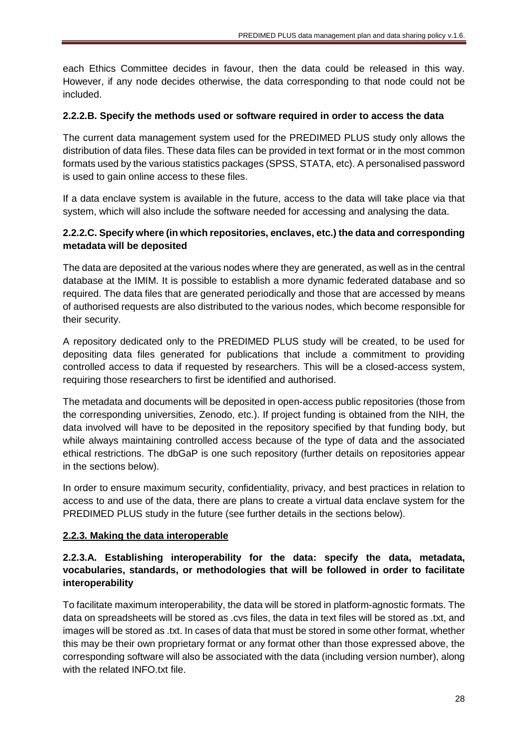each Ethics Committee decides in favour, then the data could be released in this way. However, if any node decides otherwise, the data corresponding to that node could not be included.

#### 2.2.2.B. Specify the methods used or software required in order to access the data

The current data management system used for the PREDIMED PLUS study only allows the distribution of data files. These data files can be provided in text format or in the most common formats used by the various statistics packages (SPSS, STATA, etc). A personalised password is used to gain online access to these files.

If a data enclave system is available in the future, access to the data will take place via that system, which will also include the software needed for accessing and analysing the data.

#### 2.2.2.C. Specify where (in which repositories, enclaves, etc.) the data and corresponding metadata will be deposited

The data are deposited at the various nodes where they are generated, as well as in the central database at the IMIM. It is possible to establish a more dynamic federated database and so required. The data files that are generated periodically and those that are accessed by means of authorised requests are also distributed to the various nodes, which become responsible for their security.

A repository dedicated only to the PREDIMED PLUS study will be created, to be used for depositing data files generated for publications that include a commitment to providing controlled access to data if requested by researchers. This will be a closed-access system, requiring those researchers to first be identified and authorised.

The metadata and documents will be deposited in open-access public repositories (those from the corresponding universities, Zenodo, etc.). If project funding is obtained from the NIH, the data involved will have to be deposited in the repository specified by that funding body, but while always maintaining controlled access because of the type of data and the associated ethical restrictions. The dbGaP is one such repository (further details on repositories appear in the sections below).

In order to ensure maximum security, confidentiality, privacy, and best practices in relation to access to and use of the data, there are plans to create a virtual data enclave system for the PREDIMED PLUS study in the future (see further details in the sections below).

### 2.2.3. Making the data interoperable

#### 2.2.3.A. Establishing interoperability for the data: specify the data, metadata, vocabularies, standards, or methodologies that will be followed in order to facilitate interoperability

To facilitate maximum interoperability, the data will be stored in platform-agnostic formats. The data on spreadsheets will be stored as .cvs files, the data in text files will be stored as .txt, and images will be stored as .txt. In cases of data that must be stored in some other format, whether this may be their own proprietary format or any format other than those expressed above, the corresponding software will also be associated with the data (including version number), along with the related INFO.txt file.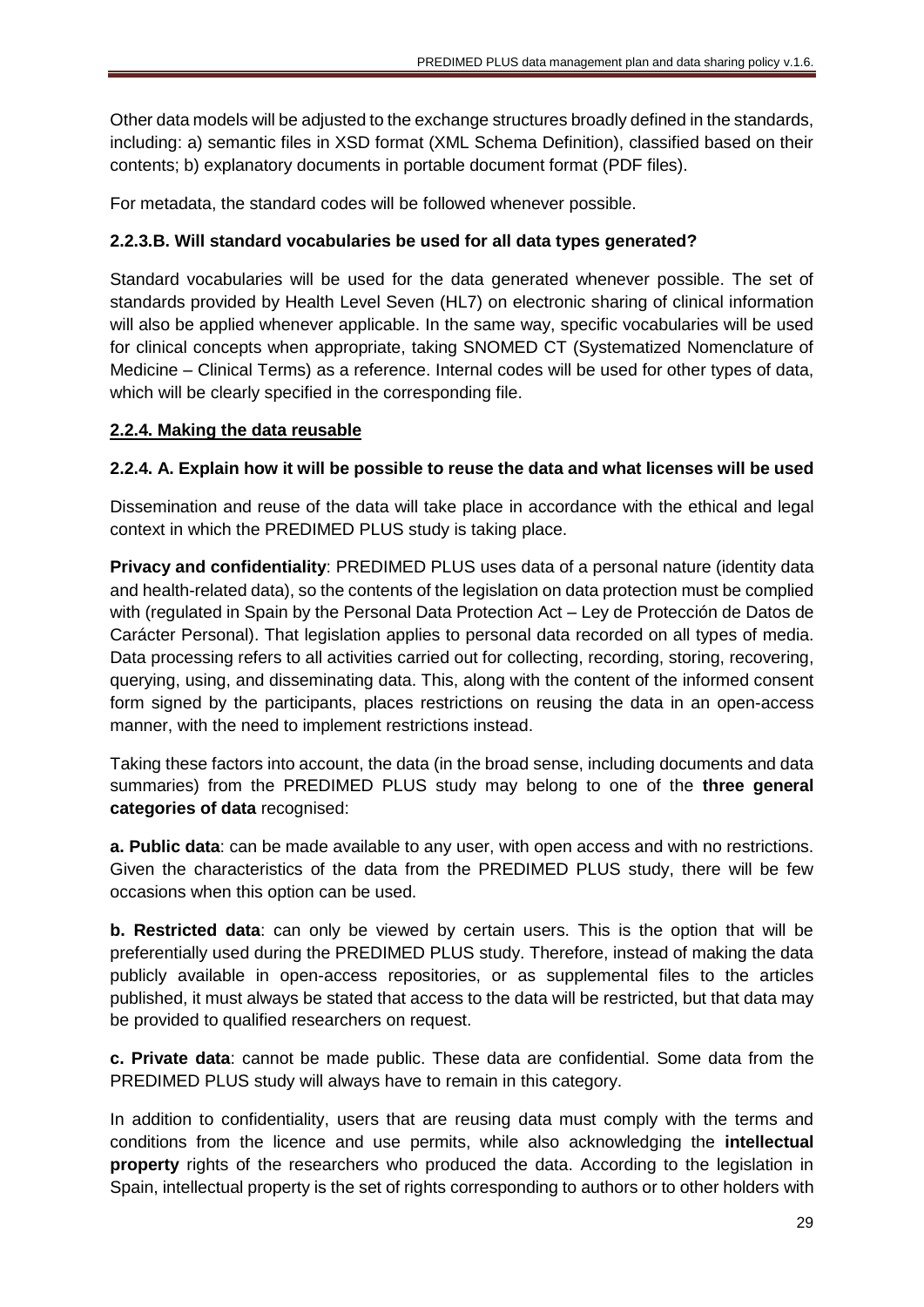Other data models will be adjusted to the exchange structures broadly defined in the standards, including: a) semantic files in XSD format (XML Schema Definition), classified based on their contents; b) explanatory documents in portable document format (PDF files).

For metadata, the standard codes will be followed whenever possible.

#### 2.2.3.B. Will standard vocabularies be used for all data types generated?

Standard vocabularies will be used for the data generated whenever possible. The set of standards provided by Health Level Seven (HL7) on electronic sharing of clinical information will also be applied whenever applicable. In the same way, specific vocabularies will be used for clinical concepts when appropriate, taking SNOMED CT (Systematized Nomenclature of Medicine – Clinical Terms) as a reference. Internal codes will be used for other types of data, which will be clearly specified in the corresponding file.

### 2.2.4. Making the data reusable

#### 2.2.4. A. Explain how it will be possible to reuse the data and what licenses will be used

Dissemination and reuse of the data will take place in accordance with the ethical and legal context in which the PREDIMED PLUS study is taking place.

**Privacy and confidentiality**: PREDIMED PLUS uses data of a personal nature (identity data and health-related data), so the contents of the legislation on data protection must be complied with (regulated in Spain by the Personal Data Protection Act – Ley de Protección de Datos de Carácter Personal). That legislation applies to personal data recorded on all types of media. Data processing refers to all activities carried out for collecting, recording, storing, recovering, querying, using, and disseminating data. This, along with the content of the informed consent form signed by the participants, places restrictions on reusing the data in an open-access manner, with the need to implement restrictions instead.

Taking these factors into account, the data (in the broad sense, including documents and data summaries) from the PREDIMED PLUS study may belong to one of the **three general categories of data** recognised:

**a. Public data**: can be made available to any user, with open access and with no restrictions. Given the characteristics of the data from the PREDIMED PLUS study, there will be few occasions when this option can be used.

**b. Restricted data**: can only be viewed by certain users. This is the option that will be preferentially used during the PREDIMED PLUS study. Therefore, instead of making the data publicly available in open-access repositories, or as supplemental files to the articles published, it must always be stated that access to the data will be restricted, but that data may be provided to qualified researchers on request.

**c. Private data**: cannot be made public. These data are confidential. Some data from the PREDIMED PLUS study will always have to remain in this category.

In addition to confidentiality, users that are reusing data must comply with the terms and conditions from the licence and use permits, while also acknowledging the **intellectual property** rights of the researchers who produced the data. According to the legislation in Spain, intellectual property is the set of rights corresponding to authors or to other holders with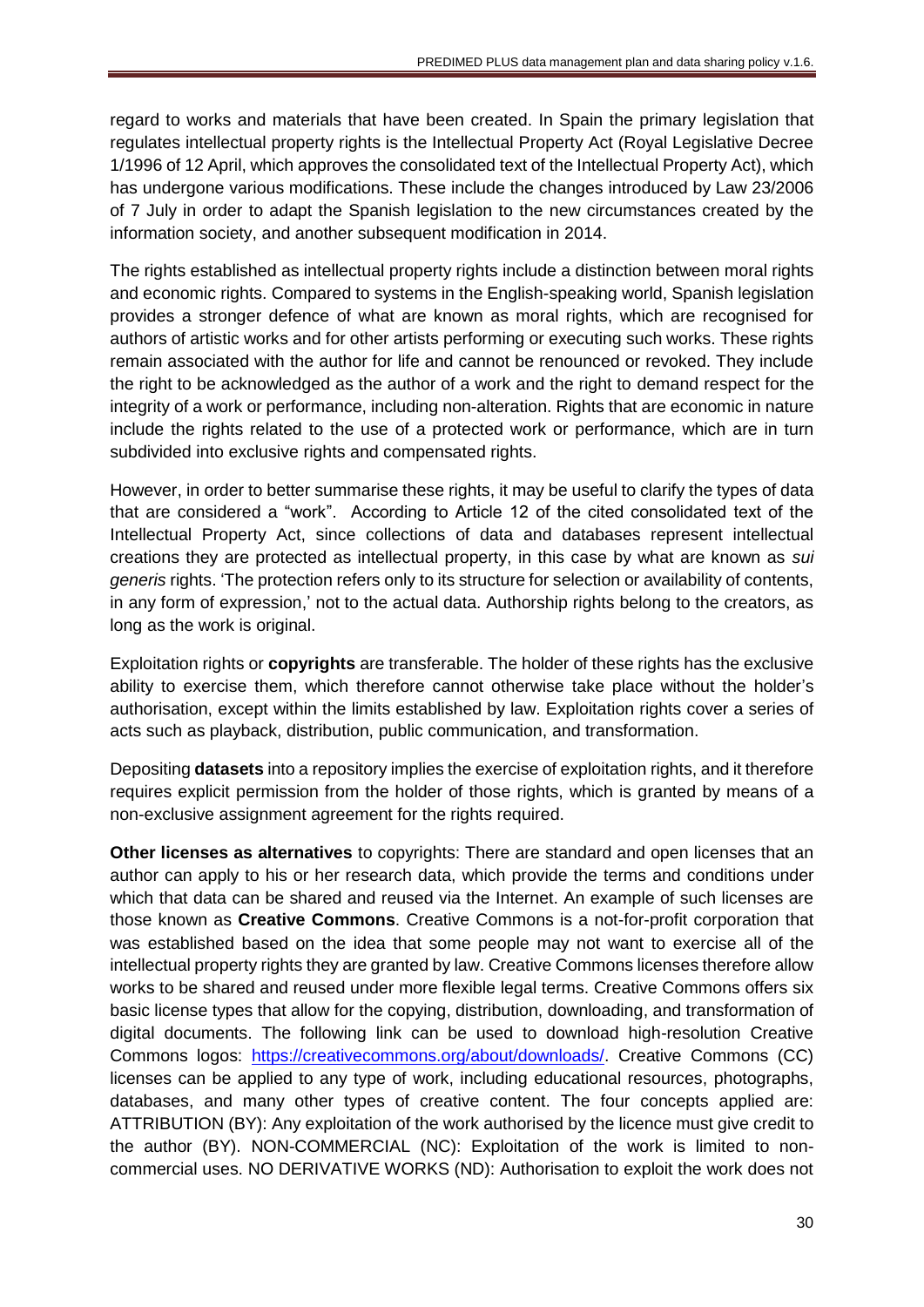regard to works and materials that have been created. In Spain the primary legislation that regulates intellectual property rights is the Intellectual Property Act (Royal Legislative Decree 1/1996 of 12 April, which approves the consolidated text of the Intellectual Property Act), which has undergone various modifications. These include the changes introduced by Law 23/2006 of 7 July in order to adapt the Spanish legislation to the new circumstances created by the information society, and another subsequent modification in 2014.

The rights established as intellectual property rights include a distinction between moral rights and economic rights. Compared to systems in the English-speaking world, Spanish legislation provides a stronger defence of what are known as moral rights, which are recognised for authors of artistic works and for other artists performing or executing such works. These rights remain associated with the author for life and cannot be renounced or revoked. They include the right to be acknowledged as the author of a work and the right to demand respect for the integrity of a work or performance, including non-alteration. Rights that are economic in nature include the rights related to the use of a protected work or performance, which are in turn subdivided into exclusive rights and compensated rights.

However, in order to better summarise these rights, it may be useful to clarify the types of data that are considered a "work". According to Article 12 of the cited consolidated text of the Intellectual Property Act, since collections of data and databases represent intellectual creations they are protected as intellectual property, in this case by what are known as *sui generis* rights. 'The protection refers only to its structure for selection or availability of contents, in any form of expression,' not to the actual data. Authorship rights belong to the creators, as long as the work is original.

Exploitation rights or **copyrights** are transferable. The holder of these rights has the exclusive ability to exercise them, which therefore cannot otherwise take place without the holder's authorisation, except within the limits established by law. Exploitation rights cover a series of acts such as playback, distribution, public communication, and transformation.

Depositing **datasets** into a repository implies the exercise of exploitation rights, and it therefore requires explicit permission from the holder of those rights, which is granted by means of a non-exclusive assignment agreement for the rights required.

**Other licenses as alternatives** to copyrights: There are standard and open licenses that an author can apply to his or her research data, which provide the terms and conditions under which that data can be shared and reused via the Internet. An example of such licenses are those known as **Creative Commons**. Creative Commons is a not-for-profit corporation that was established based on the idea that some people may not want to exercise all of the intellectual property rights they are granted by law. Creative Commons licenses therefore allow works to be shared and reused under more flexible legal terms. Creative Commons offers six basic license types that allow for the copying, distribution, downloading, and transformation of digital documents. The following link can be used to download high-resolution Creative Commons logos: [https://creativecommons.org/about/downloads/](https://creativecommons.org/about/downloads/). Creative Commons (CC) licenses can be applied to any type of work, including educational resources, photographs, databases, and many other types of creative content. The four concepts applied are: ATTRIBUTION (BY): Any exploitation of the work authorised by the licence must give credit to the author (BY). NON-COMMERCIAL (NC): Exploitation of the work is limited to non-commercial uses. NO DERIVATIVE WORKS (ND): Authorisation to exploit the work does not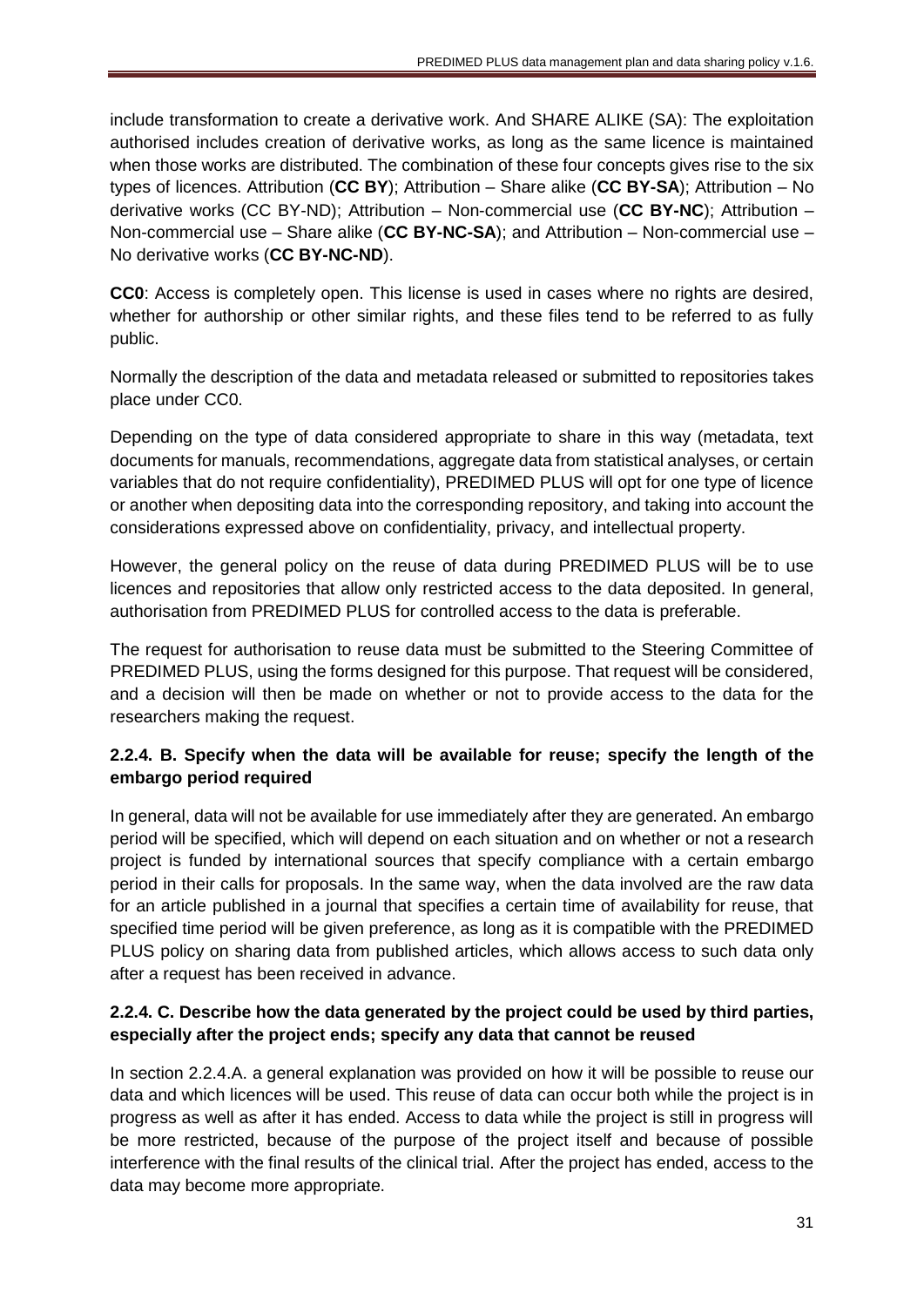include transformation to create a derivative work. And SHARE ALIKE (SA): The exploitation authorised includes creation of derivative works, as long as the same licence is maintained when those works are distributed. The combination of these four concepts gives rise to the six types of licences. Attribution (**CC BY**); Attribution – Share alike (**CC BY-SA**); Attribution – No derivative works (CC BY-ND); Attribution – Non-commercial use (**CC BY-NC**); Attribution – Non-commercial use – Share alike (**CC BY-NC-SA**); and Attribution – Non-commercial use – No derivative works (**CC BY-NC-ND**).

**CC0**: Access is completely open. This license is used in cases where no rights are desired, whether for authorship or other similar rights, and these files tend to be referred to as fully public.

Normally the description of the data and metadata released or submitted to repositories takes place under CC0.

Depending on the type of data considered appropriate to share in this way (metadata, text documents for manuals, recommendations, aggregate data from statistical analyses, or certain variables that do not require confidentiality), PREDIMED PLUS will opt for one type of licence or another when depositing data into the corresponding repository, and taking into account the considerations expressed above on confidentiality, privacy, and intellectual property.

However, the general policy on the reuse of data during PREDIMED PLUS will be to use licences and repositories that allow only restricted access to the data deposited. In general, authorisation from PREDIMED PLUS for controlled access to the data is preferable.

The request for authorisation to reuse data must be submitted to the Steering Committee of PREDIMED PLUS, using the forms designed for this purpose. That request will be considered, and a decision will then be made on whether or not to provide access to the data for the researchers making the request.

### 2.2.4. B. Specify when the data will be available for reuse; specify the length of the embargo period required

In general, data will not be available for use immediately after they are generated. An embargo period will be specified, which will depend on each situation and on whether or not a research project is funded by international sources that specify compliance with a certain embargo period in their calls for proposals. In the same way, when the data involved are the raw data for an article published in a journal that specifies a certain time of availability for reuse, that specified time period will be given preference, as long as it is compatible with the PREDIMED PLUS policy on sharing data from published articles, which allows access to such data only after a request has been received in advance.

### 2.2.4. C. Describe how the data generated by the project could be used by third parties, especially after the project ends; specify any data that cannot be reused

In section 2.2.4.A. a general explanation was provided on how it will be possible to reuse our data and which licences will be used. This reuse of data can occur both while the project is in progress as well as after it has ended. Access to data while the project is still in progress will be more restricted, because of the purpose of the project itself and because of possible interference with the final results of the clinical trial. After the project has ended, access to the data may become more appropriate.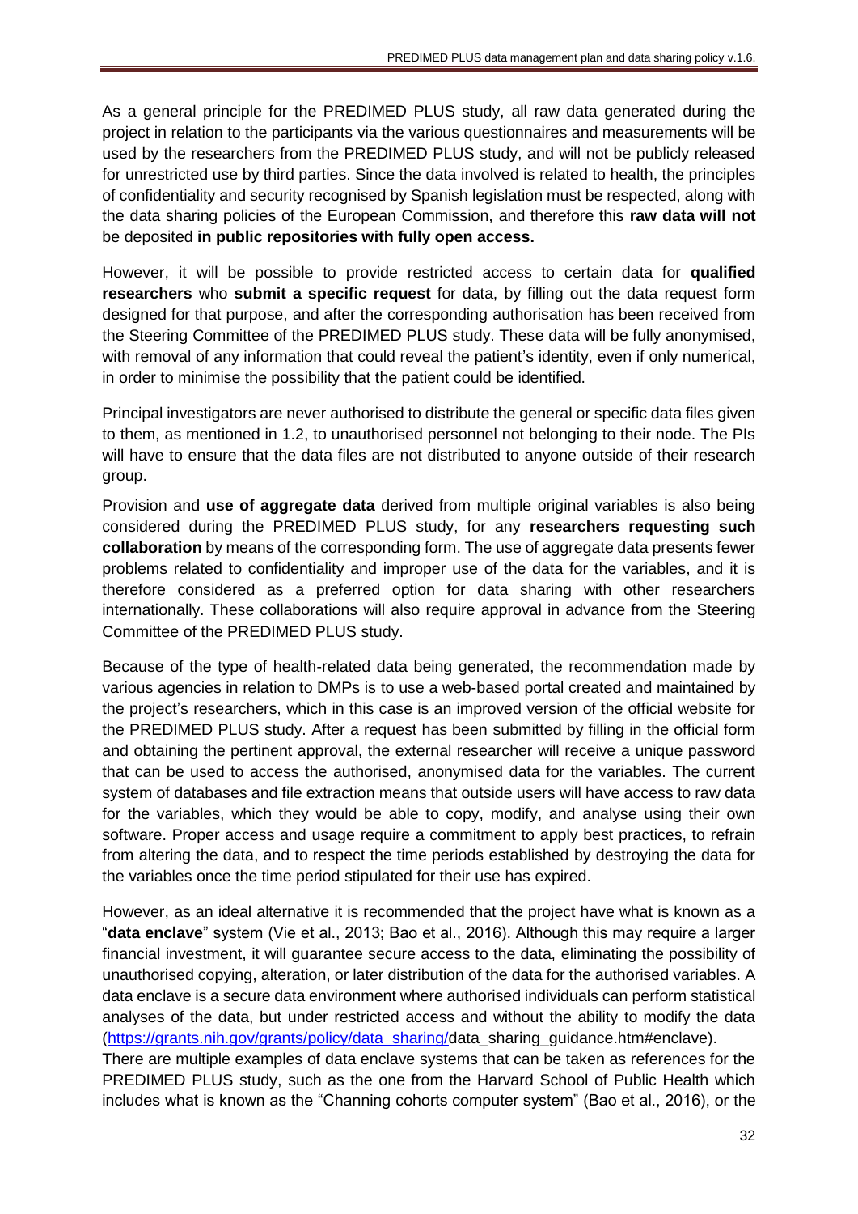As a general principle for the PREDIMED PLUS study, all raw data generated during the project in relation to the participants via the various questionnaires and measurements will be used by the researchers from the PREDIMED PLUS study, and will not be publicly released for unrestricted use by third parties. Since the data involved is related to health, the principles of confidentiality and security recognised by Spanish legislation must be respected, along with the data sharing policies of the European Commission, and therefore this **raw data will not** be deposited **in public repositories with fully open access.**

However, it will be possible to provide restricted access to certain data for **qualified researchers** who **submit a specific request** for data, by filling out the data request form designed for that purpose, and after the corresponding authorisation has been received from the Steering Committee of the PREDIMED PLUS study. These data will be fully anonymised, with removal of any information that could reveal the patient's identity, even if only numerical, in order to minimise the possibility that the patient could be identified.

Principal investigators are never authorised to distribute the general or specific data files given to them, as mentioned in 1.2, to unauthorised personnel not belonging to their node. The PIs will have to ensure that the data files are not distributed to anyone outside of their research group.

Provision and **use of aggregate data** derived from multiple original variables is also being considered during the PREDIMED PLUS study, for any **researchers requesting such collaboration** by means of the corresponding form. The use of aggregate data presents fewer problems related to confidentiality and improper use of the data for the variables, and it is therefore considered as a preferred option for data sharing with other researchers internationally. These collaborations will also require approval in advance from the Steering Committee of the PREDIMED PLUS study.

Because of the type of health-related data being generated, the recommendation made by various agencies in relation to DMPs is to use a web-based portal created and maintained by the project's researchers, which in this case is an improved version of the official website for the PREDIMED PLUS study. After a request has been submitted by filling in the official form and obtaining the pertinent approval, the external researcher will receive a unique password that can be used to access the authorised, anonymised data for the variables. The current system of databases and file extraction means that outside users will have access to raw data for the variables, which they would be able to copy, modify, and analyse using their own software. Proper access and usage require a commitment to apply best practices, to refrain from altering the data, and to respect the time periods established by destroying the data for the variables once the time period stipulated for their use has expired.

However, as an ideal alternative it is recommended that the project have what is known as a "**data enclave**" system (Vie et al., 2013; Bao et al., 2016). Although this may require a larger financial investment, it will guarantee secure access to the data, eliminating the possibility of unauthorised copying, alteration, or later distribution of the data for the authorised variables. A data enclave is a secure data environment where authorised individuals can perform statistical analyses of the data, but under restricted access and without the ability to modify the data (https://grants.nih.gov/grants/policy/data_sharing/data_sharing_guidance.htm#enclave).
There are multiple examples of data enclave systems that can be taken as references for the PREDIMED PLUS study, such as the one from the Harvard School of Public Health which includes what is known as the "Channing cohorts computer system" (Bao et al., 2016), or the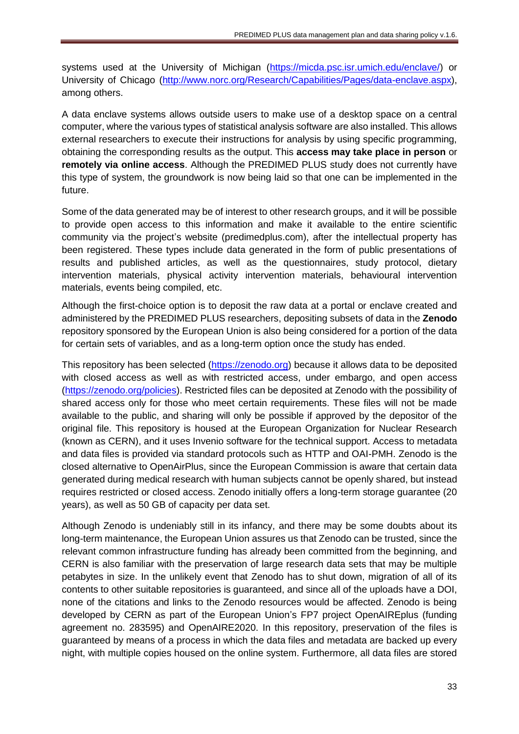systems used at the University of Michigan (https://micda.psc.isr.umich.edu/enclave/) or University of Chicago (http://www.norc.org/Research/Capabilities/Pages/data-enclave.aspx), among others.

A data enclave systems allows outside users to make use of a desktop space on a central computer, where the various types of statistical analysis software are also installed. This allows external researchers to execute their instructions for analysis by using specific programming, obtaining the corresponding results as the output. This **access may take place in person** or **remotely via online access**. Although the PREDIMED PLUS study does not currently have this type of system, the groundwork is now being laid so that one can be implemented in the future.

Some of the data generated may be of interest to other research groups, and it will be possible to provide open access to this information and make it available to the entire scientific community via the project's website (predimedplus.com), after the intellectual property has been registered. These types include data generated in the form of public presentations of results and published articles, as well as the questionnaires, study protocol, dietary intervention materials, physical activity intervention materials, behavioural intervention materials, events being compiled, etc.

Although the first-choice option is to deposit the raw data at a portal or enclave created and administered by the PREDIMED PLUS researchers, depositing subsets of data in the **Zenodo** repository sponsored by the European Union is also being considered for a portion of the data for certain sets of variables, and as a long-term option once the study has ended.

This repository has been selected (https://zenodo.org) because it allows data to be deposited with closed access as well as with restricted access, under embargo, and open access (https://zenodo.org/policies). Restricted files can be deposited at Zenodo with the possibility of shared access only for those who meet certain requirements. These files will not be made available to the public, and sharing will only be possible if approved by the depositor of the original file. This repository is housed at the European Organization for Nuclear Research (known as CERN), and it uses Invenio software for the technical support. Access to metadata and data files is provided via standard protocols such as HTTP and OAI-PMH. Zenodo is the closed alternative to OpenAirPlus, since the European Commission is aware that certain data generated during medical research with human subjects cannot be openly shared, but instead requires restricted or closed access. Zenodo initially offers a long-term storage guarantee (20 years), as well as 50 GB of capacity per data set.

Although Zenodo is undeniably still in its infancy, and there may be some doubts about its long-term maintenance, the European Union assures us that Zenodo can be trusted, since the relevant common infrastructure funding has already been committed from the beginning, and CERN is also familiar with the preservation of large research data sets that may be multiple petabytes in size. In the unlikely event that Zenodo has to shut down, migration of all of its contents to other suitable repositories is guaranteed, and since all of the uploads have a DOI, none of the citations and links to the Zenodo resources would be affected. Zenodo is being developed by CERN as part of the European Union's FP7 project OpenAIREplus (funding agreement no. 283595) and OpenAIRE2020. In this repository, preservation of the files is guaranteed by means of a process in which the data files and metadata are backed up every night, with multiple copies housed on the online system. Furthermore, all data files are stored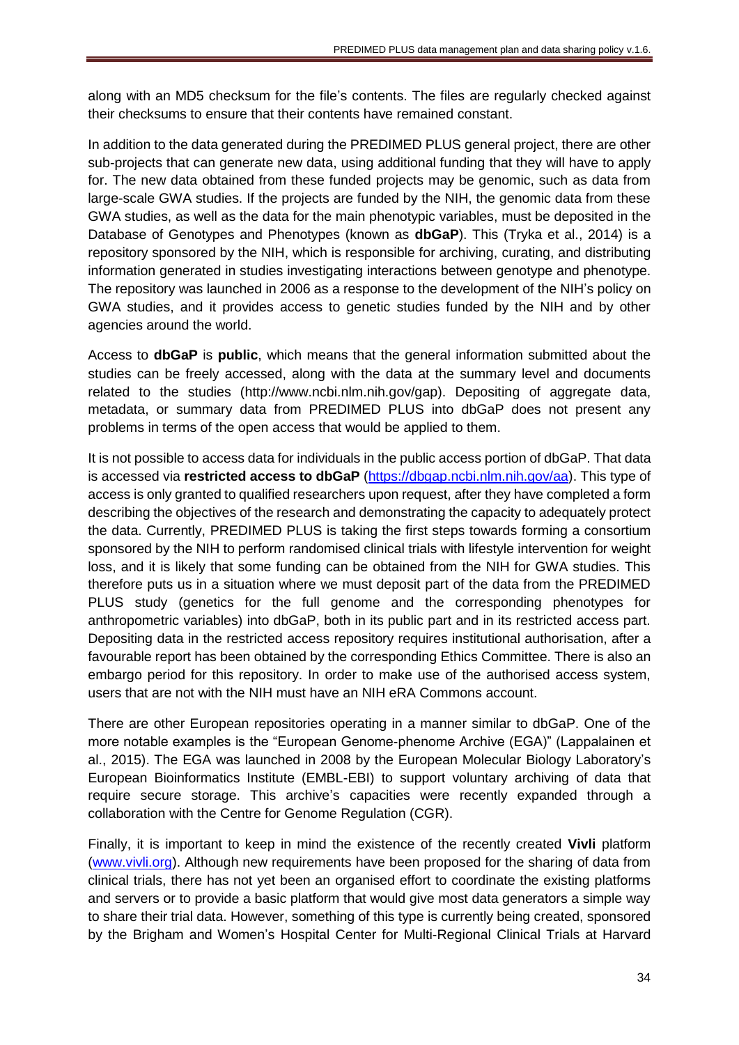along with an MD5 checksum for the file's contents. The files are regularly checked against their checksums to ensure that their contents have remained constant.

In addition to the data generated during the PREDIMED PLUS general project, there are other sub-projects that can generate new data, using additional funding that they will have to apply for. The new data obtained from these funded projects may be genomic, such as data from large-scale GWA studies. If the projects are funded by the NIH, the genomic data from these GWA studies, as well as the data for the main phenotypic variables, must be deposited in the Database of Genotypes and Phenotypes (known as **dbGaP**). This (Tryka et al., 2014) is a repository sponsored by the NIH, which is responsible for archiving, curating, and distributing information generated in studies investigating interactions between genotype and phenotype. The repository was launched in 2006 as a response to the development of the NIH's policy on GWA studies, and it provides access to genetic studies funded by the NIH and by other agencies around the world.

Access to **dbGaP** is **public**, which means that the general information submitted about the studies can be freely accessed, along with the data at the summary level and documents related to the studies (http://www.ncbi.nlm.nih.gov/gap). Depositing of aggregate data, metadata, or summary data from PREDIMED PLUS into dbGaP does not present any problems in terms of the open access that would be applied to them.

It is not possible to access data for individuals in the public access portion of dbGaP. That data is accessed via **restricted access to dbGaP** (https://dbgap.ncbi.nlm.nih.gov/aa). This type of access is only granted to qualified researchers upon request, after they have completed a form describing the objectives of the research and demonstrating the capacity to adequately protect the data. Currently, PREDIMED PLUS is taking the first steps towards forming a consortium sponsored by the NIH to perform randomised clinical trials with lifestyle intervention for weight loss, and it is likely that some funding can be obtained from the NIH for GWA studies. This therefore puts us in a situation where we must deposit part of the data from the PREDIMED PLUS study (genetics for the full genome and the corresponding phenotypes for anthropometric variables) into dbGaP, both in its public part and in its restricted access part. Depositing data in the restricted access repository requires institutional authorisation, after a favourable report has been obtained by the corresponding Ethics Committee. There is also an embargo period for this repository. In order to make use of the authorised access system, users that are not with the NIH must have an NIH eRA Commons account.

There are other European repositories operating in a manner similar to dbGaP. One of the more notable examples is the "European Genome-phenome Archive (EGA)" (Lappalainen et al., 2015). The EGA was launched in 2008 by the European Molecular Biology Laboratory's European Bioinformatics Institute (EMBL-EBI) to support voluntary archiving of data that require secure storage. This archive's capacities were recently expanded through a collaboration with the Centre for Genome Regulation (CGR).

Finally, it is important to keep in mind the existence of the recently created **Vivli** platform (www.vivli.org). Although new requirements have been proposed for the sharing of data from clinical trials, there has not yet been an organised effort to coordinate the existing platforms and servers or to provide a basic platform that would give most data generators a simple way to share their trial data. However, something of this type is currently being created, sponsored by the Brigham and Women's Hospital Center for Multi-Regional Clinical Trials at Harvard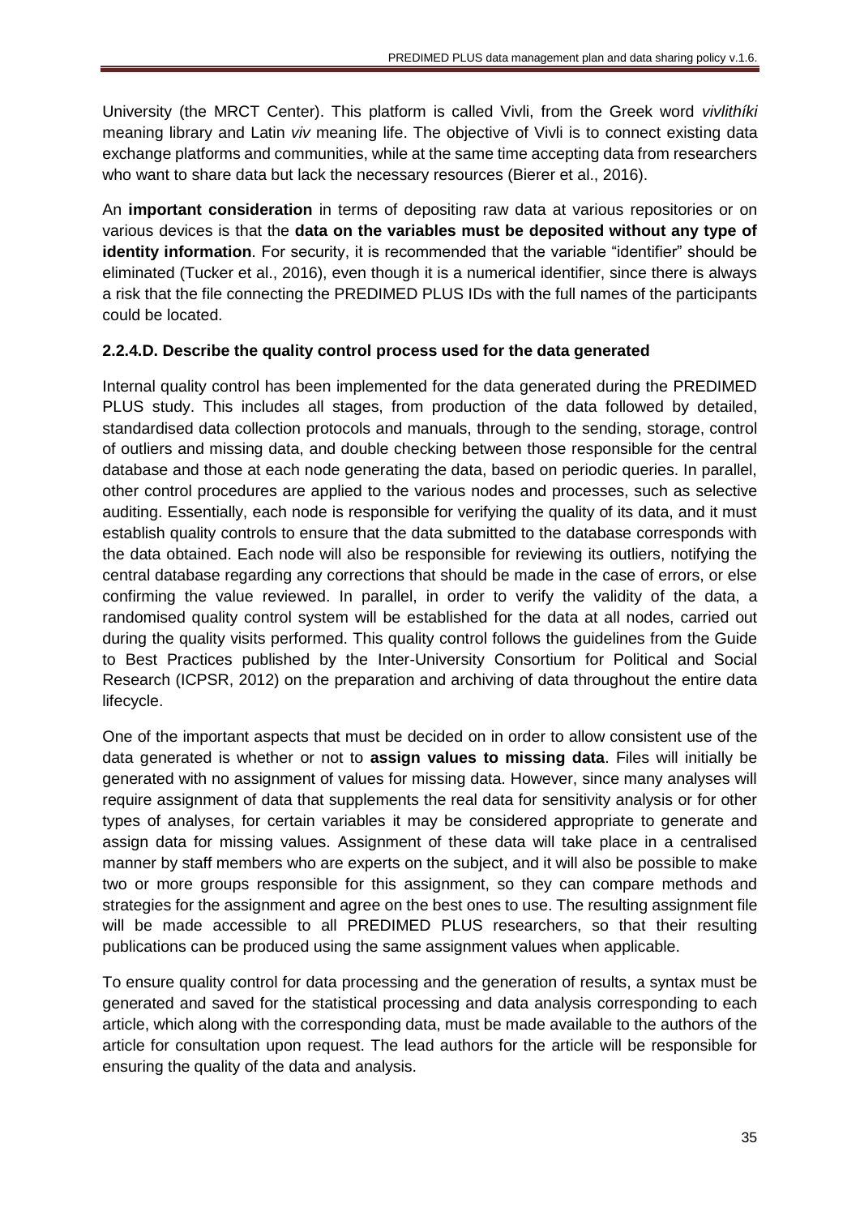University (the MRCT Center). This platform is called Vivli, from the Greek word *vivlithíki* meaning library and Latin *viv* meaning life. The objective of Vivli is to connect existing data exchange platforms and communities, while at the same time accepting data from researchers who want to share data but lack the necessary resources (Bierer et al., 2016).

An **important consideration** in terms of depositing raw data at various repositories or on various devices is that the **data on the variables must be deposited without any type of identity information**. For security, it is recommended that the variable "identifier" should be eliminated (Tucker et al., 2016), even though it is a numerical identifier, since there is always a risk that the file connecting the PREDIMED PLUS IDs with the full names of the participants could be located.

#### 2.2.4.D. Describe the quality control process used for the data generated

Internal quality control has been implemented for the data generated during the PREDIMED PLUS study. This includes all stages, from production of the data followed by detailed, standardised data collection protocols and manuals, through to the sending, storage, control of outliers and missing data, and double checking between those responsible for the central database and those at each node generating the data, based on periodic queries. In parallel, other control procedures are applied to the various nodes and processes, such as selective auditing. Essentially, each node is responsible for verifying the quality of its data, and it must establish quality controls to ensure that the data submitted to the database corresponds with the data obtained. Each node will also be responsible for reviewing its outliers, notifying the central database regarding any corrections that should be made in the case of errors, or else confirming the value reviewed. In parallel, in order to verify the validity of the data, a randomised quality control system will be established for the data at all nodes, carried out during the quality visits performed. This quality control follows the guidelines from the Guide to Best Practices published by the Inter-University Consortium for Political and Social Research (ICPSR, 2012) on the preparation and archiving of data throughout the entire data lifecycle.

One of the important aspects that must be decided on in order to allow consistent use of the data generated is whether or not to **assign values to missing data**. Files will initially be generated with no assignment of values for missing data. However, since many analyses will require assignment of data that supplements the real data for sensitivity analysis or for other types of analyses, for certain variables it may be considered appropriate to generate and assign data for missing values. Assignment of these data will take place in a centralised manner by staff members who are experts on the subject, and it will also be possible to make two or more groups responsible for this assignment, so they can compare methods and strategies for the assignment and agree on the best ones to use. The resulting assignment file will be made accessible to all PREDIMED PLUS researchers, so that their resulting publications can be produced using the same assignment values when applicable.

To ensure quality control for data processing and the generation of results, a syntax must be generated and saved for the statistical processing and data analysis corresponding to each article, which along with the corresponding data, must be made available to the authors of the article for consultation upon request. The lead authors for the article will be responsible for ensuring the quality of the data and analysis.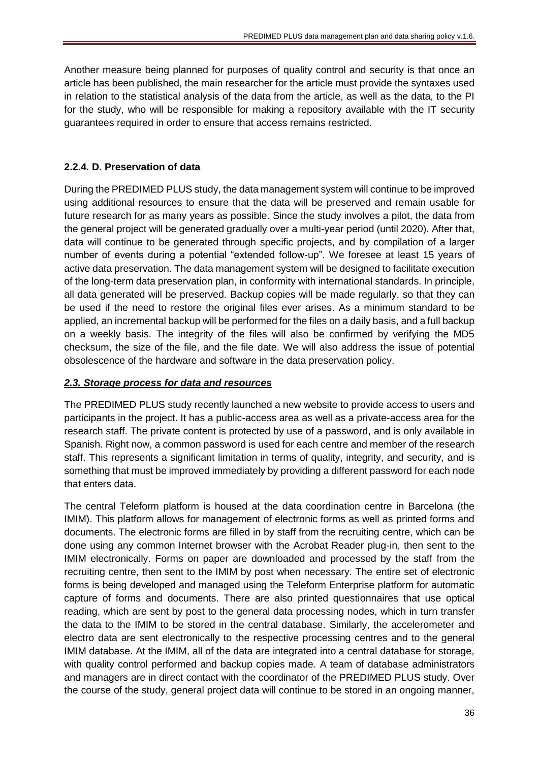Another measure being planned for purposes of quality control and security is that once an article has been published, the main researcher for the article must provide the syntaxes used in relation to the statistical analysis of the data from the article, as well as the data, to the PI for the study, who will be responsible for making a repository available with the IT security guarantees required in order to ensure that access remains restricted.

### 2.2.4. D. Preservation of data

During the PREDIMED PLUS study, the data management system will continue to be improved using additional resources to ensure that the data will be preserved and remain usable for future research for as many years as possible. Since the study involves a pilot, the data from the general project will be generated gradually over a multi-year period (until 2020). After that, data will continue to be generated through specific projects, and by compilation of a larger number of events during a potential "extended follow-up". We foresee at least 15 years of active data preservation. The data management system will be designed to facilitate execution of the long-term data preservation plan, in conformity with international standards. In principle, all data generated will be preserved. Backup copies will be made regularly, so that they can be used if the need to restore the original files ever arises. As a minimum standard to be applied, an incremental backup will be performed for the files on a daily basis, and a full backup on a weekly basis. The integrity of the files will also be confirmed by verifying the MD5 checksum, the size of the file, and the file date. We will also address the issue of potential obsolescence of the hardware and software in the data preservation policy.

## ***2.3. Storage process for data and resources***

The PREDIMED PLUS study recently launched a new website to provide access to users and participants in the project. It has a public-access area as well as a private-access area for the research staff. The private content is protected by use of a password, and is only available in Spanish. Right now, a common password is used for each centre and member of the research staff. This represents a significant limitation in terms of quality, integrity, and security, and is something that must be improved immediately by providing a different password for each node that enters data.

The central Teleform platform is housed at the data coordination centre in Barcelona (the IMIM). This platform allows for management of electronic forms as well as printed forms and documents. The electronic forms are filled in by staff from the recruiting centre, which can be done using any common Internet browser with the Acrobat Reader plug-in, then sent to the IMIM electronically. Forms on paper are downloaded and processed by the staff from the recruiting centre, then sent to the IMIM by post when necessary. The entire set of electronic forms is being developed and managed using the Teleform Enterprise platform for automatic capture of forms and documents. There are also printed questionnaires that use optical reading, which are sent by post to the general data processing nodes, which in turn transfer the data to the IMIM to be stored in the central database. Similarly, the accelerometer and electro data are sent electronically to the respective processing centres and to the general IMIM database. At the IMIM, all of the data are integrated into a central database for storage, with quality control performed and backup copies made. A team of database administrators and managers are in direct contact with the coordinator of the PREDIMED PLUS study. Over the course of the study, general project data will continue to be stored in an ongoing manner,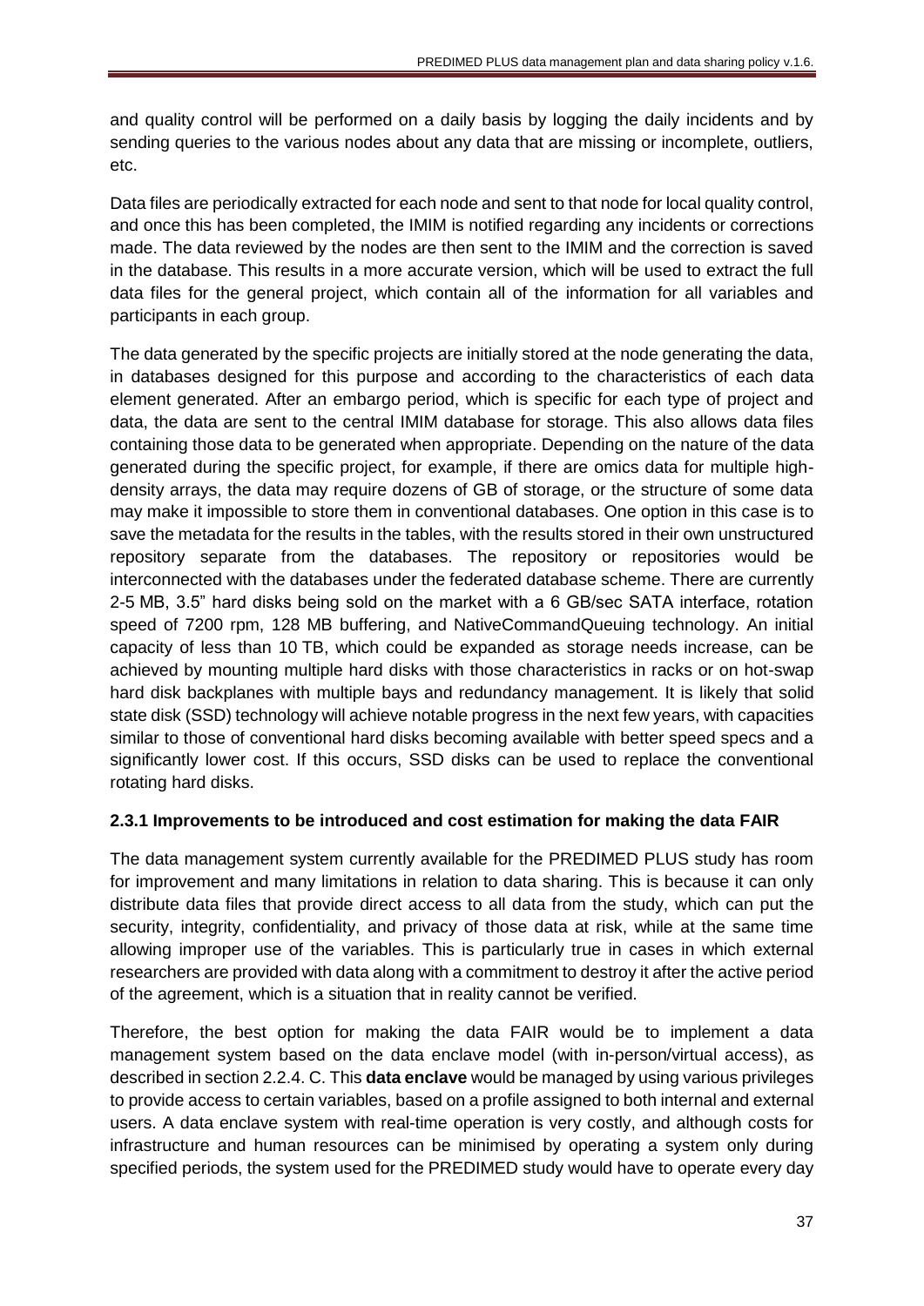and quality control will be performed on a daily basis by logging the daily incidents and by sending queries to the various nodes about any data that are missing or incomplete, outliers, etc.

Data files are periodically extracted for each node and sent to that node for local quality control, and once this has been completed, the IMIM is notified regarding any incidents or corrections made. The data reviewed by the nodes are then sent to the IMIM and the correction is saved in the database. This results in a more accurate version, which will be used to extract the full data files for the general project, which contain all of the information for all variables and participants in each group.

The data generated by the specific projects are initially stored at the node generating the data, in databases designed for this purpose and according to the characteristics of each data element generated. After an embargo period, which is specific for each type of project and data, the data are sent to the central IMIM database for storage. This also allows data files containing those data to be generated when appropriate. Depending on the nature of the data generated during the specific project, for example, if there are omics data for multiple high-density arrays, the data may require dozens of GB of storage, or the structure of some data may make it impossible to store them in conventional databases. One option in this case is to save the metadata for the results in the tables, with the results stored in their own unstructured repository separate from the databases. The repository or repositories would be interconnected with the databases under the federated database scheme. There are currently 2-5 MB, 3.5" hard disks being sold on the market with a 6 GB/sec SATA interface, rotation speed of 7200 rpm, 128 MB buffering, and NativeCommandQueuing technology. An initial capacity of less than 10 TB, which could be expanded as storage needs increase, can be achieved by mounting multiple hard disks with those characteristics in racks or on hot-swap hard disk backplanes with multiple bays and redundancy management. It is likely that solid state disk (SSD) technology will achieve notable progress in the next few years, with capacities similar to those of conventional hard disks becoming available with better speed specs and a significantly lower cost. If this occurs, SSD disks can be used to replace the conventional rotating hard disks.

### 2.3.1 Improvements to be introduced and cost estimation for making the data FAIR

The data management system currently available for the PREDIMED PLUS study has room for improvement and many limitations in relation to data sharing. This is because it can only distribute data files that provide direct access to all data from the study, which can put the security, integrity, confidentiality, and privacy of those data at risk, while at the same time allowing improper use of the variables. This is particularly true in cases in which external researchers are provided with data along with a commitment to destroy it after the active period of the agreement, which is a situation that in reality cannot be verified.

Therefore, the best option for making the data FAIR would be to implement a data management system based on the data enclave model (with in-person/virtual access), as described in section 2.2.4. C. This **data enclave** would be managed by using various privileges to provide access to certain variables, based on a profile assigned to both internal and external users. A data enclave system with real-time operation is very costly, and although costs for infrastructure and human resources can be minimised by operating a system only during specified periods, the system used for the PREDIMED study would have to operate every day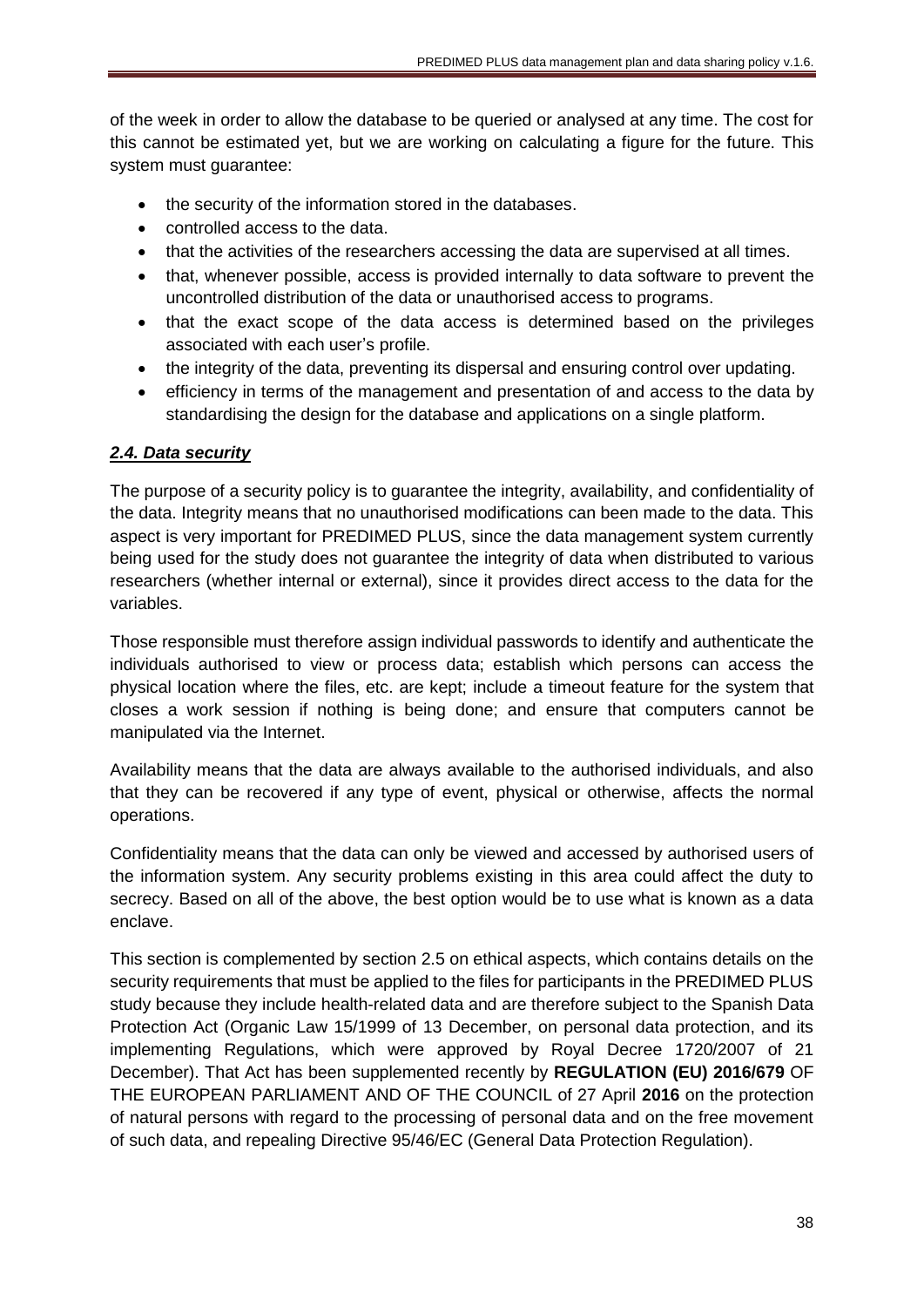of the week in order to allow the database to be queried or analysed at any time. The cost for this cannot be estimated yet, but we are working on calculating a figure for the future. This system must guarantee:

- the security of the information stored in the databases.
- controlled access to the data.
- that the activities of the researchers accessing the data are supervised at all times.
- that, whenever possible, access is provided internally to data software to prevent the uncontrolled distribution of the data or unauthorised access to programs.
- that the exact scope of the data access is determined based on the privileges associated with each user's profile.
- the integrity of the data, preventing its dispersal and ensuring control over updating.
- efficiency in terms of the management and presentation of and access to the data by standardising the design for the database and applications on a single platform.

### ***2.4. Data security***

The purpose of a security policy is to guarantee the integrity, availability, and confidentiality of the data. Integrity means that no unauthorised modifications can been made to the data. This aspect is very important for PREDIMED PLUS, since the data management system currently being used for the study does not guarantee the integrity of data when distributed to various researchers (whether internal or external), since it provides direct access to the data for the variables.

Those responsible must therefore assign individual passwords to identify and authenticate the individuals authorised to view or process data; establish which persons can access the physical location where the files, etc. are kept; include a timeout feature for the system that closes a work session if nothing is being done; and ensure that computers cannot be manipulated via the Internet.

Availability means that the data are always available to the authorised individuals, and also that they can be recovered if any type of event, physical or otherwise, affects the normal operations.

Confidentiality means that the data can only be viewed and accessed by authorised users of the information system. Any security problems existing in this area could affect the duty to secrecy. Based on all of the above, the best option would be to use what is known as a data enclave.

This section is complemented by section 2.5 on ethical aspects, which contains details on the security requirements that must be applied to the files for participants in the PREDIMED PLUS study because they include health-related data and are therefore subject to the Spanish Data Protection Act (Organic Law 15/1999 of 13 December, on personal data protection, and its implementing Regulations, which were approved by Royal Decree 1720/2007 of 21 December). That Act has been supplemented recently by **REGULATION (EU) 2016/679** OF THE EUROPEAN PARLIAMENT AND OF THE COUNCIL of 27 April **2016** on the protection of natural persons with regard to the processing of personal data and on the free movement of such data, and repealing Directive 95/46/EC (General Data Protection Regulation).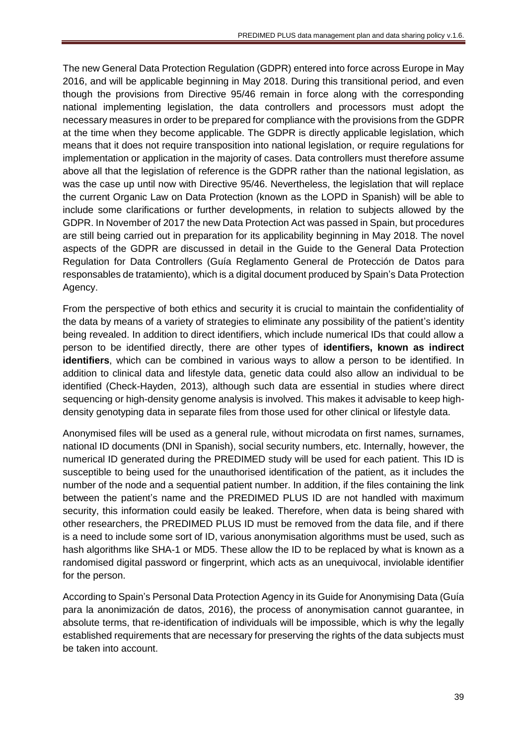The new General Data Protection Regulation (GDPR) entered into force across Europe in May 2016, and will be applicable beginning in May 2018. During this transitional period, and even though the provisions from Directive 95/46 remain in force along with the corresponding national implementing legislation, the data controllers and processors must adopt the necessary measures in order to be prepared for compliance with the provisions from the GDPR at the time when they become applicable. The GDPR is directly applicable legislation, which means that it does not require transposition into national legislation, or require regulations for implementation or application in the majority of cases. Data controllers must therefore assume above all that the legislation of reference is the GDPR rather than the national legislation, as was the case up until now with Directive 95/46. Nevertheless, the legislation that will replace the current Organic Law on Data Protection (known as the LOPD in Spanish) will be able to include some clarifications or further developments, in relation to subjects allowed by the GDPR. In November of 2017 the new Data Protection Act was passed in Spain, but procedures are still being carried out in preparation for its applicability beginning in May 2018. The novel aspects of the GDPR are discussed in detail in the Guide to the General Data Protection Regulation for Data Controllers (Guía Reglamento General de Protección de Datos para responsables de tratamiento), which is a digital document produced by Spain's Data Protection Agency.

From the perspective of both ethics and security it is crucial to maintain the confidentiality of the data by means of a variety of strategies to eliminate any possibility of the patient's identity being revealed. In addition to direct identifiers, which include numerical IDs that could allow a person to be identified directly, there are other types of **identifiers, known as indirect identifiers**, which can be combined in various ways to allow a person to be identified. In addition to clinical data and lifestyle data, genetic data could also allow an individual to be identified (Check-Hayden, 2013), although such data are essential in studies where direct sequencing or high-density genome analysis is involved. This makes it advisable to keep high-density genotyping data in separate files from those used for other clinical or lifestyle data.

Anonymised files will be used as a general rule, without microdata on first names, surnames, national ID documents (DNI in Spanish), social security numbers, etc. Internally, however, the numerical ID generated during the PREDIMED study will be used for each patient. This ID is susceptible to being used for the unauthorised identification of the patient, as it includes the number of the node and a sequential patient number. In addition, if the files containing the link between the patient's name and the PREDIMED PLUS ID are not handled with maximum security, this information could easily be leaked. Therefore, when data is being shared with other researchers, the PREDIMED PLUS ID must be removed from the data file, and if there is a need to include some sort of ID, various anonymisation algorithms must be used, such as hash algorithms like SHA-1 or MD5. These allow the ID to be replaced by what is known as a randomised digital password or fingerprint, which acts as an unequivocal, inviolable identifier for the person.

According to Spain's Personal Data Protection Agency in its Guide for Anonymising Data (Guía para la anonimización de datos, 2016), the process of anonymisation cannot guarantee, in absolute terms, that re-identification of individuals will be impossible, which is why the legally established requirements that are necessary for preserving the rights of the data subjects must be taken into account.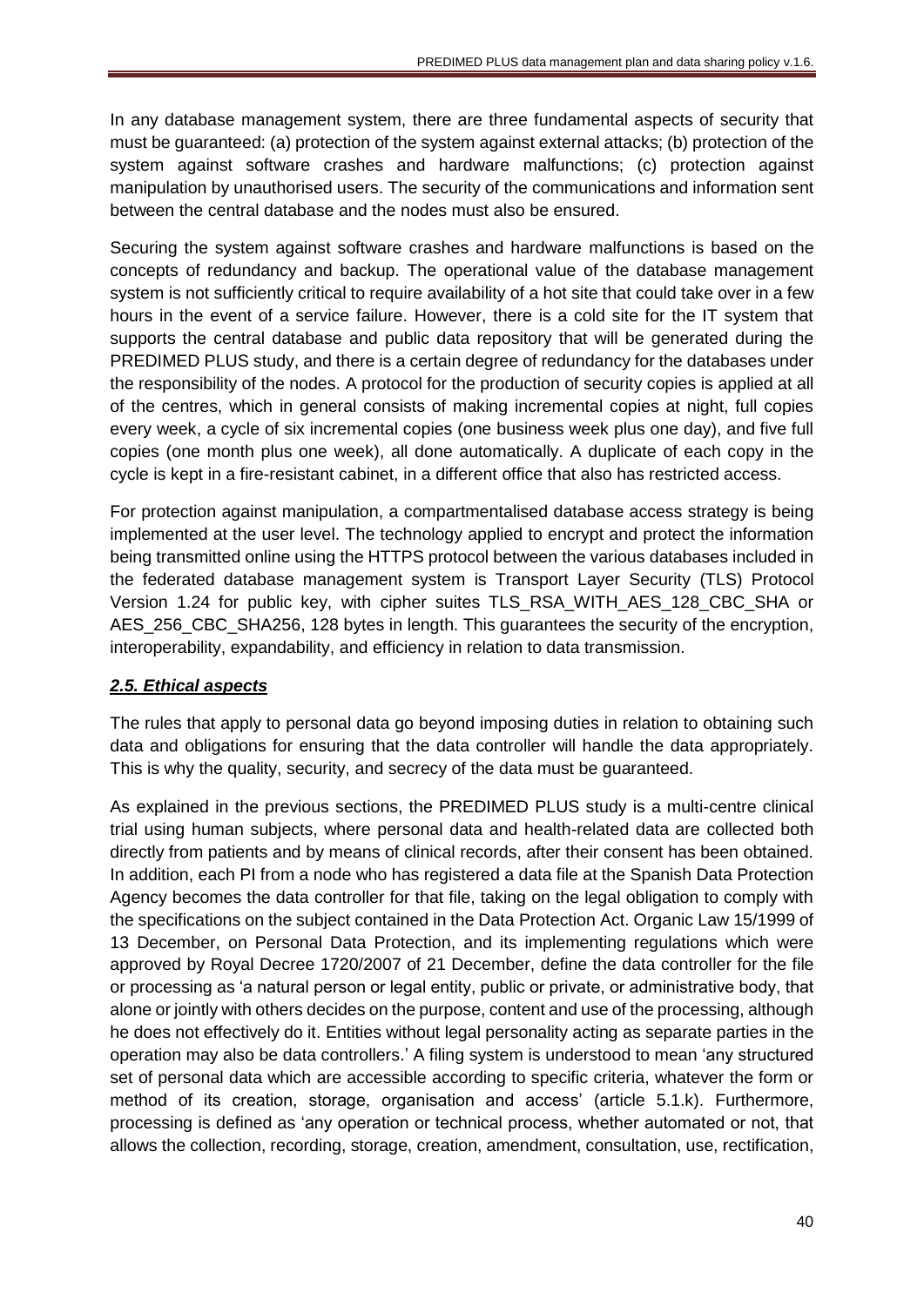In any database management system, there are three fundamental aspects of security that must be guaranteed: (a) protection of the system against external attacks; (b) protection of the system against software crashes and hardware malfunctions; (c) protection against manipulation by unauthorised users. The security of the communications and information sent between the central database and the nodes must also be ensured.

Securing the system against software crashes and hardware malfunctions is based on the concepts of redundancy and backup. The operational value of the database management system is not sufficiently critical to require availability of a hot site that could take over in a few hours in the event of a service failure. However, there is a cold site for the IT system that supports the central database and public data repository that will be generated during the PREDIMED PLUS study, and there is a certain degree of redundancy for the databases under the responsibility of the nodes. A protocol for the production of security copies is applied at all of the centres, which in general consists of making incremental copies at night, full copies every week, a cycle of six incremental copies (one business week plus one day), and five full copies (one month plus one week), all done automatically. A duplicate of each copy in the cycle is kept in a fire-resistant cabinet, in a different office that also has restricted access.

For protection against manipulation, a compartmentalised database access strategy is being implemented at the user level. The technology applied to encrypt and protect the information being transmitted online using the HTTPS protocol between the various databases included in the federated database management system is Transport Layer Security (TLS) Protocol Version 1.24 for public key, with cipher suites TLS_RSA_WITH_AES_128_CBC_SHA or AES_256_CBC_SHA256, 128 bytes in length. This guarantees the security of the encryption, interoperability, expandability, and efficiency in relation to data transmission.

### ***2.5. Ethical aspects***

The rules that apply to personal data go beyond imposing duties in relation to obtaining such data and obligations for ensuring that the data controller will handle the data appropriately. This is why the quality, security, and secrecy of the data must be guaranteed.

As explained in the previous sections, the PREDIMED PLUS study is a multi-centre clinical trial using human subjects, where personal data and health-related data are collected both directly from patients and by means of clinical records, after their consent has been obtained. In addition, each PI from a node who has registered a data file at the Spanish Data Protection Agency becomes the data controller for that file, taking on the legal obligation to comply with the specifications on the subject contained in the Data Protection Act. Organic Law 15/1999 of 13 December, on Personal Data Protection, and its implementing regulations which were approved by Royal Decree 1720/2007 of 21 December, define the data controller for the file or processing as 'a natural person or legal entity, public or private, or administrative body, that alone or jointly with others decides on the purpose, content and use of the processing, although he does not effectively do it. Entities without legal personality acting as separate parties in the operation may also be data controllers.' A filing system is understood to mean 'any structured set of personal data which are accessible according to specific criteria, whatever the form or method of its creation, storage, organisation and access' (article 5.1.k). Furthermore, processing is defined as 'any operation or technical process, whether automated or not, that allows the collection, recording, storage, creation, amendment, consultation, use, rectification,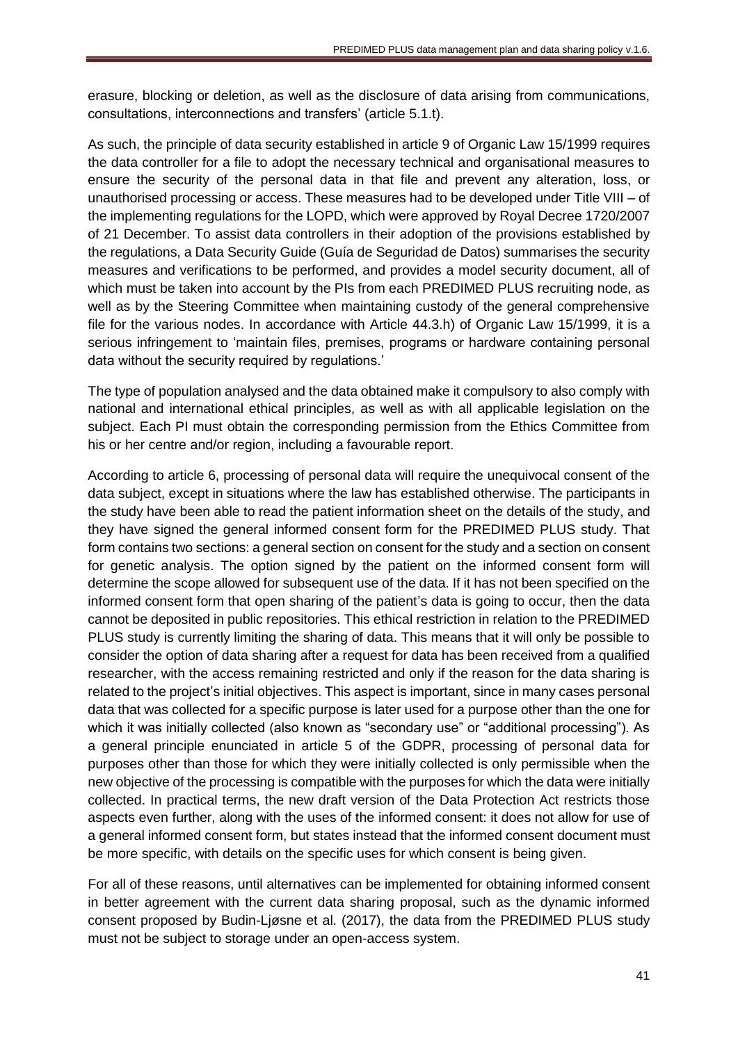erasure, blocking or deletion, as well as the disclosure of data arising from communications, consultations, interconnections and transfers' (article 5.1.t).

As such, the principle of data security established in article 9 of Organic Law 15/1999 requires the data controller for a file to adopt the necessary technical and organisational measures to ensure the security of the personal data in that file and prevent any alteration, loss, or unauthorised processing or access. These measures had to be developed under Title VIII – of the implementing regulations for the LOPD, which were approved by Royal Decree 1720/2007 of 21 December. To assist data controllers in their adoption of the provisions established by the regulations, a Data Security Guide (Guía de Seguridad de Datos) summarises the security measures and verifications to be performed, and provides a model security document, all of which must be taken into account by the PIs from each PREDIMED PLUS recruiting node, as well as by the Steering Committee when maintaining custody of the general comprehensive file for the various nodes. In accordance with Article 44.3.h) of Organic Law 15/1999, it is a serious infringement to 'maintain files, premises, programs or hardware containing personal data without the security required by regulations.'

The type of population analysed and the data obtained make it compulsory to also comply with national and international ethical principles, as well as with all applicable legislation on the subject. Each PI must obtain the corresponding permission from the Ethics Committee from his or her centre and/or region, including a favourable report.

According to article 6, processing of personal data will require the unequivocal consent of the data subject, except in situations where the law has established otherwise. The participants in the study have been able to read the patient information sheet on the details of the study, and they have signed the general informed consent form for the PREDIMED PLUS study. That form contains two sections: a general section on consent for the study and a section on consent for genetic analysis. The option signed by the patient on the informed consent form will determine the scope allowed for subsequent use of the data. If it has not been specified on the informed consent form that open sharing of the patient's data is going to occur, then the data cannot be deposited in public repositories. This ethical restriction in relation to the PREDIMED PLUS study is currently limiting the sharing of data. This means that it will only be possible to consider the option of data sharing after a request for data has been received from a qualified researcher, with the access remaining restricted and only if the reason for the data sharing is related to the project's initial objectives. This aspect is important, since in many cases personal data that was collected for a specific purpose is later used for a purpose other than the one for which it was initially collected (also known as "secondary use" or "additional processing"). As a general principle enunciated in article 5 of the GDPR, processing of personal data for purposes other than those for which they were initially collected is only permissible when the new objective of the processing is compatible with the purposes for which the data were initially collected. In practical terms, the new draft version of the Data Protection Act restricts those aspects even further, along with the uses of the informed consent: it does not allow for use of a general informed consent form, but states instead that the informed consent document must be more specific, with details on the specific uses for which consent is being given.

For all of these reasons, until alternatives can be implemented for obtaining informed consent in better agreement with the current data sharing proposal, such as the dynamic informed consent proposed by Budin-Ljøsne et al. (2017), the data from the PREDIMED PLUS study must not be subject to storage under an open-access system.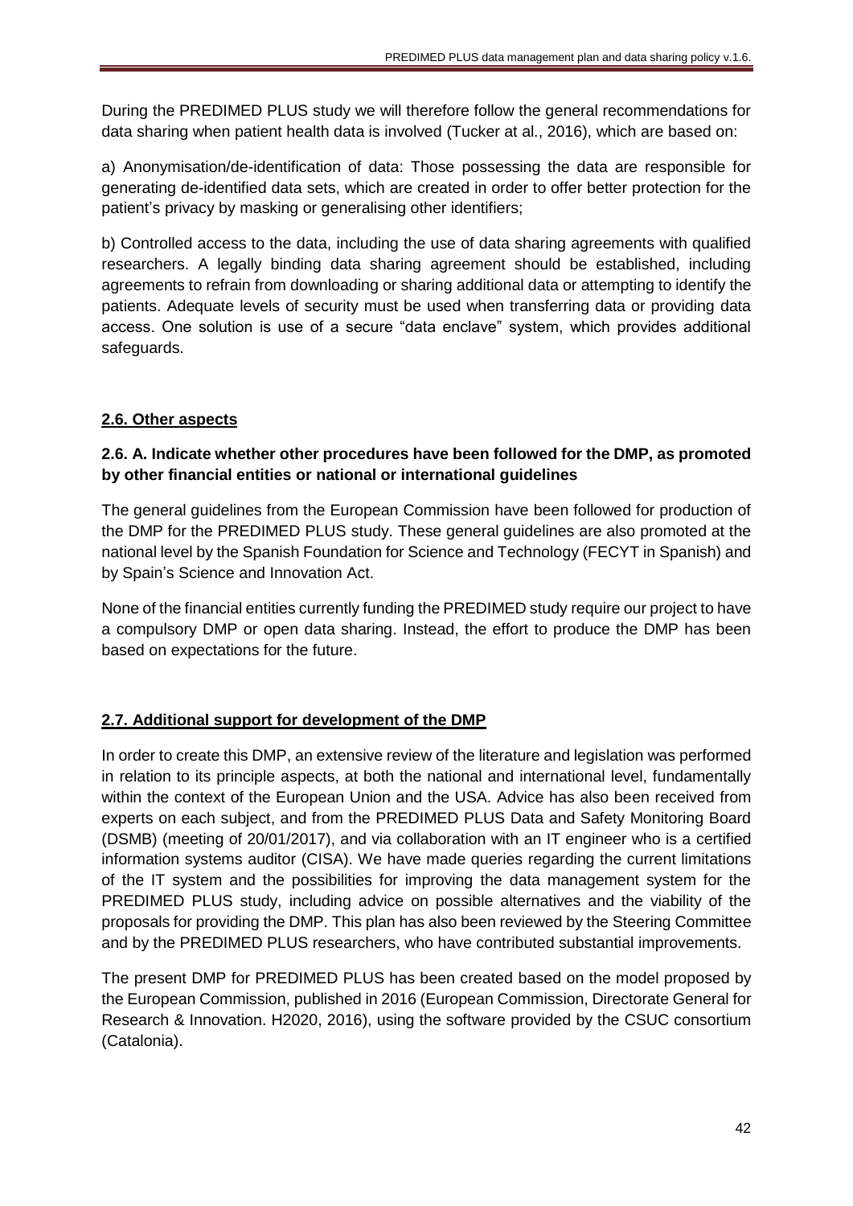During the PREDIMED PLUS study we will therefore follow the general recommendations for data sharing when patient health data is involved (Tucker at al., 2016), which are based on:

a) Anonymisation/de-identification of data: Those possessing the data are responsible for generating de-identified data sets, which are created in order to offer better protection for the patient's privacy by masking or generalising other identifiers;

b) Controlled access to the data, including the use of data sharing agreements with qualified researchers. A legally binding data sharing agreement should be established, including agreements to refrain from downloading or sharing additional data or attempting to identify the patients. Adequate levels of security must be used when transferring data or providing data access. One solution is use of a secure "data enclave" system, which provides additional safeguards.

## 2.6. Other aspects

### 2.6. A. Indicate whether other procedures have been followed for the DMP, as promoted by other financial entities or national or international guidelines

The general guidelines from the European Commission have been followed for production of the DMP for the PREDIMED PLUS study. These general guidelines are also promoted at the national level by the Spanish Foundation for Science and Technology (FECYT in Spanish) and by Spain's Science and Innovation Act.

None of the financial entities currently funding the PREDIMED study require our project to have a compulsory DMP or open data sharing. Instead, the effort to produce the DMP has been based on expectations for the future.

## 2.7. Additional support for development of the DMP

In order to create this DMP, an extensive review of the literature and legislation was performed in relation to its principle aspects, at both the national and international level, fundamentally within the context of the European Union and the USA. Advice has also been received from experts on each subject, and from the PREDIMED PLUS Data and Safety Monitoring Board (DSMB) (meeting of 20/01/2017), and via collaboration with an IT engineer who is a certified information systems auditor (CISA). We have made queries regarding the current limitations of the IT system and the possibilities for improving the data management system for the PREDIMED PLUS study, including advice on possible alternatives and the viability of the proposals for providing the DMP. This plan has also been reviewed by the Steering Committee and by the PREDIMED PLUS researchers, who have contributed substantial improvements.

The present DMP for PREDIMED PLUS has been created based on the model proposed by the European Commission, published in 2016 (European Commission, Directorate General for Research & Innovation. H2020, 2016), using the software provided by the CSUC consortium (Catalonia).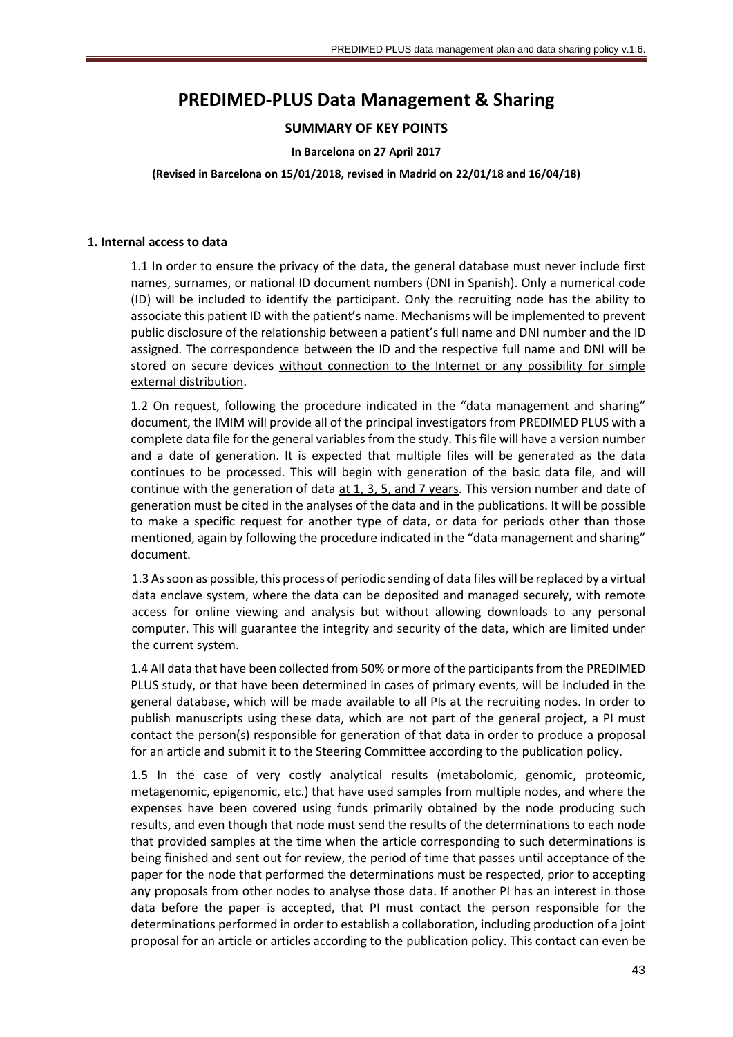# PREDIMED-PLUS Data Management & Sharing

**SUMMARY OF KEY POINTS**

**In Barcelona on 27 April 2017**

**(Revised in Barcelona on 15/01/2018, revised in Madrid on 22/01/18 and 16/04/18)**

## 1. Internal access to data

1.1 In order to ensure the privacy of the data, the general database must never include first names, surnames, or national ID document numbers (DNI in Spanish). Only a numerical code (ID) will be included to identify the participant. Only the recruiting node has the ability to associate this patient ID with the patient's name. Mechanisms will be implemented to prevent public disclosure of the relationship between a patient's full name and DNI number and the ID assigned. The correspondence between the ID and the respective full name and DNI will be stored on secure devices without connection to the Internet or any possibility for simple external distribution.

1.2 On request, following the procedure indicated in the "data management and sharing" document, the IMIM will provide all of the principal investigators from PREDIMED PLUS with a complete data file for the general variables from the study. This file will have a version number and a date of generation. It is expected that multiple files will be generated as the data continues to be processed. This will begin with generation of the basic data file, and will continue with the generation of data at 1, 3, 5, and 7 years. This version number and date of generation must be cited in the analyses of the data and in the publications. It will be possible to make a specific request for another type of data, or data for periods other than those mentioned, again by following the procedure indicated in the "data management and sharing" document.

1.3 As soon as possible, this process of periodic sending of data files will be replaced by a virtual data enclave system, where the data can be deposited and managed securely, with remote access for online viewing and analysis but without allowing downloads to any personal computer. This will guarantee the integrity and security of the data, which are limited under the current system.

1.4 All data that have been collected from 50% or more of the participants from the PREDIMED PLUS study, or that have been determined in cases of primary events, will be included in the general database, which will be made available to all PIs at the recruiting nodes. In order to publish manuscripts using these data, which are not part of the general project, a PI must contact the person(s) responsible for generation of that data in order to produce a proposal for an article and submit it to the Steering Committee according to the publication policy.

1.5 In the case of very costly analytical results (metabolomic, genomic, proteomic, metagenomic, epigenomic, etc.) that have used samples from multiple nodes, and where the expenses have been covered using funds primarily obtained by the node producing such results, and even though that node must send the results of the determinations to each node that provided samples at the time when the article corresponding to such determinations is being finished and sent out for review, the period of time that passes until acceptance of the paper for the node that performed the determinations must be respected, prior to accepting any proposals from other nodes to analyse those data. If another PI has an interest in those data before the paper is accepted, that PI must contact the person responsible for the determinations performed in order to establish a collaboration, including production of a joint proposal for an article or articles according to the publication policy. This contact can even be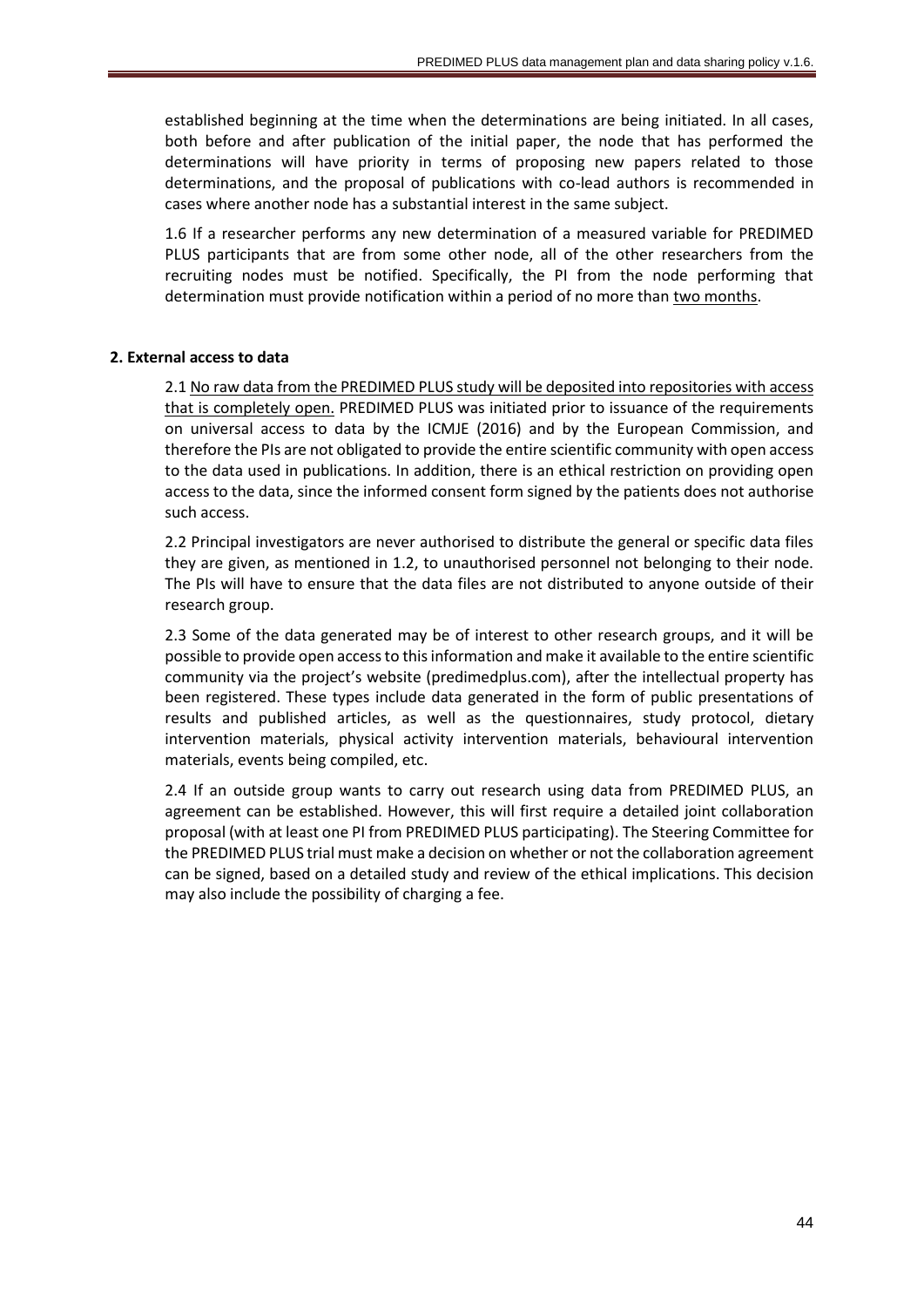established beginning at the time when the determinations are being initiated. In all cases, both before and after publication of the initial paper, the node that has performed the determinations will have priority in terms of proposing new papers related to those determinations, and the proposal of publications with co-lead authors is recommended in cases where another node has a substantial interest in the same subject.

1.6 If a researcher performs any new determination of a measured variable for PREDIMED PLUS participants that are from some other node, all of the other researchers from the recruiting nodes must be notified. Specifically, the PI from the node performing that determination must provide notification within a period of no more than <u>two months</u>.

**2. External access to data**

2.1 <u>No raw data from the PREDIMED PLUS study will be deposited into repositories with access that is completely open.</u> PREDIMED PLUS was initiated prior to issuance of the requirements on universal access to data by the ICMJE (2016) and by the European Commission, and therefore the PIs are not obligated to provide the entire scientific community with open access to the data used in publications. In addition, there is an ethical restriction on providing open access to the data, since the informed consent form signed by the patients does not authorise such access.

2.2 Principal investigators are never authorised to distribute the general or specific data files they are given, as mentioned in 1.2, to unauthorised personnel not belonging to their node. The PIs will have to ensure that the data files are not distributed to anyone outside of their research group.

2.3 Some of the data generated may be of interest to other research groups, and it will be possible to provide open access to this information and make it available to the entire scientific community via the project's website (predimedplus.com), after the intellectual property has been registered. These types include data generated in the form of public presentations of results and published articles, as well as the questionnaires, study protocol, dietary intervention materials, physical activity intervention materials, behavioural intervention materials, events being compiled, etc.

2.4 If an outside group wants to carry out research using data from PREDIMED PLUS, an agreement can be established. However, this will first require a detailed joint collaboration proposal (with at least one PI from PREDIMED PLUS participating). The Steering Committee for the PREDIMED PLUS trial must make a decision on whether or not the collaboration agreement can be signed, based on a detailed study and review of the ethical implications. This decision may also include the possibility of charging a fee.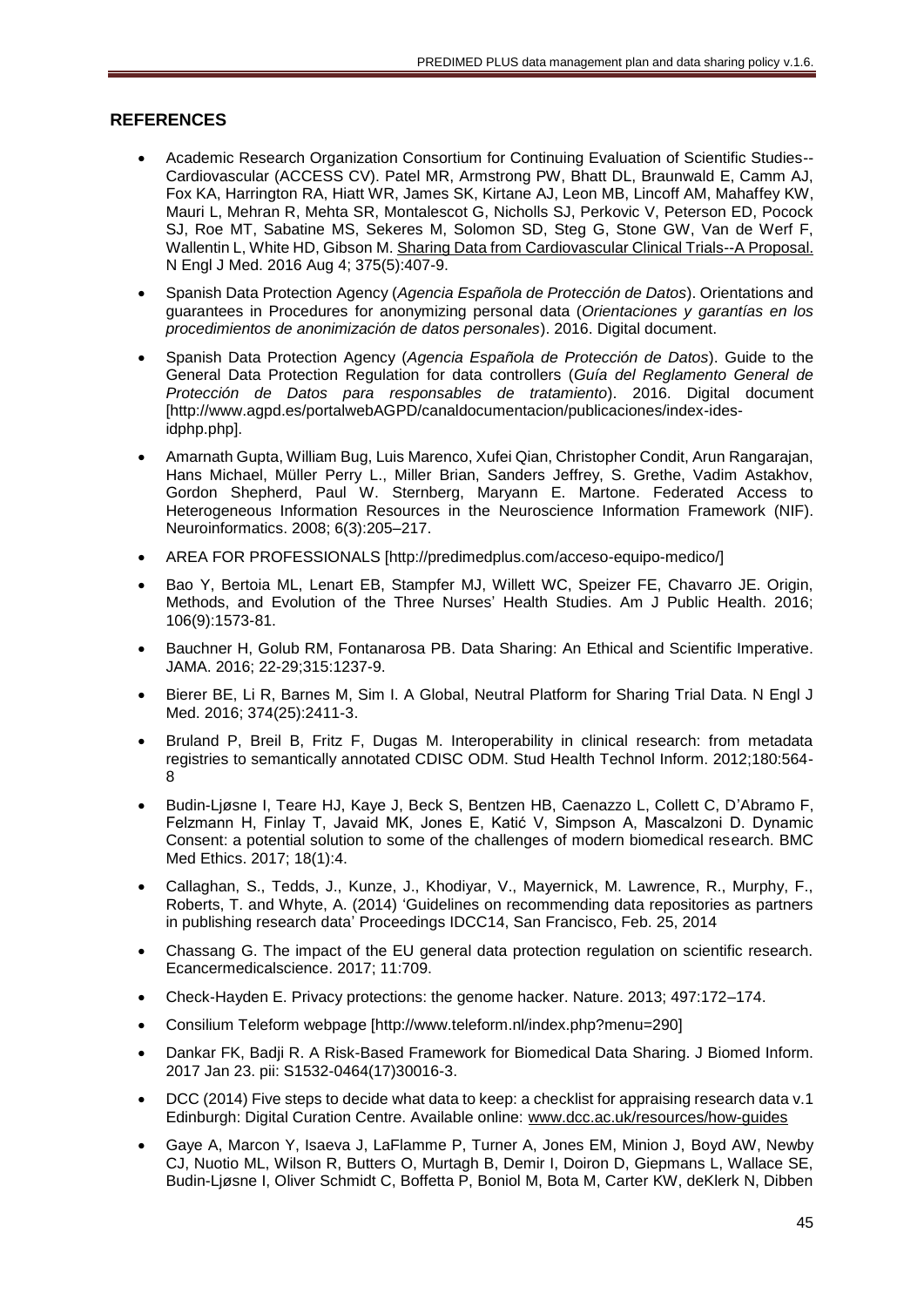## REFERENCES

- Academic Research Organization Consortium for Continuing Evaluation of Scientific Studies--Cardiovascular (ACCESS CV). Patel MR, Armstrong PW, Bhatt DL, Braunwald E, Camm AJ, Fox KA, Harrington RA, Hiatt WR, James SK, Kirtane AJ, Leon MB, Lincoff AM, Mahaffey KW, Mauri L, Mehran R, Mehta SR, Montalescot G, Nicholls SJ, Perkovic V, Peterson ED, Pocock SJ, Roe MT, Sabatine MS, Sekeres M, Solomon SD, Steg G, Stone GW, Van de Werf F, Wallentin L, White HD, Gibson M. Sharing Data from Cardiovascular Clinical Trials--A Proposal. N Engl J Med. 2016 Aug 4; 375(5):407-9.
- Spanish Data Protection Agency (*Agencia Española de Protección de Datos*). Orientations and guarantees in Procedures for anonymizing personal data (*Orientaciones y garantías en los procedimientos de anonimización de datos personales*). 2016. Digital document.
- Spanish Data Protection Agency (*Agencia Española de Protección de Datos*). Guide to the General Data Protection Regulation for data controllers (*Guía del Reglamento General de Protección de Datos para responsables de tratamiento*). 2016. Digital document [http://www.agpd.es/portalwebAGPD/canaldocumentacion/publicaciones/index-ides-idphp.php].
- Amarnath Gupta, William Bug, Luis Marenco, Xufei Qian, Christopher Condit, Arun Rangarajan, Hans Michael, Müller Perry L., Miller Brian, Sanders Jeffrey, S. Grethe, Vadim Astakhov, Gordon Shepherd, Paul W. Sternberg, Maryann E. Martone. Federated Access to Heterogeneous Information Resources in the Neuroscience Information Framework (NIF). Neuroinformatics. 2008; 6(3):205–217.
- AREA FOR PROFESSIONALS [http://predimedplus.com/acceso-equipo-medico/]
- Bao Y, Bertoia ML, Lenart EB, Stampfer MJ, Willett WC, Speizer FE, Chavarro JE. Origin, Methods, and Evolution of the Three Nurses' Health Studies. Am J Public Health. 2016; 106(9):1573-81.
- Bauchner H, Golub RM, Fontanarosa PB. Data Sharing: An Ethical and Scientific Imperative. JAMA. 2016; 22-29;315:1237-9.
- Bierer BE, Li R, Barnes M, Sim I. A Global, Neutral Platform for Sharing Trial Data. N Engl J Med. 2016; 374(25):2411-3.
- Bruland P, Breil B, Fritz F, Dugas M. Interoperability in clinical research: from metadata registries to semantically annotated CDISC ODM. Stud Health Technol Inform. 2012;180:564-8
- Budin-Ljøsne I, Teare HJ, Kaye J, Beck S, Bentzen HB, Caenazzo L, Collett C, D'Abramo F, Felzmann H, Finlay T, Javaid MK, Jones E, Katić V, Simpson A, Mascalzoni D. Dynamic Consent: a potential solution to some of the challenges of modern biomedical research. BMC Med Ethics. 2017; 18(1):4.
- Callaghan, S., Tedds, J., Kunze, J., Khodiyar, V., Mayernick, M. Lawrence, R., Murphy, F., Roberts, T. and Whyte, A. (2014) 'Guidelines on recommending data repositories as partners in publishing research data' Proceedings IDCC14, San Francisco, Feb. 25, 2014
- Chassang G. The impact of the EU general data protection regulation on scientific research. Ecancermedicalscience. 2017; 11:709.
- Check-Hayden E. Privacy protections: the genome hacker. Nature. 2013; 497:172–174.
- Consilium Teleform webpage [http://www.teleform.nl/index.php?menu=290]
- Dankar FK, Badji R. A Risk-Based Framework for Biomedical Data Sharing. J Biomed Inform. 2017 Jan 23. pii: S1532-0464(17)30016-3.
- DCC (2014) Five steps to decide what data to keep: a checklist for appraising research data v.1 Edinburgh: Digital Curation Centre. Available online: www.dcc.ac.uk/resources/how-guides
- Gaye A, Marcon Y, Isaeva J, LaFlamme P, Turner A, Jones EM, Minion J, Boyd AW, Newby CJ, Nuotio ML, Wilson R, Butters O, Murtagh B, Demir I, Doiron D, Giepmans L, Wallace SE, Budin-Ljøsne I, Oliver Schmidt C, Boffetta P, Boniol M, Bota M, Carter KW, deKlerk N, Dibben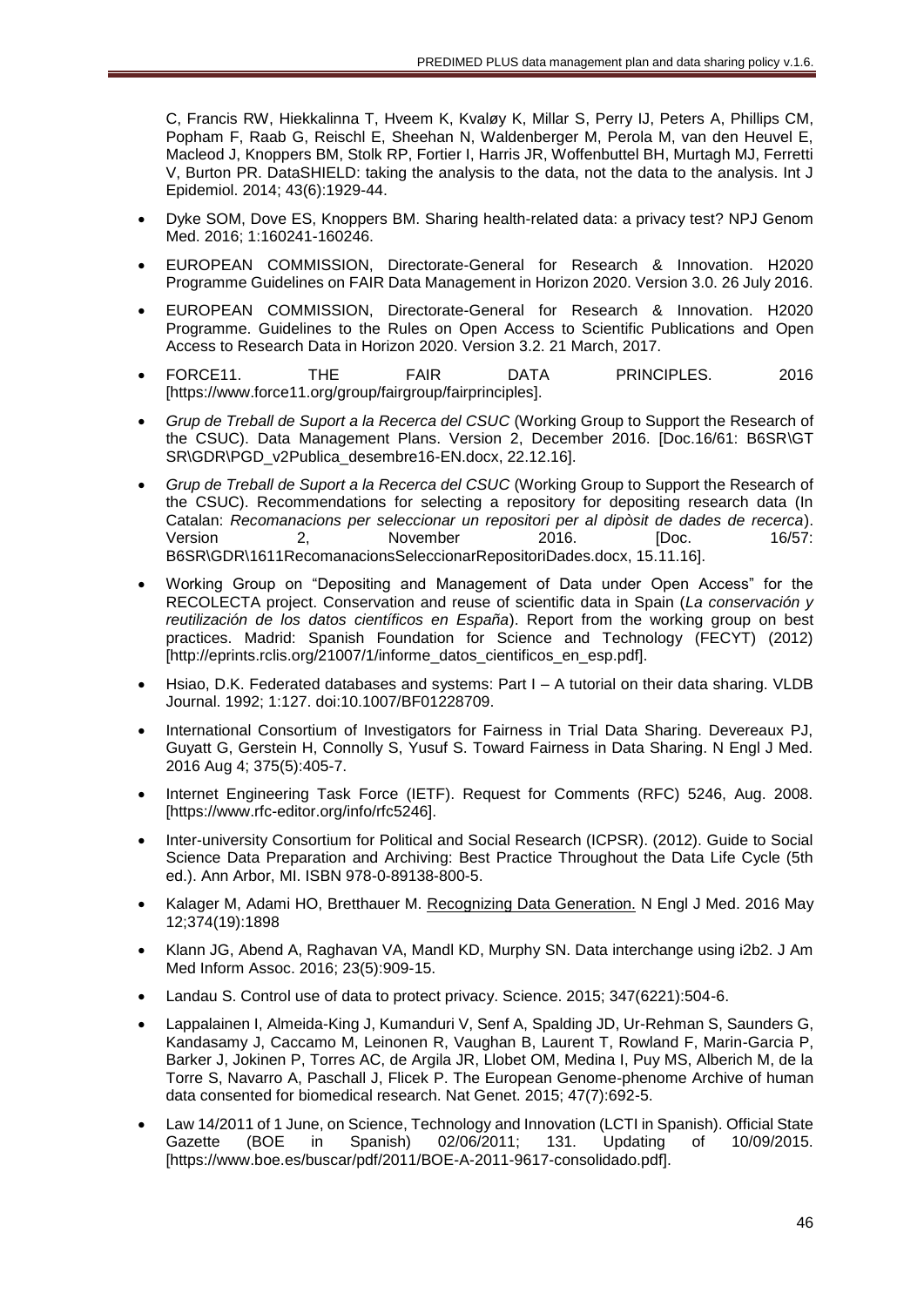C, Francis RW, Hiekkalinna T, Hveem K, Kvaløy K, Millar S, Perry IJ, Peters A, Phillips CM, Popham F, Raab G, Reischl E, Sheehan N, Waldenberger M, Perola M, van den Heuvel E, Macleod J, Knoppers BM, Stolk RP, Fortier I, Harris JR, Woffenbuttel BH, Murtagh MJ, Ferretti V, Burton PR. DataSHIELD: taking the analysis to the data, not the data to the analysis. Int J Epidemiol. 2014; 43(6):1929-44.

- Dyke SOM, Dove ES, Knoppers BM. Sharing health-related data: a privacy test? NPJ Genom Med. 2016; 1:160241-160246.
- EUROPEAN COMMISSION, Directorate-General for Research & Innovation. H2020 Programme Guidelines on FAIR Data Management in Horizon 2020. Version 3.0. 26 July 2016.
- EUROPEAN COMMISSION, Directorate-General for Research & Innovation. H2020 Programme. Guidelines to the Rules on Open Access to Scientific Publications and Open Access to Research Data in Horizon 2020. Version 3.2. 21 March, 2017.
- FORCE11. THE FAIR DATA PRINCIPLES. 2016 [https://www.force11.org/group/fairgroup/fairprinciples].
- *Grup de Treball de Suport a la Recerca del CSUC* (Working Group to Support the Research of the CSUC). Data Management Plans. Version 2, December 2016. [Doc.16/61: B6SR\GT SR\GDR\PGD_v2Publica_desembre16-EN.docx, 22.12.16].
- *Grup de Treball de Suport a la Recerca del CSUC* (Working Group to Support the Research of the CSUC). Recommendations for selecting a repository for depositing research data (In Catalan: *Recomanacions per seleccionar un repositori per al dipòsit de dades de recerca*). Version 2, November 2016. [Doc. 16/57: B6SR\GDR\1611RecomanacionsSeleccionarRepositoriDades.docx, 15.11.16].
- Working Group on "Depositing and Management of Data under Open Access" for the RECOLECTA project. Conservation and reuse of scientific data in Spain (*La conservación y reutilización de los datos científicos en España*). Report from the working group on best practices. Madrid: Spanish Foundation for Science and Technology (FECYT) (2012) [http://eprints.rclis.org/21007/1/informe_datos_cientificos_en_esp.pdf].
- Hsiao, D.K. Federated databases and systems: Part I – A tutorial on their data sharing. VLDB Journal. 1992; 1:127. doi:10.1007/BF01228709.
- International Consortium of Investigators for Fairness in Trial Data Sharing. Devereaux PJ, Guyatt G, Gerstein H, Connolly S, Yusuf S. Toward Fairness in Data Sharing. N Engl J Med. 2016 Aug 4; 375(5):405-7.
- Internet Engineering Task Force (IETF). Request for Comments (RFC) 5246, Aug. 2008. [https://www.rfc-editor.org/info/rfc5246].
- Inter-university Consortium for Political and Social Research (ICPSR). (2012). Guide to Social Science Data Preparation and Archiving: Best Practice Throughout the Data Life Cycle (5th ed.). Ann Arbor, MI. ISBN 978-0-89138-800-5.
- Kalager M, Adami HO, Bretthauer M. Recognizing Data Generation. N Engl J Med. 2016 May 12;374(19):1898
- Klann JG, Abend A, Raghavan VA, Mandl KD, Murphy SN. Data interchange using i2b2. J Am Med Inform Assoc. 2016; 23(5):909-15.
- Landau S. Control use of data to protect privacy. Science. 2015; 347(6221):504-6.
- Lappalainen I, Almeida-King J, Kumanduri V, Senf A, Spalding JD, Ur-Rehman S, Saunders G, Kandasamy J, Caccamo M, Leinonen R, Vaughan B, Laurent T, Rowland F, Marin-Garcia P, Barker J, Jokinen P, Torres AC, de Argila JR, Llobet OM, Medina I, Puy MS, Alberich M, de la Torre S, Navarro A, Paschall J, Flicek P. The European Genome-phenome Archive of human data consented for biomedical research. Nat Genet. 2015; 47(7):692-5.
- Law 14/2011 of 1 June, on Science, Technology and Innovation (LCTI in Spanish). Official State Gazette (BOE in Spanish) 02/06/2011; 131. Updating of 10/09/2015. [https://www.boe.es/buscar/pdf/2011/BOE-A-2011-9617-consolidado.pdf].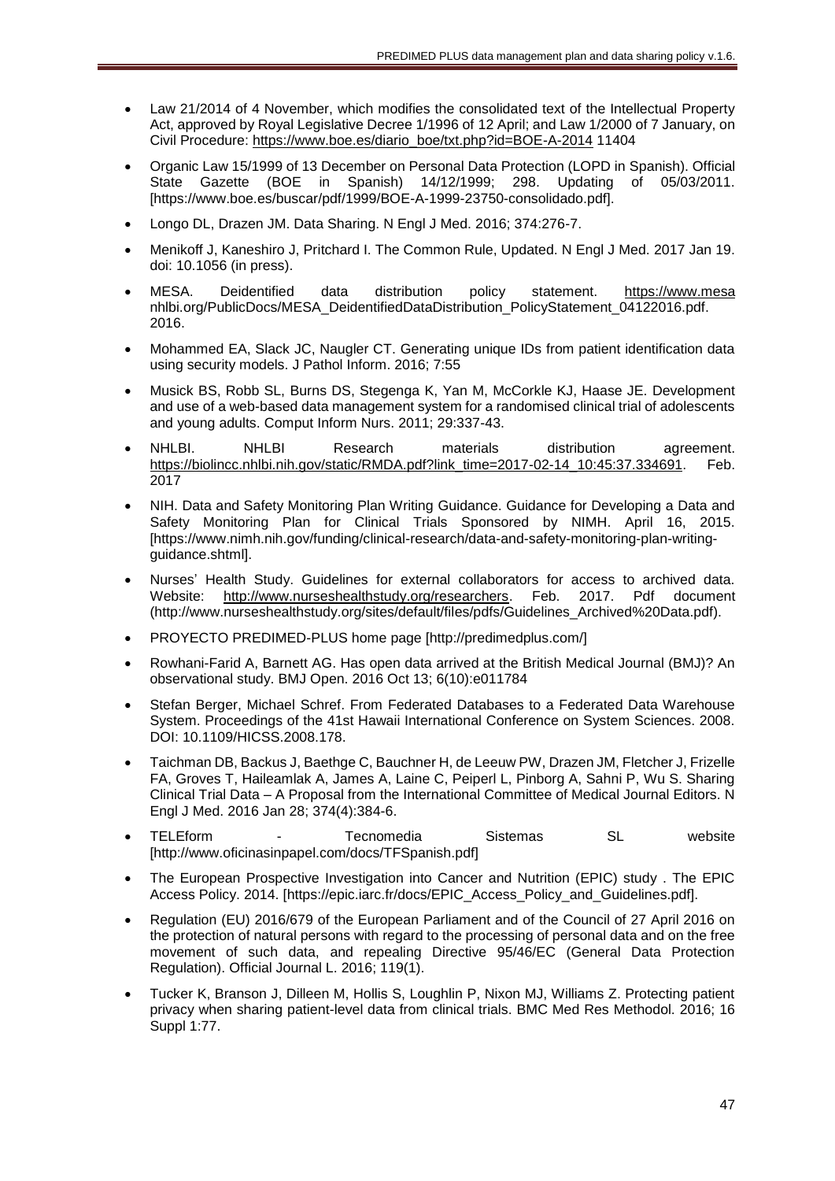- Law 21/2014 of 4 November, which modifies the consolidated text of the Intellectual Property Act, approved by Royal Legislative Decree 1/1996 of 12 April; and Law 1/2000 of 7 January, on Civil Procedure: https://www.boe.es/diario_boe/txt.php?id=BOE-A-2014 11404

- Organic Law 15/1999 of 13 December on Personal Data Protection (LOPD in Spanish). Official State Gazette (BOE in Spanish) 14/12/1999; 298. Updating of 05/03/2011. [https://www.boe.es/buscar/pdf/1999/BOE-A-1999-23750-consolidado.pdf].

- Longo DL, Drazen JM. Data Sharing. N Engl J Med. 2016; 374:276-7.

- Menikoff J, Kaneshiro J, Pritchard I. The Common Rule, Updated. N Engl J Med. 2017 Jan 19. doi: 10.1056 (in press).

- MESA. Deidentified data distribution policy statement. https://www.mesa nhlbi.org/PublicDocs/MESA_DeidentifiedDataDistribution_PolicyStatement_04122016.pdf. 2016.

- Mohammed EA, Slack JC, Naugler CT. Generating unique IDs from patient identification data using security models. J Pathol Inform. 2016; 7:55

- Musick BS, Robb SL, Burns DS, Stegenga K, Yan M, McCorkle KJ, Haase JE. Development and use of a web-based data management system for a randomised clinical trial of adolescents and young adults. Comput Inform Nurs. 2011; 29:337-43.

- NHLBI. NHLBI Research materials distribution agreement. https://biolincc.nhlbi.nih.gov/static/RMDA.pdf?link_time=2017-02-14_10:45:37.334691. Feb. 2017

- NIH. Data and Safety Monitoring Plan Writing Guidance. Guidance for Developing a Data and Safety Monitoring Plan for Clinical Trials Sponsored by NIMH. April 16, 2015. [https://www.nimh.nih.gov/funding/clinical-research/data-and-safety-monitoring-plan-writing-guidance.shtml].

- Nurses' Health Study. Guidelines for external collaborators for access to archived data. Website: http://www.nurseshealthstudy.org/researchers. Feb. 2017. Pdf document (http://www.nurseshealthstudy.org/sites/default/files/pdfs/Guidelines_Archived%20Data.pdf).

- PROYECTO PREDIMED-PLUS home page [http://predimedplus.com/]

- Rowhani-Farid A, Barnett AG. Has open data arrived at the British Medical Journal (BMJ)? An observational study. BMJ Open. 2016 Oct 13; 6(10):e011784

- Stefan Berger, Michael Schref. From Federated Databases to a Federated Data Warehouse System. Proceedings of the 41st Hawaii International Conference on System Sciences. 2008. DOI: 10.1109/HICSS.2008.178.

- Taichman DB, Backus J, Baethge C, Bauchner H, de Leeuw PW, Drazen JM, Fletcher J, Frizelle FA, Groves T, Haileamlak A, James A, Laine C, Peiperl L, Pinborg A, Sahni P, Wu S. Sharing Clinical Trial Data – A Proposal from the International Committee of Medical Journal Editors. N Engl J Med. 2016 Jan 28; 374(4):384-6.

- TELEform - Tecnomedia Sistemas SL website [http://www.oficinasinpapel.com/docs/TFSpanish.pdf]

- The European Prospective Investigation into Cancer and Nutrition (EPIC) study . The EPIC Access Policy. 2014. [https://epic.iarc.fr/docs/EPIC_Access_Policy_and_Guidelines.pdf].

- Regulation (EU) 2016/679 of the European Parliament and of the Council of 27 April 2016 on the protection of natural persons with regard to the processing of personal data and on the free movement of such data, and repealing Directive 95/46/EC (General Data Protection Regulation). Official Journal L. 2016; 119(1).

- Tucker K, Branson J, Dilleen M, Hollis S, Loughlin P, Nixon MJ, Williams Z. Protecting patient privacy when sharing patient-level data from clinical trials. BMC Med Res Methodol. 2016; 16 Suppl 1:77.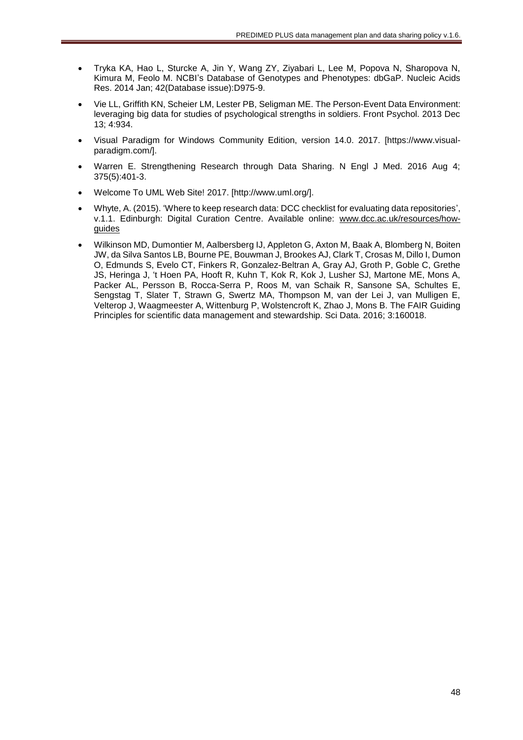- Tryka KA, Hao L, Sturcke A, Jin Y, Wang ZY, Ziyabari L, Lee M, Popova N, Sharopova N, Kimura M, Feolo M. NCBI's Database of Genotypes and Phenotypes: dbGaP. Nucleic Acids Res. 2014 Jan; 42(Database issue):D975-9.
- Vie LL, Griffith KN, Scheier LM, Lester PB, Seligman ME. The Person-Event Data Environment: leveraging big data for studies of psychological strengths in soldiers. Front Psychol. 2013 Dec 13; 4:934.
- Visual Paradigm for Windows Community Edition, version 14.0. 2017. [https://www.visual-paradigm.com/].
- Warren E. Strengthening Research through Data Sharing. N Engl J Med. 2016 Aug 4; 375(5):401-3.
- Welcome To UML Web Site! 2017. [http://www.uml.org/].
- Whyte, A. (2015). 'Where to keep research data: DCC checklist for evaluating data repositories', v.1.1. Edinburgh: Digital Curation Centre. Available online: www.dcc.ac.uk/resources/how-guides
- Wilkinson MD, Dumontier M, Aalbersberg IJ, Appleton G, Axton M, Baak A, Blomberg N, Boiten JW, da Silva Santos LB, Bourne PE, Bouwman J, Brookes AJ, Clark T, Crosas M, Dillo I, Dumon O, Edmunds S, Evelo CT, Finkers R, Gonzalez-Beltran A, Gray AJ, Groth P, Goble C, Grethe JS, Heringa J, 't Hoen PA, Hooft R, Kuhn T, Kok R, Kok J, Lusher SJ, Martone ME, Mons A, Packer AL, Persson B, Rocca-Serra P, Roos M, van Schaik R, Sansone SA, Schultes E, Sengstag T, Slater T, Strawn G, Swertz MA, Thompson M, van der Lei J, van Mulligen E, Velterop J, Waagmeester A, Wittenburg P, Wolstencroft K, Zhao J, Mons B. The FAIR Guiding Principles for scientific data management and stewardship. Sci Data. 2016; 3:160018.